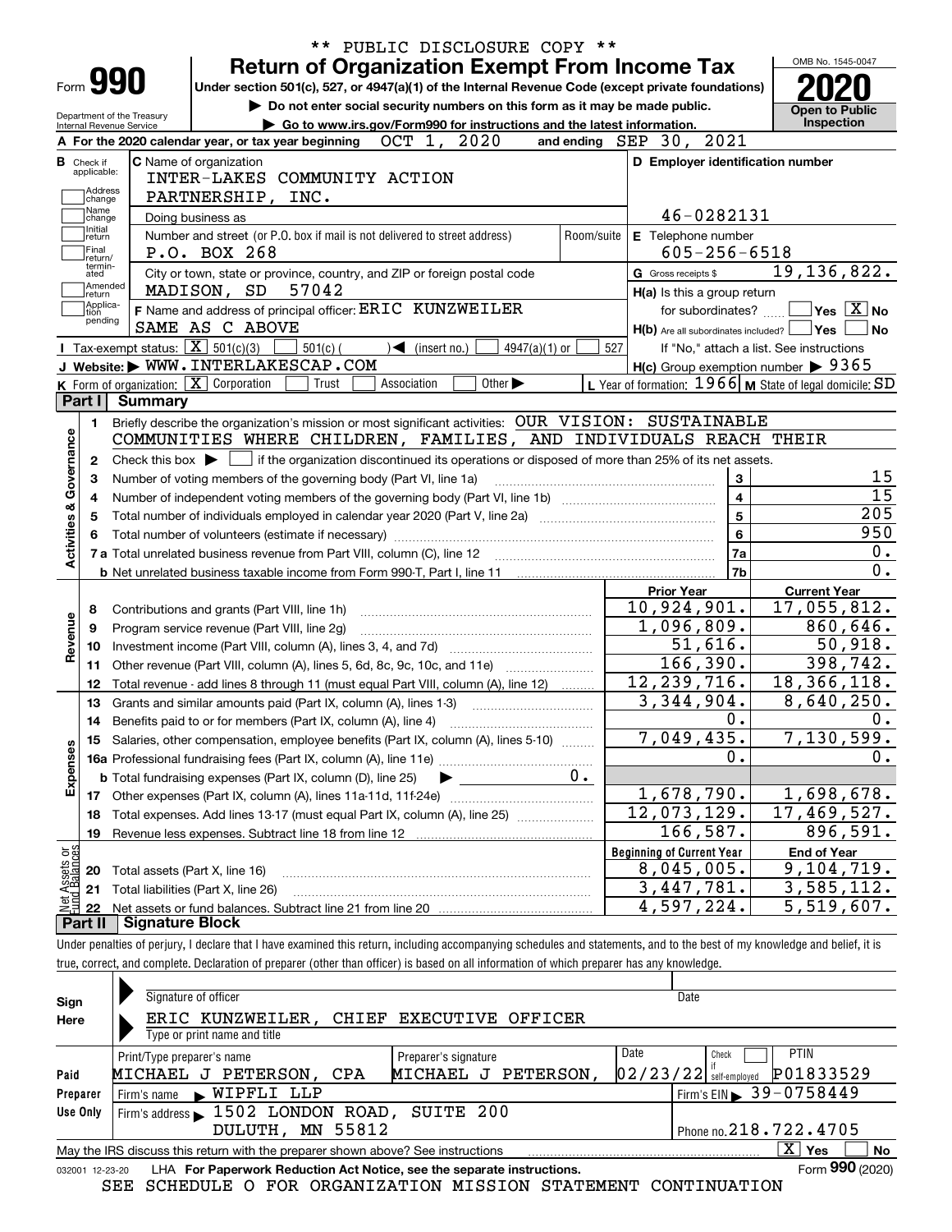** PUBLIC DISCLOSURE COPY **

# Form 990 Return of Organization Exempt From Income Tax

Under section 501(c), 527, or 4947(a)(1) of the Internal Revenue Code (except private foundations)

▶ Do not enter social security numbers on this form as it may be made public.

▶ Go to www.irs.gov/Form990 for instructions and the latest information.

OMB No. 1545-0047

**2020**

**Open to Public Inspection**

Department of the Treasury
Internal Revenue Service

**A** For the 2020 calendar year, or tax year beginning OCT 1, 2020 and ending SEP 30, 2021

**B** Check if applicable: Address change, Name change, Initial return, Final return/terminated, Amended return, Application pending

**C** Name of organization: INTER-LAKES COMMUNITY ACTION PARTNERSHIP, INC.

Doing business as

Number and street (or P.O. box if mail is not delivered to street address): P.O. BOX 268 | Room/suite

City or town, state or province, country, and ZIP or foreign postal code: MADISON, SD 57042

**F** Name and address of principal officer: ERIC KUNZWEILER, SAME AS C ABOVE

**D** Employer identification number: 46-0282131

**E** Telephone number: 605-256-6518

**G** Gross receipts $ 19,136,822.

**H(a)** Is this a group return for subordinates? ☐ Yes ☒ No

**H(b)** Are all subordinates included? ☐ Yes ☐ No — If "No," attach a list. See instructions

**H(c)** Group exemption number ▶ 9365

**I** Tax-exempt status: ☒ 501(c)(3) ☐ 501(c) ( ) ◀ (insert no.) ☐ 4947(a)(1) or ☐ 527

**J** Website: ▶ WWW.INTERLAKESCAP.COM

**K** Form of organization: ☒ Corporation ☐ Trust ☐ Association ☐ Other ▶

**L** Year of formation: 1966 **M** State of legal domicile: SD

## Part I Summary

**Activities & Governance**

1. Briefly describe the organization's mission or most significant activities: OUR VISION: SUSTAINABLE COMMUNITIES WHERE CHILDREN, FAMILIES, AND INDIVIDUALS REACH THEIR
2. Check this box ▶ ☐ if the organization discontinued its operations or disposed of more than 25% of its net assets.

| | | | |
|---|---|---|---|
| 3 | Number of voting members of the governing body (Part VI, line 1a) | 3 | 15 |
| 4 | Number of independent voting members of the governing body (Part VI, line 1b) | 4 | 15 |
| 5 | Total number of individuals employed in calendar year 2020 (Part V, line 2a) | 5 | 205 |
| 6 | Total number of volunteers (estimate if necessary) | 6 | 950 |
| 7a | Total unrelated business revenue from Part VIII, column (C), line 12 | 7a | 0. |
| b | Net unrelated business taxable income from Form 990-T, Part I, line 11 | 7b | 0. |

| | | Prior Year | Current Year |
|---|---|---|---|
| **Revenue** | | | |
| 8 | Contributions and grants (Part VIII, line 1h) | 10,924,901. | 17,055,812. |
| 9 | Program service revenue (Part VIII, line 2g) | 1,096,809. | 860,646. |
| 10 | Investment income (Part VIII, column (A), lines 3, 4, and 7d) | 51,616. | 50,918. |
| 11 | Other revenue (Part VIII, column (A), lines 5, 6d, 8c, 9c, 10c, and 11e) | 166,390. | 398,742. |
| 12 | Total revenue - add lines 8 through 11 (must equal Part VIII, column (A), line 12) | 12,239,716. | 18,366,118. |
| **Expenses** | | | |
| 13 | Grants and similar amounts paid (Part IX, column (A), lines 1-3) | 3,344,904. | 8,640,250. |
| 14 | Benefits paid to or for members (Part IX, column (A), line 4) | 0. | 0. |
| 15 | Salaries, other compensation, employee benefits (Part IX, column (A), lines 5-10) | 7,049,435. | 7,130,599. |
| 16a | Professional fundraising fees (Part IX, column (A), line 11e) | 0. | 0. |
| b | Total fundraising expenses (Part IX, column (D), line 25) ▶ 0. | | |
| 17 | Other expenses (Part IX, column (A), lines 11a-11d, 11f-24e) | 1,678,790. | 1,698,678. |
| 18 | Total expenses. Add lines 13-17 (must equal Part IX, column (A), line 25) | 12,073,129. | 17,469,527. |
| 19 | Revenue less expenses. Subtract line 18 from line 12 | 166,587. | 896,591. |
| **Net Assets or Fund Balances** | | **Beginning of Current Year** | **End of Year** |
| 20 | Total assets (Part X, line 16) | 8,045,005. | 9,104,719. |
| 21 | Total liabilities (Part X, line 26) | 3,447,781. | 3,585,112. |
| 22 | Net assets or fund balances. Subtract line 21 from line 20 | 4,597,224. | 5,519,607. |

## Part II Signature Block

Under penalties of perjury, I declare that I have examined this return, including accompanying schedules and statements, and to the best of my knowledge and belief, it is true, correct, and complete. Declaration of preparer (other than officer) is based on all information of which preparer has any knowledge.

**Sign Here**

Signature of officer | Date

ERIC KUNZWEILER, CHIEF EXECUTIVE OFFICER
Type or print name and title

**Paid Preparer Use Only**

| Print/Type preparer's name | Preparer's signature | Date | Check ☐ if self-employed | PTIN |
|---|---|---|---|---|
| MICHAEL J PETERSON, CPA | MICHAEL J PETERSON, | 02/23/22 | | P01833529 |

Firm's name ▶ WIPFLI LLP | Firm's EIN ▶ 39-0758449

Firm's address ▶ 1502 LONDON ROAD, SUITE 200, DULUTH, MN 55812 | Phone no. 218.722.4705

May the IRS discuss this return with the preparer shown above? See instructions ☒ Yes ☐ No

032001 12-23-20 LHA For Paperwork Reduction Act Notice, see the separate instructions. Form **990** (2020)

SEE SCHEDULE O FOR ORGANIZATION MISSION STATEMENT CONTINUATION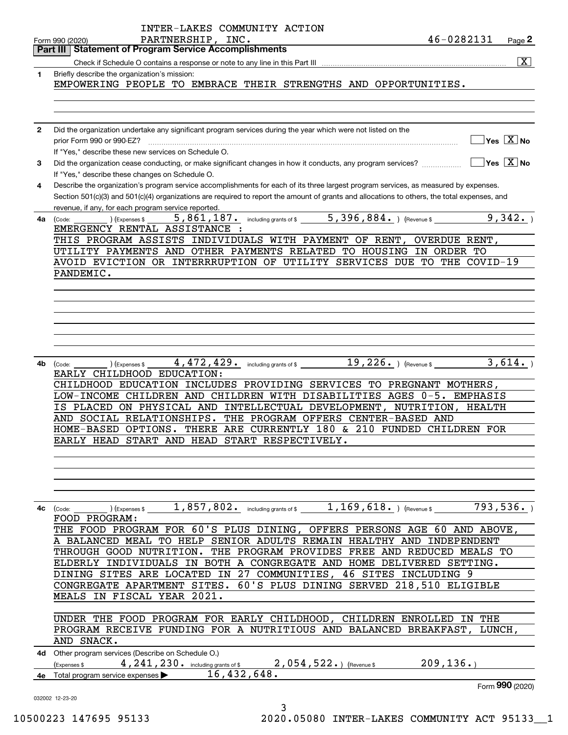INTER-LAKES COMMUNITY ACTION PARTNERSHIP, INC. 46-0282131

Form 990 (2020) Page **2**

## Part III Statement of Program Service Accomplishments

Check if Schedule O contains a response or note to any line in this Part III ..... [X]

**1** Briefly describe the organization's mission:

EMPOWERING PEOPLE TO EMBRACE THEIR STRENGTHS AND OPPORTUNITIES.

**2** Did the organization undertake any significant program services during the year which were not listed on the prior Form 990 or 990-EZ? ..... [ ] Yes [X] No

If "Yes," describe these new services on Schedule O.

**3** Did the organization cease conducting, or make significant changes in how it conducts, any program services? ..... [ ] Yes [X] No

If "Yes," describe these changes on Schedule O.

**4** Describe the organization's program service accomplishments for each of its three largest program services, as measured by expenses. Section 501(c)(3) and 501(c)(4) organizations are required to report the amount of grants and allocations to others, the total expenses, and revenue, if any, for each program service reported.

**4a** (Code: ) (Expenses $ 5,861,187. including grants of $ 5,396,884. ) (Revenue $ 9,342. )

EMERGENCY RENTAL ASSISTANCE :
THIS PROGRAM ASSISTS INDIVIDUALS WITH PAYMENT OF RENT, OVERDUE RENT, UTILITY PAYMENTS AND OTHER PAYMENTS RELATED TO HOUSING IN ORDER TO AVOID EVICTION OR INTERRRUPTION OF UTILITY SERVICES DUE TO THE COVID-19 PANDEMIC.

**4b** (Code: ) (Expenses $ 4,472,429. including grants of $ 19,226. ) (Revenue $ 3,614. )

EARLY CHILDHOOD EDUCATION:
CHILDHOOD EDUCATION INCLUDES PROVIDING SERVICES TO PREGNANT MOTHERS, LOW-INCOME CHILDREN AND CHILDREN WITH DISABILITIES AGES 0-5. EMPHASIS IS PLACED ON PHYSICAL AND INTELLECTUAL DEVELOPMENT, NUTRITION, HEALTH AND SOCIAL RELATIONSHIPS. THE PROGRAM OFFERS CENTER-BASED AND HOME-BASED OPTIONS. THERE ARE CURRENTLY 180 & 210 FUNDED CHILDREN FOR EARLY HEAD START AND HEAD START RESPECTIVELY.

**4c** (Code: ) (Expenses $ 1,857,802. including grants of $ 1,169,618. ) (Revenue $ 793,536. )

FOOD PROGRAM:
THE FOOD PROGRAM FOR 60'S PLUS DINING, OFFERS PERSONS AGE 60 AND ABOVE, A BALANCED MEAL TO HELP SENIOR ADULTS REMAIN HEALTHY AND INDEPENDENT THROUGH GOOD NUTRITION. THE PROGRAM PROVIDES FREE AND REDUCED MEALS TO ELDERLY INDIVIDUALS IN BOTH A CONGREGATE AND HOME DELIVERED SETTING. DINING SITES ARE LOCATED IN 27 COMMUNITIES, 46 SITES INCLUDING 9 CONGREGATE APARTMENT SITES. 60'S PLUS DINING SERVED 218,510 ELIGIBLE MEALS IN FISCAL YEAR 2021.

UNDER THE FOOD PROGRAM FOR EARLY CHILDHOOD, CHILDREN ENROLLED IN THE PROGRAM RECEIVE FUNDING FOR A NUTRITIOUS AND BALANCED BREAKFAST, LUNCH, AND SNACK.

**4d** Other program services (Describe on Schedule O.)

(Expenses $ 4,241,230. including grants of $ 2,054,522.) (Revenue $ 209,136.)

**4e** Total program service expenses ▶ 16,432,648.

Form **990** (2020)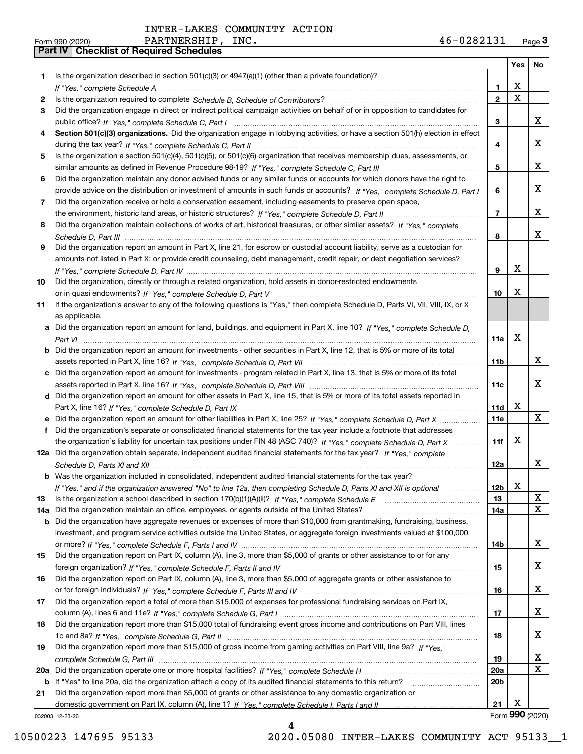INTER-LAKES COMMUNITY ACTION PARTNERSHIP, INC. 46-0282131

Form 990 (2020)

## Part IV Checklist of Required Schedules

| | | | Yes | No |
|---|---|---|---|---|
| 1 | Is the organization described in section 501(c)(3) or 4947(a)(1) (other than a private foundation)? *If "Yes," complete Schedule A* | 1 | X | |
| 2 | Is the organization required to complete *Schedule B, Schedule of Contributors*? | 2 | X | |
| 3 | Did the organization engage in direct or indirect political campaign activities on behalf of or in opposition to candidates for public office? *If "Yes," complete Schedule C, Part I* | 3 | | X |
| 4 | **Section 501(c)(3) organizations.** Did the organization engage in lobbying activities, or have a section 501(h) election in effect during the tax year? *If "Yes," complete Schedule C, Part II* | 4 | | X |
| 5 | Is the organization a section 501(c)(4), 501(c)(5), or 501(c)(6) organization that receives membership dues, assessments, or similar amounts as defined in Revenue Procedure 98-19? *If "Yes," complete Schedule C, Part III* | 5 | | X |
| 6 | Did the organization maintain any donor advised funds or any similar funds or accounts for which donors have the right to provide advice on the distribution or investment of amounts in such funds or accounts? *If "Yes," complete Schedule D, Part I* | 6 | | X |
| 7 | Did the organization receive or hold a conservation easement, including easements to preserve open space, the environment, historic land areas, or historic structures? *If "Yes," complete Schedule D, Part II* | 7 | | X |
| 8 | Did the organization maintain collections of works of art, historical treasures, or other similar assets? *If "Yes," complete Schedule D, Part III* | 8 | | X |
| 9 | Did the organization report an amount in Part X, line 21, for escrow or custodial account liability, serve as a custodian for amounts not listed in Part X; or provide credit counseling, debt management, credit repair, or debt negotiation services? *If "Yes," complete Schedule D, Part IV* | 9 | X | |
| 10 | Did the organization, directly or through a related organization, hold assets in donor-restricted endowments or in quasi endowments? *If "Yes," complete Schedule D, Part V* | 10 | X | |
| 11 | If the organization's answer to any of the following questions is "Yes," then complete Schedule D, Parts VI, VII, VIII, IX, or X as applicable. | | | |
| a | Did the organization report an amount for land, buildings, and equipment in Part X, line 10? *If "Yes," complete Schedule D, Part VI* | 11a | X | |
| b | Did the organization report an amount for investments - other securities in Part X, line 12, that is 5% or more of its total assets reported in Part X, line 16? *If "Yes," complete Schedule D, Part VII* | 11b | | X |
| c | Did the organization report an amount for investments - program related in Part X, line 13, that is 5% or more of its total assets reported in Part X, line 16? *If "Yes," complete Schedule D, Part VIII* | 11c | | X |
| d | Did the organization report an amount for other assets in Part X, line 15, that is 5% or more of its total assets reported in Part X, line 16? *If "Yes," complete Schedule D, Part IX* | 11d | X | |
| e | Did the organization report an amount for other liabilities in Part X, line 25? *If "Yes," complete Schedule D, Part X* | 11e | | X |
| f | Did the organization's separate or consolidated financial statements for the tax year include a footnote that addresses the organization's liability for uncertain tax positions under FIN 48 (ASC 740)? *If "Yes," complete Schedule D, Part X* | 11f | X | |
| 12a | Did the organization obtain separate, independent audited financial statements for the tax year? *If "Yes," complete Schedule D, Parts XI and XII* | 12a | | X |
| b | Was the organization included in consolidated, independent audited financial statements for the tax year? *If "Yes," and if the organization answered "No" to line 12a, then completing Schedule D, Parts XI and XII is optional* | 12b | X | |
| 13 | Is the organization a school described in section 170(b)(1)(A)(ii)? *If "Yes," complete Schedule E* | 13 | | X |
| 14a | Did the organization maintain an office, employees, or agents outside of the United States? | 14a | | X |
| b | Did the organization have aggregate revenues or expenses of more than $10,000 from grantmaking, fundraising, business, investment, and program service activities outside the United States, or aggregate foreign investments valued at $100,000 or more? *If "Yes," complete Schedule F, Parts I and IV* | 14b | | X |
| 15 | Did the organization report on Part IX, column (A), line 3, more than $5,000 of grants or other assistance to or for any foreign organization? *If "Yes," complete Schedule F, Parts II and IV* | 15 | | X |
| 16 | Did the organization report on Part IX, column (A), line 3, more than $5,000 of aggregate grants or other assistance to or for foreign individuals? *If "Yes," complete Schedule F, Parts III and IV* | 16 | | X |
| 17 | Did the organization report a total of more than $15,000 of expenses for professional fundraising services on Part IX, column (A), lines 6 and 11e? *If "Yes," complete Schedule G, Part I* | 17 | | X |
| 18 | Did the organization report more than $15,000 total of fundraising event gross income and contributions on Part VIII, lines 1c and 8a? *If "Yes," complete Schedule G, Part II* | 18 | | X |
| 19 | Did the organization report more than $15,000 of gross income from gaming activities on Part VIII, line 9a? *If "Yes," complete Schedule G, Part III* | 19 | | X |
| 20a | Did the organization operate one or more hospital facilities? *If "Yes," complete Schedule H* | 20a | | X |
| b | If "Yes" to line 20a, did the organization attach a copy of its audited financial statements to this return? | 20b | | |
| 21 | Did the organization report more than $5,000 of grants or other assistance to any domestic organization or domestic government on Part IX, column (A), line 1? *If "Yes," complete Schedule I, Parts I and II* | 21 | X | |

032003 12-23-20

Form **990** (2020)

10500223 147695 95133 2020.05080 INTER-LAKES COMMUNITY ACT 95133__1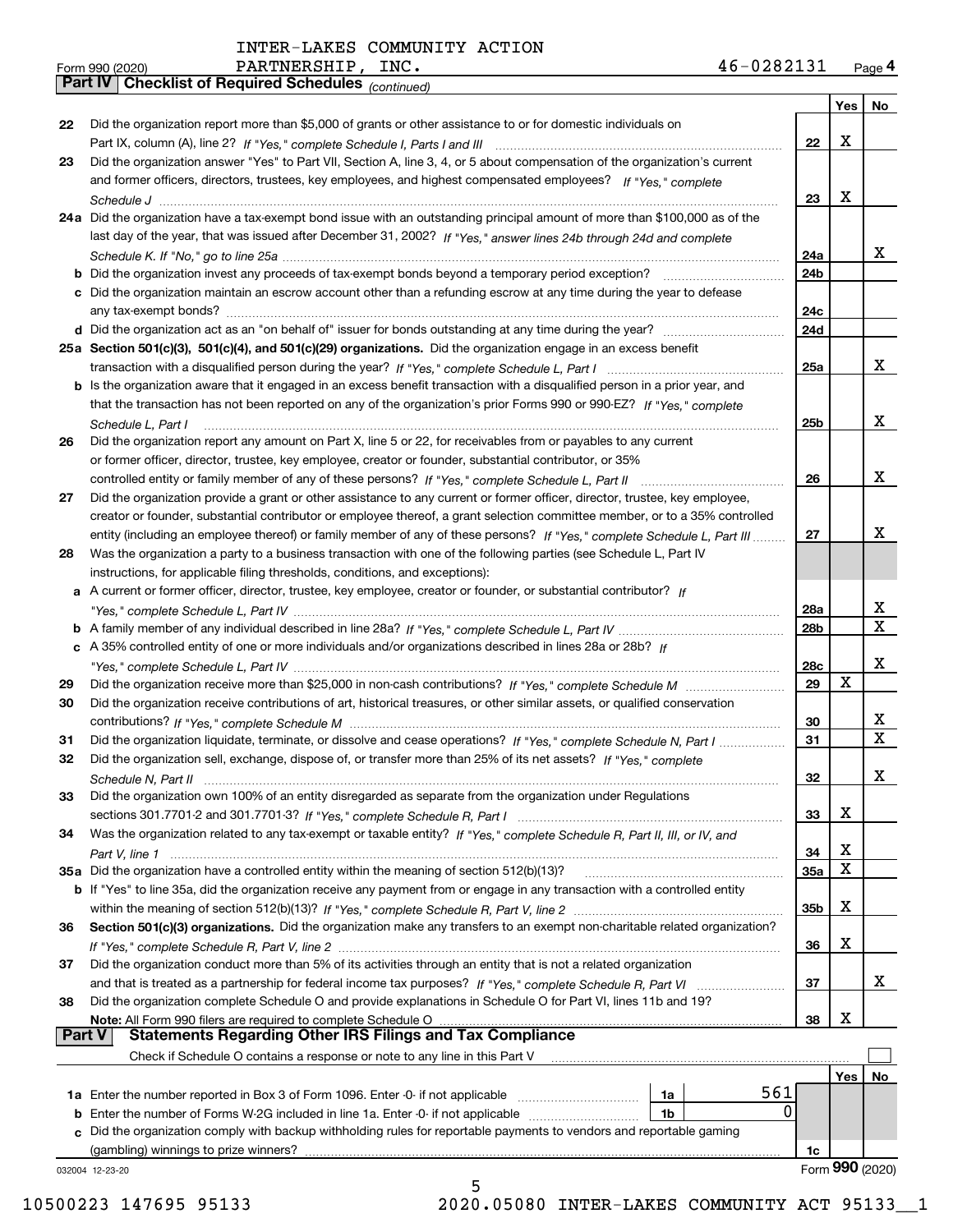INTER-LAKES COMMUNITY ACTION PARTNERSHIP, INC. 46-0282131

Form 990 (2020)

**Part IV | Checklist of Required Schedules** *(continued)*

| | | | Yes | No |
|---|---|---|---|---|
| 22 | Did the organization report more than $5,000 of grants or other assistance to or for domestic individuals on Part IX, column (A), line 2? *If "Yes," complete Schedule I, Parts I and III* | 22 | X | |
| 23 | Did the organization answer "Yes" to Part VII, Section A, line 3, 4, or 5 about compensation of the organization's current and former officers, directors, trustees, key employees, and highest compensated employees? *If "Yes," complete Schedule J* | 23 | X | |
| 24a | Did the organization have a tax-exempt bond issue with an outstanding principal amount of more than $100,000 as of the last day of the year, that was issued after December 31, 2002? *If "Yes," answer lines 24b through 24d and complete Schedule K. If "No," go to line 25a* | 24a | | X |
| b | Did the organization invest any proceeds of tax-exempt bonds beyond a temporary period exception? | 24b | | |
| c | Did the organization maintain an escrow account other than a refunding escrow at any time during the year to defease any tax-exempt bonds? | 24c | | |
| d | Did the organization act as an "on behalf of" issuer for bonds outstanding at any time during the year? | 24d | | |
| 25a | **Section 501(c)(3), 501(c)(4), and 501(c)(29) organizations.** Did the organization engage in an excess benefit transaction with a disqualified person during the year? *If "Yes," complete Schedule L, Part I* | 25a | | X |
| b | Is the organization aware that it engaged in an excess benefit transaction with a disqualified person in a prior year, and that the transaction has not been reported on any of the organization's prior Forms 990 or 990-EZ? *If "Yes," complete Schedule L, Part I* | 25b | | X |
| 26 | Did the organization report any amount on Part X, line 5 or 22, for receivables from or payables to any current or former officer, director, trustee, key employee, creator or founder, substantial contributor, or 35% controlled entity or family member of any of these persons? *If "Yes," complete Schedule L, Part II* | 26 | | X |
| 27 | Did the organization provide a grant or other assistance to any current or former officer, director, trustee, key employee, creator or founder, substantial contributor or employee thereof, a grant selection committee member, or to a 35% controlled entity (including an employee thereof) or family member of any of these persons? *If "Yes," complete Schedule L, Part III* | 27 | | X |
| 28 | Was the organization a party to a business transaction with one of the following parties (see Schedule L, Part IV instructions, for applicable filing thresholds, conditions, and exceptions): | | | |
| a | A current or former officer, director, trustee, key employee, creator or founder, or substantial contributor? *If "Yes," complete Schedule L, Part IV* | 28a | | X |
| b | A family member of any individual described in line 28a? *If "Yes," complete Schedule L, Part IV* | 28b | | X |
| c | A 35% controlled entity of one or more individuals and/or organizations described in lines 28a or 28b? *If "Yes," complete Schedule L, Part IV* | 28c | | X |
| 29 | Did the organization receive more than $25,000 in non-cash contributions? *If "Yes," complete Schedule M* | 29 | X | |
| 30 | Did the organization receive contributions of art, historical treasures, or other similar assets, or qualified conservation contributions? *If "Yes," complete Schedule M* | 30 | | X |
| 31 | Did the organization liquidate, terminate, or dissolve and cease operations? *If "Yes," complete Schedule N, Part I* | 31 | | X |
| 32 | Did the organization sell, exchange, dispose of, or transfer more than 25% of its net assets? *If "Yes," complete Schedule N, Part II* | 32 | | X |
| 33 | Did the organization own 100% of an entity disregarded as separate from the organization under Regulations sections 301.7701-2 and 301.7701-3? *If "Yes," complete Schedule R, Part I* | 33 | X | |
| 34 | Was the organization related to any tax-exempt or taxable entity? *If "Yes," complete Schedule R, Part II, III, or IV, and Part V, line 1* | 34 | X | |
| 35a | Did the organization have a controlled entity within the meaning of section 512(b)(13)? | 35a | X | |
| b | If "Yes" to line 35a, did the organization receive any payment from or engage in any transaction with a controlled entity within the meaning of section 512(b)(13)? *If "Yes," complete Schedule R, Part V, line 2* | 35b | X | |
| 36 | **Section 501(c)(3) organizations.** Did the organization make any transfers to an exempt non-charitable related organization? *If "Yes," complete Schedule R, Part V, line 2* | 36 | X | |
| 37 | Did the organization conduct more than 5% of its activities through an entity that is not a related organization and that is treated as a partnership for federal income tax purposes? *If "Yes," complete Schedule R, Part VI* | 37 | | X |
| 38 | Did the organization complete Schedule O and provide explanations in Schedule O for Part VI, lines 11b and 19? **Note:** All Form 990 filers are required to complete Schedule O | 38 | X | |

**Part V | Statements Regarding Other IRS Filings and Tax Compliance**

Check if Schedule O contains a response or note to any line in this Part V ☐

| | | | | | Yes | No |
|---|---|---|---|---|---|---|
| 1a | Enter the number reported in Box 3 of Form 1096. Enter -0- if not applicable | 1a | 561 | | | |
| b | Enter the number of Forms W-2G included in line 1a. Enter -0- if not applicable | 1b | 0 | | | |
| c | Did the organization comply with backup withholding rules for reportable payments to vendors and reportable gaming (gambling) winnings to prize winners? | | | 1c | | |

032004 12-23-20

Form **990** (2020)

10500223 147695 95133 2020.05080 INTER-LAKES COMMUNITY ACT 95133__1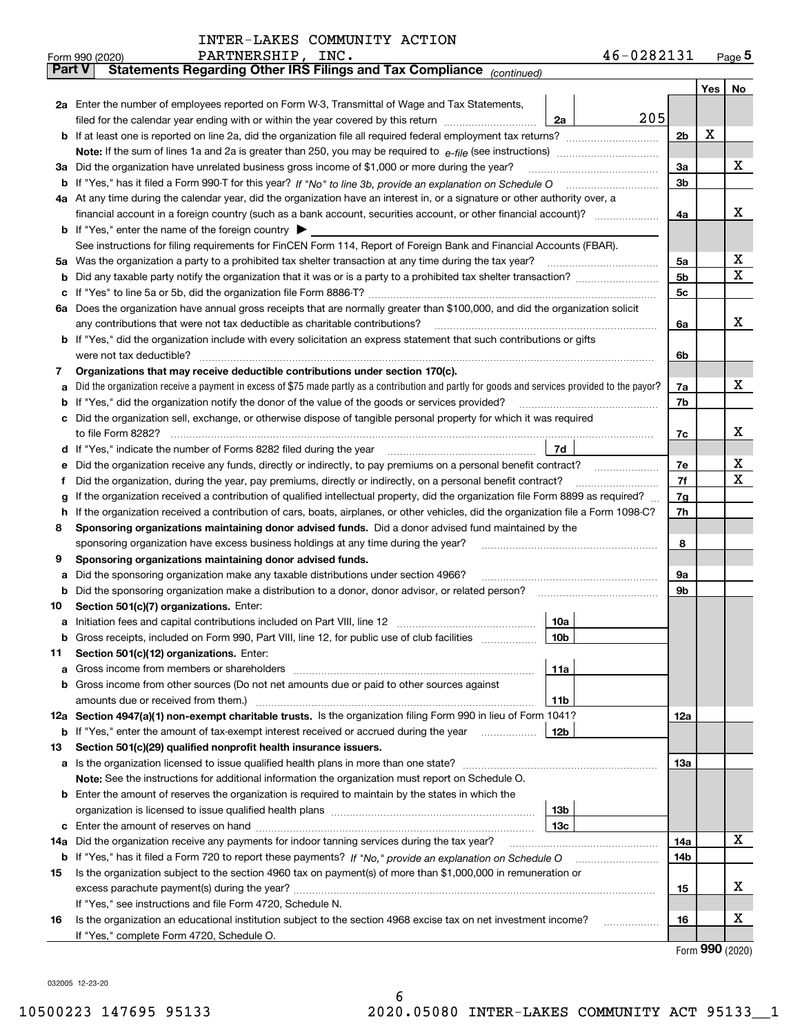INTER-LAKES COMMUNITY ACTION PARTNERSHIP, INC. 46-0282131

Form 990 (2020) Page 5

**Part V Statements Regarding Other IRS Filings and Tax Compliance** *(continued)*

| | | | | | Yes | No |
|---|---|---|---|---|---|---|
| **2a** | Enter the number of employees reported on Form W-3, Transmittal of Wage and Tax Statements, filed for the calendar year ending with or within the year covered by this return | 2a | 205 | | | |
| **b** | If at least one is reported on line 2a, did the organization file all required federal employment tax returns? | | | 2b | X | |
| | **Note:** If the sum of lines 1a and 2a is greater than 250, you may be required to *e-file* (see instructions) | | | | | |
| **3a** | Did the organization have unrelated business gross income of $1,000 or more during the year? | | | 3a | | X |
| **b** | If "Yes," has it filed a Form 990-T for this year? *If "No" to line 3b, provide an explanation on Schedule O* | | | 3b | | |
| **4a** | At any time during the calendar year, did the organization have an interest in, or a signature or other authority over, a financial account in a foreign country (such as a bank account, securities account, or other financial account)? | | | 4a | | X |
| **b** | If "Yes," enter the name of the foreign country ▶ | | | | | |
| | See instructions for filing requirements for FinCEN Form 114, Report of Foreign Bank and Financial Accounts (FBAR). | | | | | |
| **5a** | Was the organization a party to a prohibited tax shelter transaction at any time during the tax year? | | | 5a | | X |
| **b** | Did any taxable party notify the organization that it was or is a party to a prohibited tax shelter transaction? | | | 5b | | X |
| **c** | If "Yes" to line 5a or 5b, did the organization file Form 8886-T? | | | 5c | | |
| **6a** | Does the organization have annual gross receipts that are normally greater than $100,000, and did the organization solicit any contributions that were not tax deductible as charitable contributions? | | | 6a | | X |
| **b** | If "Yes," did the organization include with every solicitation an express statement that such contributions or gifts were not tax deductible? | | | 6b | | |
| **7** | **Organizations that may receive deductible contributions under section 170(c).** | | | | | |
| **a** | Did the organization receive a payment in excess of $75 made partly as a contribution and partly for goods and services provided to the payor? | | | 7a | | X |
| **b** | If "Yes," did the organization notify the donor of the value of the goods or services provided? | | | 7b | | |
| **c** | Did the organization sell, exchange, or otherwise dispose of tangible personal property for which it was required to file Form 8282? | | | 7c | | X |
| **d** | If "Yes," indicate the number of Forms 8282 filed during the year | 7d | | | | |
| **e** | Did the organization receive any funds, directly or indirectly, to pay premiums on a personal benefit contract? | | | 7e | | X |
| **f** | Did the organization, during the year, pay premiums, directly or indirectly, on a personal benefit contract? | | | 7f | | X |
| **g** | If the organization received a contribution of qualified intellectual property, did the organization file Form 8899 as required? | | | 7g | | |
| **h** | If the organization received a contribution of cars, boats, airplanes, or other vehicles, did the organization file a Form 1098-C? | | | 7h | | |
| **8** | **Sponsoring organizations maintaining donor advised funds.** Did a donor advised fund maintained by the sponsoring organization have excess business holdings at any time during the year? | | | 8 | | |
| **9** | **Sponsoring organizations maintaining donor advised funds.** | | | | | |
| **a** | Did the sponsoring organization make any taxable distributions under section 4966? | | | 9a | | |
| **b** | Did the sponsoring organization make a distribution to a donor, donor advisor, or related person? | | | 9b | | |
| **10** | **Section 501(c)(7) organizations.** Enter: | | | | | |
| **a** | Initiation fees and capital contributions included on Part VIII, line 12 | 10a | | | | |
| **b** | Gross receipts, included on Form 990, Part VIII, line 12, for public use of club facilities | 10b | | | | |
| **11** | **Section 501(c)(12) organizations.** Enter: | | | | | |
| **a** | Gross income from members or shareholders | 11a | | | | |
| **b** | Gross income from other sources (Do not net amounts due or paid to other sources against amounts due or received from them.) | 11b | | | | |
| **12a** | **Section 4947(a)(1) non-exempt charitable trusts.** Is the organization filing Form 990 in lieu of Form 1041? | | | 12a | | |
| **b** | If "Yes," enter the amount of tax-exempt interest received or accrued during the year | 12b | | | | |
| **13** | **Section 501(c)(29) qualified nonprofit health insurance issuers.** | | | | | |
| **a** | Is the organization licensed to issue qualified health plans in more than one state? | | | 13a | | |
| | **Note:** See the instructions for additional information the organization must report on Schedule O. | | | | | |
| **b** | Enter the amount of reserves the organization is required to maintain by the states in which the organization is licensed to issue qualified health plans | 13b | | | | |
| **c** | Enter the amount of reserves on hand | 13c | | | | |
| **14a** | Did the organization receive any payments for indoor tanning services during the tax year? | | | 14a | | X |
| **b** | If "Yes," has it filed a Form 720 to report these payments? *If "No," provide an explanation on Schedule O* | | | 14b | | |
| **15** | Is the organization subject to the section 4960 tax on payment(s) of more than $1,000,000 in remuneration or excess parachute payment(s) during the year? | | | 15 | | X |
| | If "Yes," see instructions and file Form 4720, Schedule N. | | | | | |
| **16** | Is the organization an educational institution subject to the section 4968 excise tax on net investment income? | | | 16 | | X |
| | If "Yes," complete Form 4720, Schedule O. | | | | | |

Form **990** (2020)

032005 12-23-20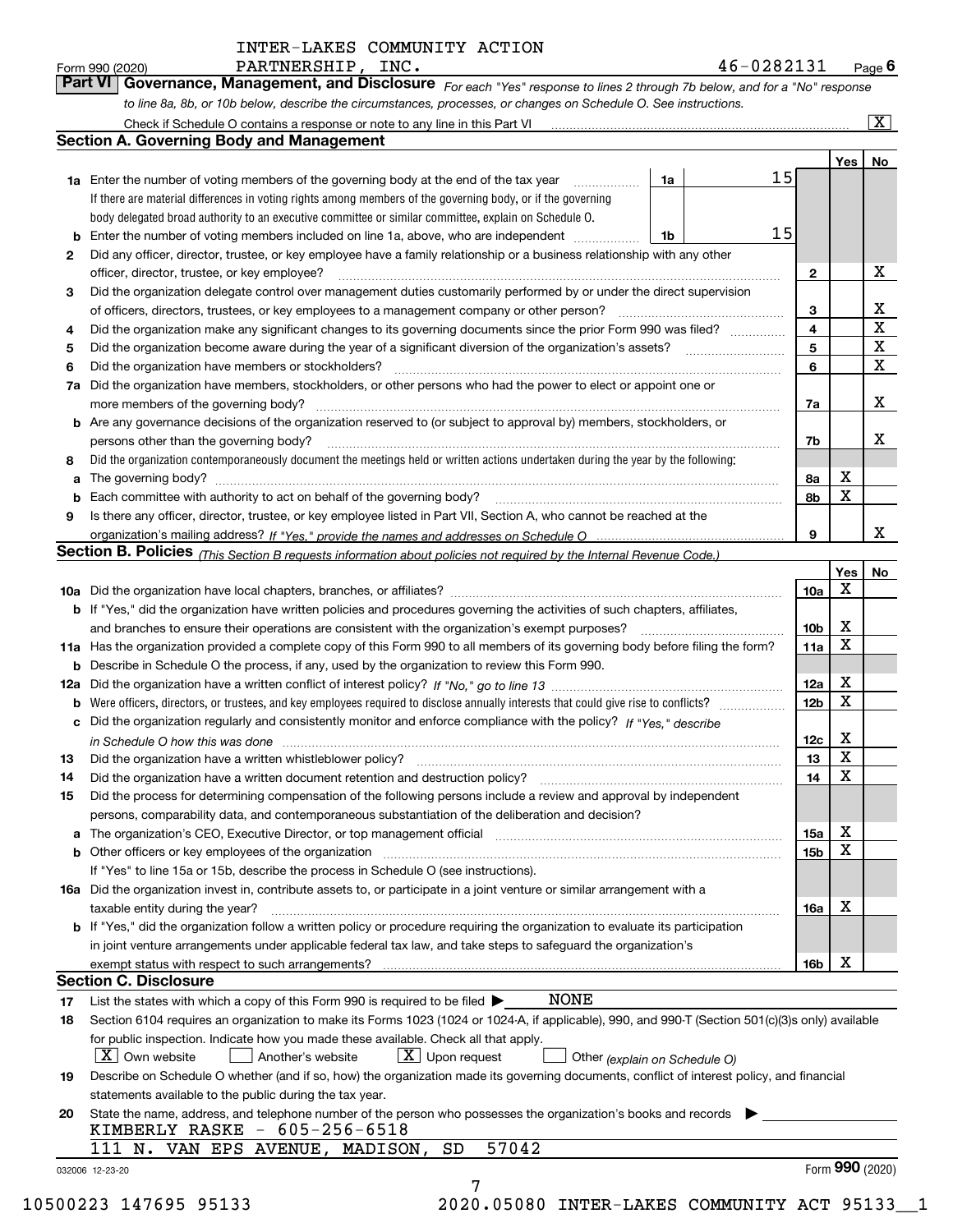INTER-LAKES COMMUNITY ACTION PARTNERSHIP, INC. 46-0282131

Form 990 (2020) Page 6

## Part VI Governance, Management, and Disclosure

*For each "Yes" response to lines 2 through 7b below, and for a "No" response to line 8a, 8b, or 10b below, describe the circumstances, processes, or changes on Schedule O. See instructions.*

Check if Schedule O contains a response or note to any line in this Part VI [X]

### Section A. Governing Body and Management

| | | | | Yes | No |
|---|---|---|---|---|---|
| 1a | Enter the number of voting members of the governing body at the end of the tax year. If there are material differences in voting rights among members of the governing body, or if the governing body delegated broad authority to an executive committee or similar committee, explain on Schedule O. | 1a | 15 | | |
| b | Enter the number of voting members included on line 1a, above, who are independent | 1b | 15 | | |
| 2 | Did any officer, director, trustee, or key employee have a family relationship or a business relationship with any other officer, director, trustee, or key employee? | 2 | | | X |
| 3 | Did the organization delegate control over management duties customarily performed by or under the direct supervision of officers, directors, trustees, or key employees to a management company or other person? | 3 | | | X |
| 4 | Did the organization make any significant changes to its governing documents since the prior Form 990 was filed? | 4 | | | X |
| 5 | Did the organization become aware during the year of a significant diversion of the organization's assets? | 5 | | | X |
| 6 | Did the organization have members or stockholders? | 6 | | | X |
| 7a | Did the organization have members, stockholders, or other persons who had the power to elect or appoint one or more members of the governing body? | 7a | | | X |
| b | Are any governance decisions of the organization reserved to (or subject to approval by) members, stockholders, or persons other than the governing body? | 7b | | | X |
| 8 | Did the organization contemporaneously document the meetings held or written actions undertaken during the year by the following: | | | | |
| a | The governing body? | 8a | | X | |
| b | Each committee with authority to act on behalf of the governing body? | 8b | | X | |
| 9 | Is there any officer, director, trustee, or key employee listed in Part VII, Section A, who cannot be reached at the organization's mailing address? *If "Yes," provide the names and addresses on Schedule O* | 9 | | | X |

### Section B. Policies *(This Section B requests information about policies not required by the Internal Revenue Code.)*

| | | | Yes | No |
|---|---|---|---|---|
| 10a | Did the organization have local chapters, branches, or affiliates? | 10a | X | |
| b | If "Yes," did the organization have written policies and procedures governing the activities of such chapters, affiliates, and branches to ensure their operations are consistent with the organization's exempt purposes? | 10b | X | |
| 11a | Has the organization provided a complete copy of this Form 990 to all members of its governing body before filing the form? | 11a | X | |
| b | Describe in Schedule O the process, if any, used by the organization to review this Form 990. | | | |
| 12a | Did the organization have a written conflict of interest policy? *If "No," go to line 13* | 12a | X | |
| b | Were officers, directors, or trustees, and key employees required to disclose annually interests that could give rise to conflicts? | 12b | X | |
| c | Did the organization regularly and consistently monitor and enforce compliance with the policy? *If "Yes," describe in Schedule O how this was done* | 12c | X | |
| 13 | Did the organization have a written whistleblower policy? | 13 | X | |
| 14 | Did the organization have a written document retention and destruction policy? | 14 | X | |
| 15 | Did the process for determining compensation of the following persons include a review and approval by independent persons, comparability data, and contemporaneous substantiation of the deliberation and decision? | | | |
| a | The organization's CEO, Executive Director, or top management official | 15a | X | |
| b | Other officers or key employees of the organization | 15b | X | |
| | If "Yes" to line 15a or 15b, describe the process in Schedule O (see instructions). | | | |
| 16a | Did the organization invest in, contribute assets to, or participate in a joint venture or similar arrangement with a taxable entity during the year? | 16a | X | |
| b | If "Yes," did the organization follow a written policy or procedure requiring the organization to evaluate its participation in joint venture arrangements under applicable federal tax law, and take steps to safeguard the organization's exempt status with respect to such arrangements? | 16b | X | |

### Section C. Disclosure

17 List the states with which a copy of this Form 990 is required to be filed ▶ NONE

18 Section 6104 requires an organization to make its Forms 1023 (1024 or 1024-A, if applicable), 990, and 990-T (Section 501(c)(3)s only) available for public inspection. Indicate how you made these available. Check all that apply.

[X] Own website [ ] Another's website [X] Upon request [ ] Other *(explain on Schedule O)*

19 Describe on Schedule O whether (and if so, how) the organization made its governing documents, conflict of interest policy, and financial statements available to the public during the tax year.

20 State the name, address, and telephone number of the person who possesses the organization's books and records ▶

KIMBERLY RASKE - 605-256-6518
111 N. VAN EPS AVENUE, MADISON, SD 57042

032006 12-23-20 Form 990 (2020)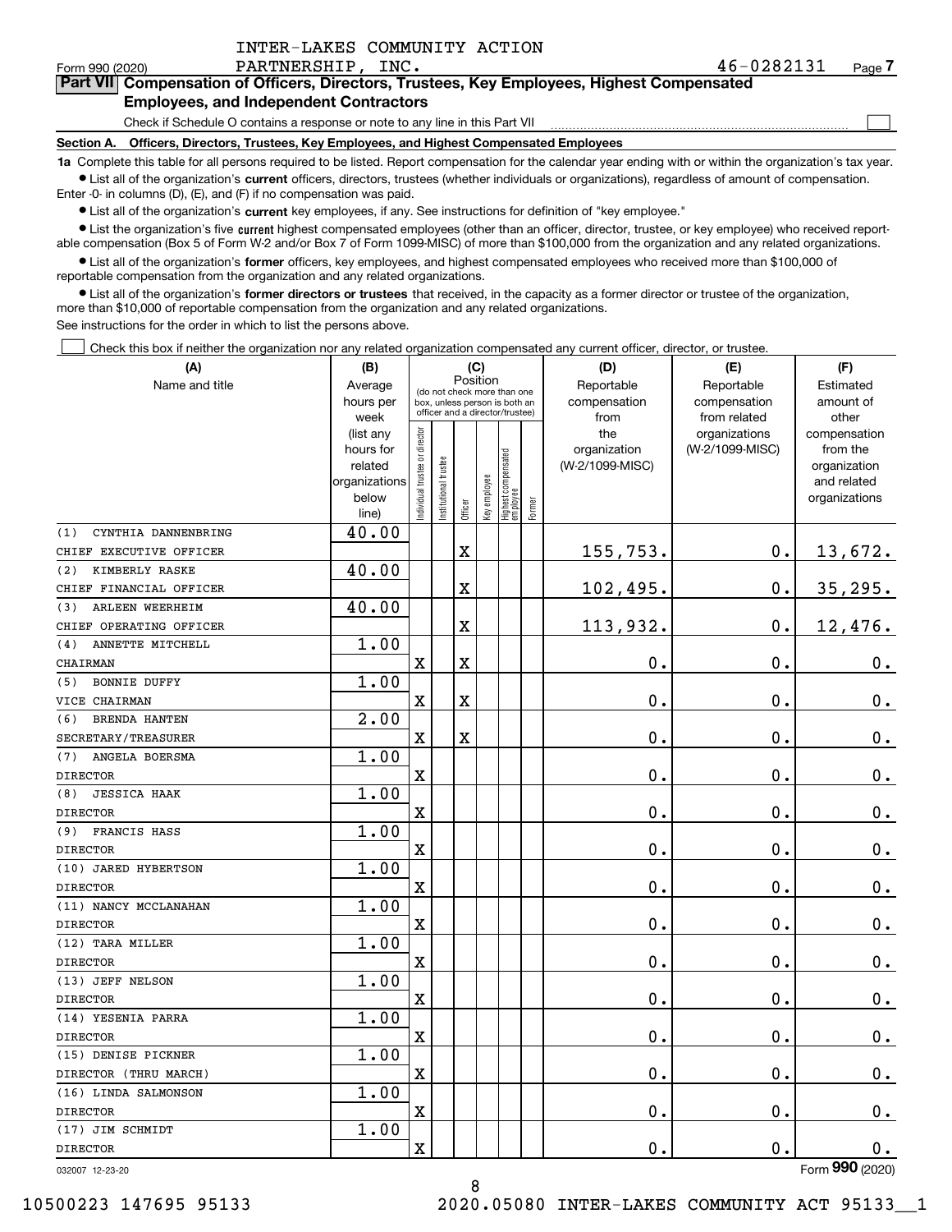INTER-LAKES COMMUNITY ACTION PARTNERSHIP, INC. 46-0282131

Form 990 (2020)

## Part VII Compensation of Officers, Directors, Trustees, Key Employees, Highest Compensated Employees, and Independent Contractors

Check if Schedule O contains a response or note to any line in this Part VII ☐

### Section A. Officers, Directors, Trustees, Key Employees, and Highest Compensated Employees

**1a** Complete this table for all persons required to be listed. Report compensation for the calendar year ending with or within the organization's tax year.

- List all of the organization's **current** officers, directors, trustees (whether individuals or organizations), regardless of amount of compensation. Enter -0- in columns (D), (E), and (F) if no compensation was paid.
- List all of the organization's **current** key employees, if any. See instructions for definition of "key employee."
- List the organization's five **current** highest compensated employees (other than an officer, director, trustee, or key employee) who received reportable compensation (Box 5 of Form W-2 and/or Box 7 of Form 1099-MISC) of more than $100,000 from the organization and any related organizations.
- List all of the organization's **former** officers, key employees, and highest compensated employees who received more than $100,000 of reportable compensation from the organization and any related organizations.
- List all of the organization's **former directors or trustees** that received, in the capacity as a former director or trustee of the organization, more than $10,000 of reportable compensation from the organization and any related organizations.

See instructions for the order in which to list the persons above.

☐ Check this box if neither the organization nor any related organization compensated any current officer, director, or trustee.

| (A) Name and title | (B) Average hours per week (list any hours for related organizations below line) | (C) Position (do not check more than one box, unless person is both an officer and a director/trustee) | | | | | | (D) Reportable compensation from the organization (W-2/1099-MISC) | (E) Reportable compensation from related organizations (W-2/1099-MISC) | (F) Estimated amount of other compensation from the organization and related organizations |
|---|---|---|---|---|---|---|---|---|---|---|
| | | Individual trustee or director | Institutional trustee | Officer | Key employee | Highest compensated employee | Former | | | |
| (1) CYNTHIA DANNENBRING<br>CHIEF EXECUTIVE OFFICER | 40.00 | | | X | | | | 155,753. | 0. | 13,672. |
| (2) KIMBERLY RASKE<br>CHIEF FINANCIAL OFFICER | 40.00 | | | X | | | | 102,495. | 0. | 35,295. |
| (3) ARLEEN WEERHEIM<br>CHIEF OPERATING OFFICER | 40.00 | | | X | | | | 113,932. | 0. | 12,476. |
| (4) ANNETTE MITCHELL<br>CHAIRMAN | 1.00 | X | | X | | | | 0. | 0. | 0. |
| (5) BONNIE DUFFY<br>VICE CHAIRMAN | 1.00 | X | | X | | | | 0. | 0. | 0. |
| (6) BRENDA HANTEN<br>SECRETARY/TREASURER | 2.00 | X | | X | | | | 0. | 0. | 0. |
| (7) ANGELA BOERSMA<br>DIRECTOR | 1.00 | X | | | | | | 0. | 0. | 0. |
| (8) JESSICA HAAK<br>DIRECTOR | 1.00 | X | | | | | | 0. | 0. | 0. |
| (9) FRANCIS HASS<br>DIRECTOR | 1.00 | X | | | | | | 0. | 0. | 0. |
| (10) JARED HYBERTSON<br>DIRECTOR | 1.00 | X | | | | | | 0. | 0. | 0. |
| (11) NANCY MCCLANAHAN<br>DIRECTOR | 1.00 | X | | | | | | 0. | 0. | 0. |
| (12) TARA MILLER<br>DIRECTOR | 1.00 | X | | | | | | 0. | 0. | 0. |
| (13) JEFF NELSON<br>DIRECTOR | 1.00 | X | | | | | | 0. | 0. | 0. |
| (14) YESENIA PARRA<br>DIRECTOR | 1.00 | X | | | | | | 0. | 0. | 0. |
| (15) DENISE PICKNER<br>DIRECTOR (THRU MARCH) | 1.00 | X | | | | | | 0. | 0. | 0. |
| (16) LINDA SALMONSON<br>DIRECTOR | 1.00 | X | | | | | | 0. | 0. | 0. |
| (17) JIM SCHMIDT<br>DIRECTOR | 1.00 | X | | | | | | 0. | 0. | 0. |

032007 12-23-20

Form 990 (2020)

10500223 147695 95133 2020.05080 INTER-LAKES COMMUNITY ACT 95133__1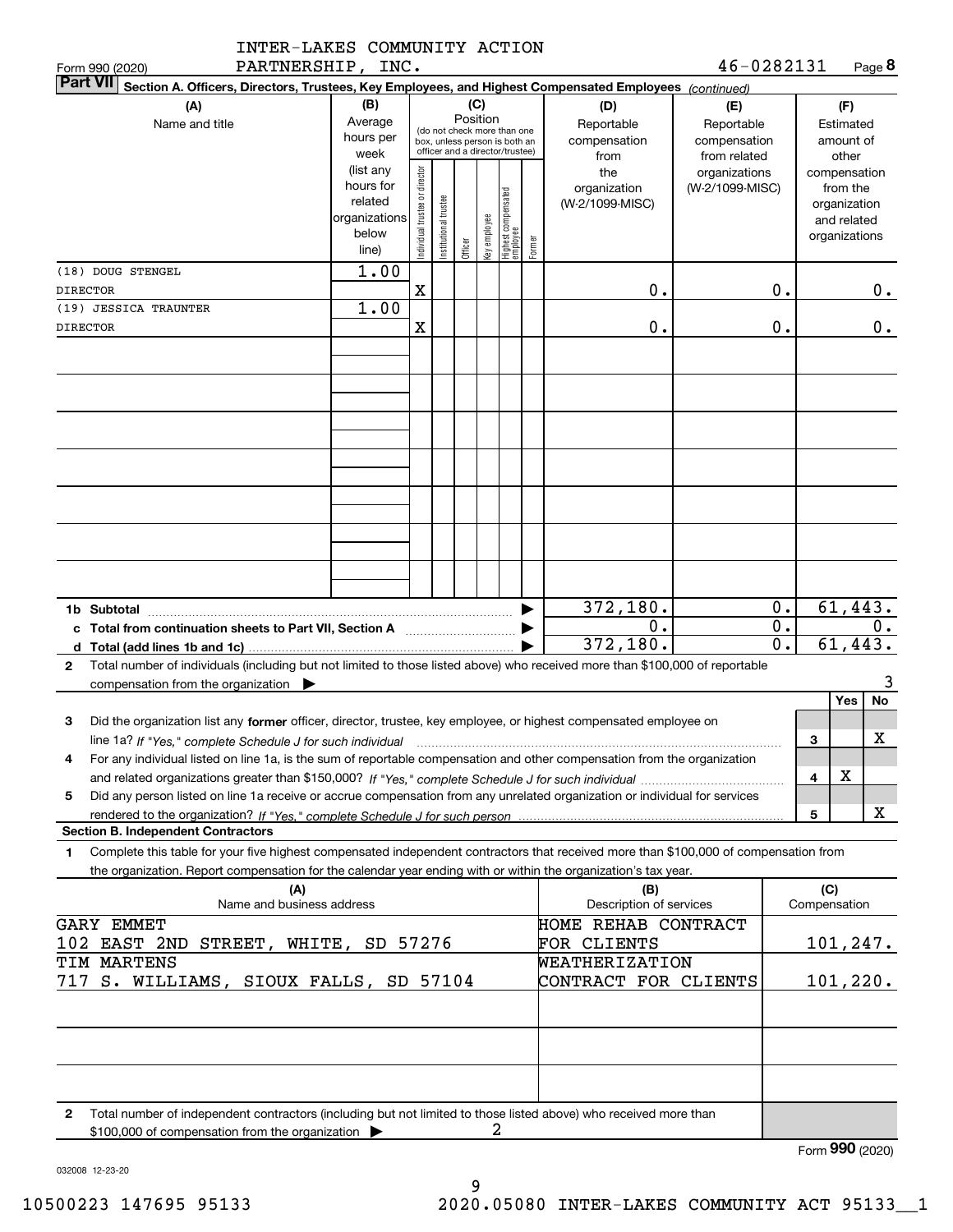INTER-LAKES COMMUNITY ACTION PARTNERSHIP, INC.

Form 990 (2020) 46-0282131 Page **8**

**Part VII** **Section A. Officers, Directors, Trustees, Key Employees, and Highest Compensated Employees** *(continued)*

| (A) Name and title | (B) Average hours per week (list any hours for related organizations below line) | (C) Position: Individual trustee or director | Institutional trustee | Officer | Key employee | Highest compensated employee | Former | (D) Reportable compensation from the organization (W-2/1099-MISC) | (E) Reportable compensation from related organizations (W-2/1099-MISC) | (F) Estimated amount of other compensation from the organization and related organizations |
|---|---|---|---|---|---|---|---|---|---|---|
| (18) DOUG STENGEL<br>DIRECTOR | 1.00 | X | | | | | | 0. | 0. | 0. |
| (19) JESSICA TRAUNTER<br>DIRECTOR | 1.00 | X | | | | | | 0. | 0. | 0. |
| **1b Subtotal** | | | | | | | | 372,180. | 0. | 61,443. |
| **c Total from continuation sheets to Part VII, Section A** | | | | | | | | 0. | 0. | 0. |
| **d Total (add lines 1b and 1c)** | | | | | | | | 372,180. | 0. | 61,443. |

**2** Total number of individuals (including but not limited to those listed above) who received more than $100,000 of reportable compensation from the organization ▶ 3

| | | Yes | No |
|---|---|---|---|
| **3** Did the organization list any **former** officer, director, trustee, key employee, or highest compensated employee on line 1a? *If "Yes," complete Schedule J for such individual* | 3 | | X |
| **4** For any individual listed on line 1a, is the sum of reportable compensation and other compensation from the organization and related organizations greater than $150,000? *If "Yes," complete Schedule J for such individual* | 4 | X | |
| **5** Did any person listed on line 1a receive or accrue compensation from any unrelated organization or individual for services rendered to the organization? *If "Yes," complete Schedule J for such person* | 5 | | X |

**Section B. Independent Contractors**

**1** Complete this table for your five highest compensated independent contractors that received more than $100,000 of compensation from the organization. Report compensation for the calendar year ending with or within the organization's tax year.

| (A) Name and business address | (B) Description of services | (C) Compensation |
|---|---|---|
| GARY EMMET<br>102 EAST 2ND STREET, WHITE, SD 57276 | HOME REHAB CONTRACT FOR CLIENTS | 101,247. |
| TIM MARTENS<br>717 S. WILLIAMS, SIOUX FALLS, SD 57104 | WEATHERIZATION CONTRACT FOR CLIENTS | 101,220. |

**2** Total number of independent contractors (including but not limited to those listed above) who received more than $100,000 of compensation from the organization ▶ 2

Form **990** (2020)

032008 12-23-20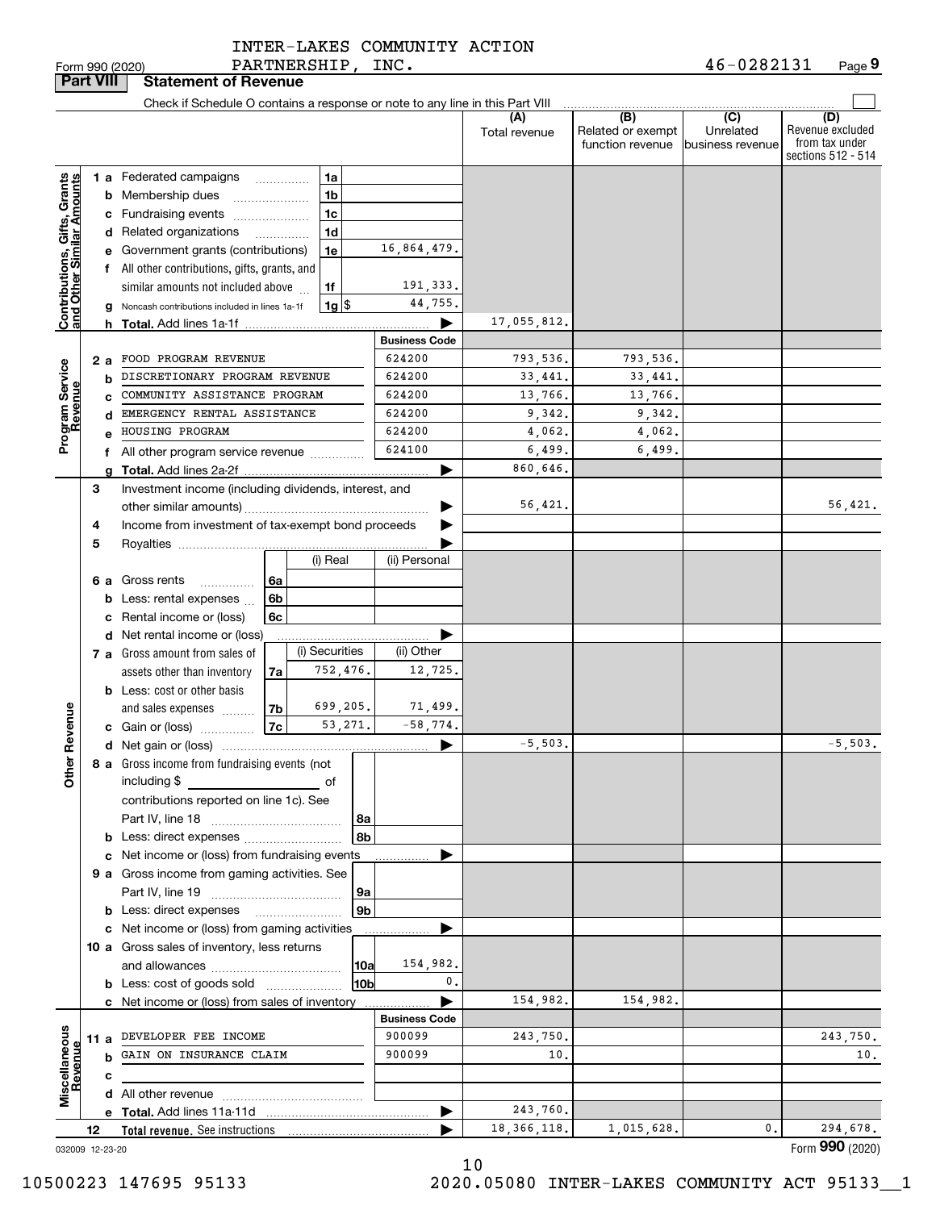INTER-LAKES COMMUNITY ACTION PARTNERSHIP, INC. 46-0282131

Form 990 (2020)

## Part VIII Statement of Revenue

Check if Schedule O contains a response or note to any line in this Part VIII

| | | | | (A) Total revenue | (B) Related or exempt function revenue | (C) Unrelated business revenue | (D) Revenue excluded from tax under sections 512 - 514 |
|---|---|---|---|---|---|---|---|
| **Contributions, Gifts, Grants and Other Similar Amounts** | 1 a Federated campaigns | 1a | | | | | |
| | b Membership dues | 1b | | | | | |
| | c Fundraising events | 1c | | | | | |
| | d Related organizations | 1d | | | | | |
| | e Government grants (contributions) | 1e | 16,864,479. | | | | |
| | f All other contributions, gifts, grants, and similar amounts not included above | 1f | 191,333. | | | | |
| | g Noncash contributions included in lines 1a-1f | 1g $ | 44,755. | | | | |
| | h **Total.** Add lines 1a-1f | | | 17,055,812. | | | |
| **Program Service Revenue** | | | **Business Code** | | | | |
| | 2 a FOOD PROGRAM REVENUE | | 624200 | 793,536. | 793,536. | | |
| | b DISCRETIONARY PROGRAM REVENUE | | 624200 | 33,441. | 33,441. | | |
| | c COMMUNITY ASSISTANCE PROGRAM | | 624200 | 13,766. | 13,766. | | |
| | d EMERGENCY RENTAL ASSISTANCE | | 624200 | 9,342. | 9,342. | | |
| | e HOUSING PROGRAM | | 624200 | 4,062. | 4,062. | | |
| | f All other program service revenue | | 624100 | 6,499. | 6,499. | | |
| | g **Total.** Add lines 2a-2f | | | 860,646. | | | |
| **Other Revenue** | 3 Investment income (including dividends, interest, and other similar amounts) | | | 56,421. | | | 56,421. |
| | 4 Income from investment of tax-exempt bond proceeds | | | | | | |
| | 5 Royalties | | | | | | |
| | | (i) Real | (ii) Personal | | | | |
| | 6 a Gross rents 6a | | | | | | |
| | b Less: rental expenses 6b | | | | | | |
| | c Rental income or (loss) 6c | | | | | | |
| | d Net rental income or (loss) | | | | | | |
| | | (i) Securities | (ii) Other | | | | |
| | 7 a Gross amount from sales of assets other than inventory 7a | 752,476. | 12,725. | | | | |
| | b Less: cost or other basis and sales expenses 7b | 699,205. | 71,499. | | | | |
| | c Gain or (loss) 7c | 53,271. | -58,774. | | | | |
| | d Net gain or (loss) | | | -5,503. | | | -5,503. |
| | 8 a Gross income from fundraising events (not including $ ______ of contributions reported on line 1c). See Part IV, line 18 | 8a | | | | | |
| | b Less: direct expenses | 8b | | | | | |
| | c Net income or (loss) from fundraising events | | | | | | |
| | 9 a Gross income from gaming activities. See Part IV, line 19 | 9a | | | | | |
| | b Less: direct expenses | 9b | | | | | |
| | c Net income or (loss) from gaming activities | | | | | | |
| | 10 a Gross sales of inventory, less returns and allowances | 10a | 154,982. | | | | |
| | b Less: cost of goods sold | 10b | 0. | | | | |
| | c Net income or (loss) from sales of inventory | | | 154,982. | 154,982. | | |
| **Miscellaneous Revenue** | | | **Business Code** | | | | |
| | 11 a DEVELOPER FEE INCOME | | 900099 | 243,750. | | | 243,750. |
| | b GAIN ON INSURANCE CLAIM | | 900099 | 10. | | | 10. |
| | c | | | | | | |
| | d All other revenue | | | | | | |
| | e **Total.** Add lines 11a-11d | | | 243,760. | | | |
| | 12 **Total revenue.** See instructions | | | 18,366,118. | 1,015,628. | 0. | 294,678. |

032009 12-23-20

Form **990** (2020)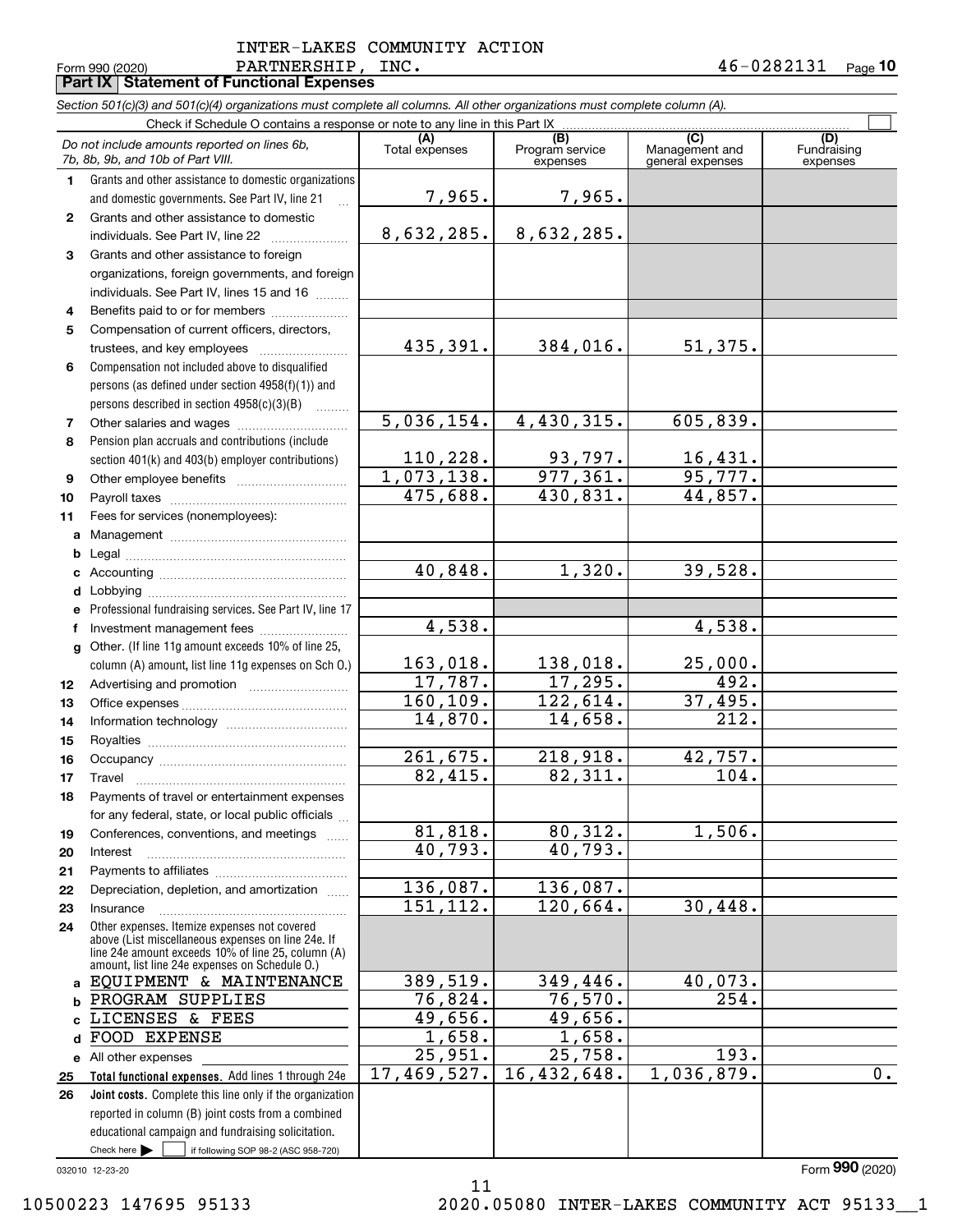INTER-LAKES COMMUNITY ACTION PARTNERSHIP, INC.

Form 990 (2020) 46-0282131 Page 10

**Part IX Statement of Functional Expenses**

*Section 501(c)(3) and 501(c)(4) organizations must complete all columns. All other organizations must complete column (A).*

Check if Schedule O contains a response or note to any line in this Part IX ☐

| *Do not include amounts reported on lines 6b, 7b, 8b, 9b, and 10b of Part VIII.* | (A) Total expenses | (B) Program service expenses | (C) Management and general expenses | (D) Fundraising expenses |
|---|---|---|---|---|
| 1 Grants and other assistance to domestic organizations and domestic governments. See Part IV, line 21 | 7,965. | 7,965. | | |
| 2 Grants and other assistance to domestic individuals. See Part IV, line 22 | 8,632,285. | 8,632,285. | | |
| 3 Grants and other assistance to foreign organizations, foreign governments, and foreign individuals. See Part IV, lines 15 and 16 | | | | |
| 4 Benefits paid to or for members | | | | |
| 5 Compensation of current officers, directors, trustees, and key employees | 435,391. | 384,016. | 51,375. | |
| 6 Compensation not included above to disqualified persons (as defined under section 4958(f)(1)) and persons described in section 4958(c)(3)(B) | | | | |
| 7 Other salaries and wages | 5,036,154. | 4,430,315. | 605,839. | |
| 8 Pension plan accruals and contributions (include section 401(k) and 403(b) employer contributions) | 110,228. | 93,797. | 16,431. | |
| 9 Other employee benefits | 1,073,138. | 977,361. | 95,777. | |
| 10 Payroll taxes | 475,688. | 430,831. | 44,857. | |
| 11 Fees for services (nonemployees): | | | | |
| a Management | | | | |
| b Legal | | | | |
| c Accounting | 40,848. | 1,320. | 39,528. | |
| d Lobbying | | | | |
| e Professional fundraising services. See Part IV, line 17 | | | | |
| f Investment management fees | 4,538. | | 4,538. | |
| g Other. (If line 11g amount exceeds 10% of line 25, column (A) amount, list line 11g expenses on Sch O.) | 163,018. | 138,018. | 25,000. | |
| 12 Advertising and promotion | 17,787. | 17,295. | 492. | |
| 13 Office expenses | 160,109. | 122,614. | 37,495. | |
| 14 Information technology | 14,870. | 14,658. | 212. | |
| 15 Royalties | | | | |
| 16 Occupancy | 261,675. | 218,918. | 42,757. | |
| 17 Travel | 82,415. | 82,311. | 104. | |
| 18 Payments of travel or entertainment expenses for any federal, state, or local public officials | | | | |
| 19 Conferences, conventions, and meetings | 81,818. | 80,312. | 1,506. | |
| 20 Interest | 40,793. | 40,793. | | |
| 21 Payments to affiliates | | | | |
| 22 Depreciation, depletion, and amortization | 136,087. | 136,087. | | |
| 23 Insurance | 151,112. | 120,664. | 30,448. | |
| 24 Other expenses. Itemize expenses not covered above (List miscellaneous expenses on line 24e. If line 24e amount exceeds 10% of line 25, column (A) amount, list line 24e expenses on Schedule O.) | | | | |
| a EQUIPMENT & MAINTENANCE | 389,519. | 349,446. | 40,073. | |
| b PROGRAM SUPPLIES | 76,824. | 76,570. | 254. | |
| c LICENSES & FEES | 49,656. | 49,656. | | |
| d FOOD EXPENSE | 1,658. | 1,658. | | |
| e All other expenses | 25,951. | 25,758. | 193. | |
| 25 **Total functional expenses.** Add lines 1 through 24e | 17,469,527. | 16,432,648. | 1,036,879. | 0. |
| 26 **Joint costs.** Complete this line only if the organization reported in column (B) joint costs from a combined educational campaign and fundraising solicitation. Check here ☐ if following SOP 98-2 (ASC 958-720) | | | | |

032010 12-23-20

Form **990** (2020)

10500223 147695 95133 2020.05080 INTER-LAKES COMMUNITY ACT 95133__1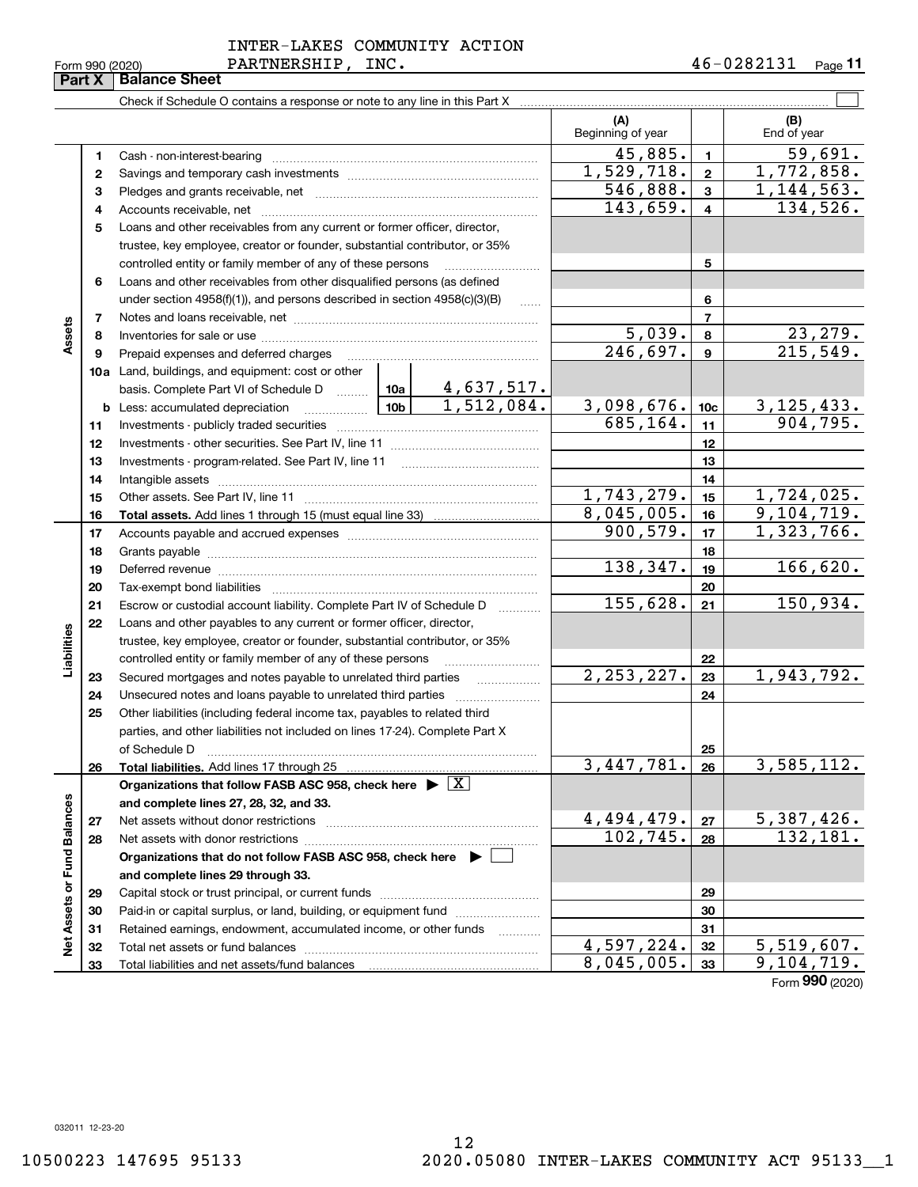INTER-LAKES COMMUNITY ACTION PARTNERSHIP, INC. 46-0282131

Form 990 (2020)

## Part X | Balance Sheet

Check if Schedule O contains a response or note to any line in this Part X ☐

| | | | | (A) Beginning of year | | (B) End of year |
|---|---|---|---|---|---|---|
| Assets | 1 | Cash - non-interest-bearing | | 45,885. | 1 | 59,691. |
| | 2 | Savings and temporary cash investments | | 1,529,718. | 2 | 1,772,858. |
| | 3 | Pledges and grants receivable, net | | 546,888. | 3 | 1,144,563. |
| | 4 | Accounts receivable, net | | 143,659. | 4 | 134,526. |
| | 5 | Loans and other receivables from any current or former officer, director, trustee, key employee, creator or founder, substantial contributor, or 35% controlled entity or family member of any of these persons | | | 5 | |
| | 6 | Loans and other receivables from other disqualified persons (as defined under section 4958(f)(1)), and persons described in section 4958(c)(3)(B) | | | 6 | |
| | 7 | Notes and loans receivable, net | | | 7 | |
| | 8 | Inventories for sale or use | | 5,039. | 8 | 23,279. |
| | 9 | Prepaid expenses and deferred charges | | 246,697. | 9 | 215,549. |
| | 10a | Land, buildings, and equipment: cost or other basis. Complete Part VI of Schedule D | 10a 4,637,517. | | | |
| | b | Less: accumulated depreciation | 10b 1,512,084. | 3,098,676. | 10c | 3,125,433. |
| | 11 | Investments - publicly traded securities | | 685,164. | 11 | 904,795. |
| | 12 | Investments - other securities. See Part IV, line 11 | | | 12 | |
| | 13 | Investments - program-related. See Part IV, line 11 | | | 13 | |
| | 14 | Intangible assets | | | 14 | |
| | 15 | Other assets. See Part IV, line 11 | | 1,743,279. | 15 | 1,724,025. |
| | 16 | **Total assets.** Add lines 1 through 15 (must equal line 33) | | 8,045,005. | 16 | 9,104,719. |
| Liabilities | 17 | Accounts payable and accrued expenses | | 900,579. | 17 | 1,323,766. |
| | 18 | Grants payable | | | 18 | |
| | 19 | Deferred revenue | | 138,347. | 19 | 166,620. |
| | 20 | Tax-exempt bond liabilities | | | 20 | |
| | 21 | Escrow or custodial account liability. Complete Part IV of Schedule D | | 155,628. | 21 | 150,934. |
| | 22 | Loans and other payables to any current or former officer, director, trustee, key employee, creator or founder, substantial contributor, or 35% controlled entity or family member of any of these persons | | | 22 | |
| | 23 | Secured mortgages and notes payable to unrelated third parties | | 2,253,227. | 23 | 1,943,792. |
| | 24 | Unsecured notes and loans payable to unrelated third parties | | | 24 | |
| | 25 | Other liabilities (including federal income tax, payables to related third parties, and other liabilities not included on lines 17-24). Complete Part X of Schedule D | | | 25 | |
| | 26 | **Total liabilities.** Add lines 17 through 25 | | 3,447,781. | 26 | 3,585,112. |
| Net Assets or Fund Balances | | **Organizations that follow FASB ASC 958, check here** ▶ ☒ **and complete lines 27, 28, 32, and 33.** | | | | |
| | 27 | Net assets without donor restrictions | | 4,494,479. | 27 | 5,387,426. |
| | 28 | Net assets with donor restrictions | | 102,745. | 28 | 132,181. |
| | | **Organizations that do not follow FASB ASC 958, check here** ▶ ☐ **and complete lines 29 through 33.** | | | | |
| | 29 | Capital stock or trust principal, or current funds | | | 29 | |
| | 30 | Paid-in or capital surplus, or land, building, or equipment fund | | | 30 | |
| | 31 | Retained earnings, endowment, accumulated income, or other funds | | | 31 | |
| | 32 | Total net assets or fund balances | | 4,597,224. | 32 | 5,519,607. |
| | 33 | Total liabilities and net assets/fund balances | | 8,045,005. | 33 | 9,104,719. |

Form **990** (2020)

032011 12-23-20

10500223 147695 95133 2020.05080 INTER-LAKES COMMUNITY ACT 95133__1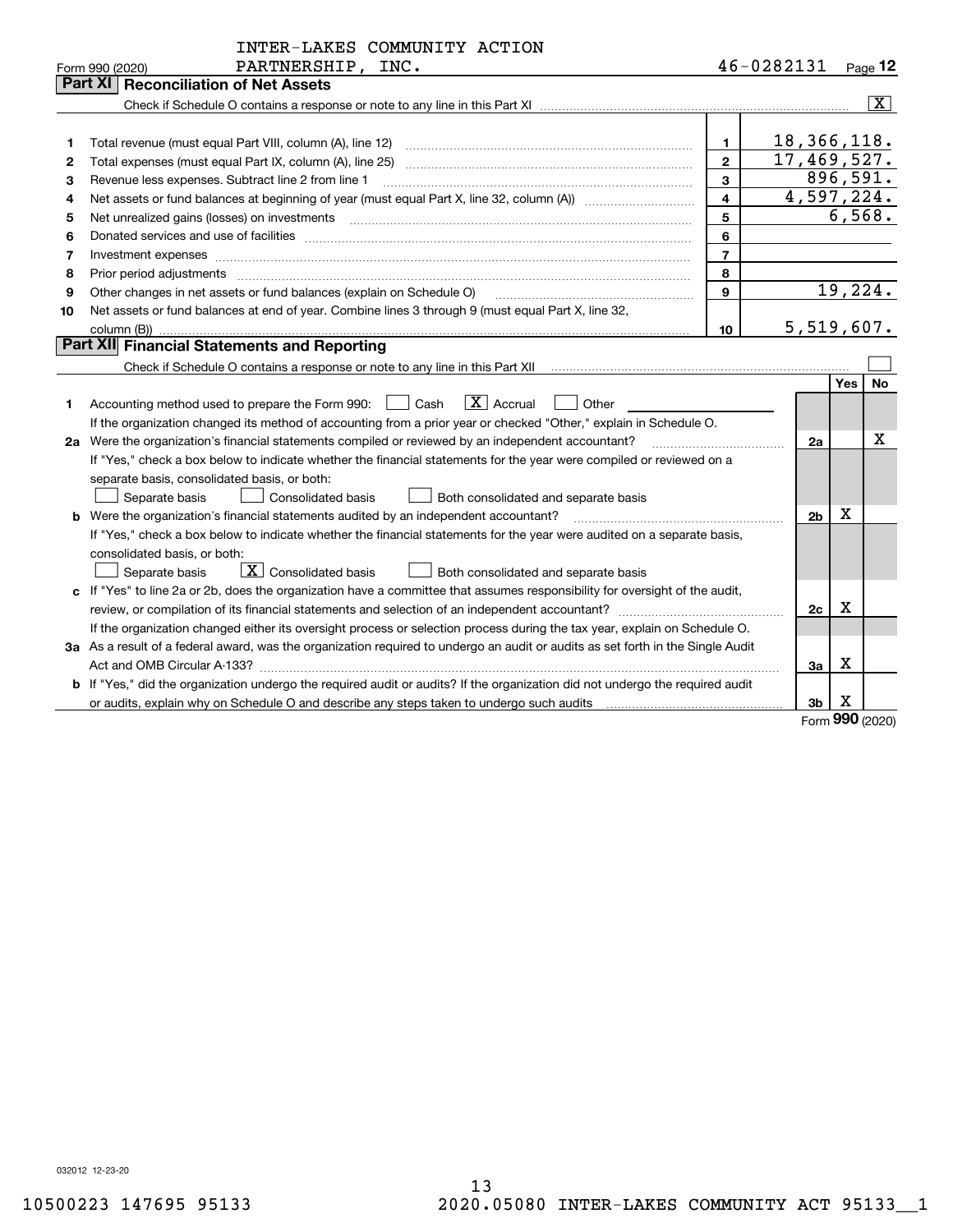INTER-LAKES COMMUNITY ACTION PARTNERSHIP, INC. 46-0282131

Form 990 (2020)

## Part XI Reconciliation of Net Assets

Check if Schedule O contains a response or note to any line in this Part XI ☒

| | | | |
|---|---|---|---|
| 1 | Total revenue (must equal Part VIII, column (A), line 12) | 1 | 18,366,118. |
| 2 | Total expenses (must equal Part IX, column (A), line 25) | 2 | 17,469,527. |
| 3 | Revenue less expenses. Subtract line 2 from line 1 | 3 | 896,591. |
| 4 | Net assets or fund balances at beginning of year (must equal Part X, line 32, column (A)) | 4 | 4,597,224. |
| 5 | Net unrealized gains (losses) on investments | 5 | 6,568. |
| 6 | Donated services and use of facilities | 6 | |
| 7 | Investment expenses | 7 | |
| 8 | Prior period adjustments | 8 | |
| 9 | Other changes in net assets or fund balances (explain on Schedule O) | 9 | 19,224. |
| 10 | Net assets or fund balances at end of year. Combine lines 3 through 9 (must equal Part X, line 32, column (B)) | 10 | 5,519,607. |

## Part XII Financial Statements and Reporting

Check if Schedule O contains a response or note to any line in this Part XII ☐

| | | | Yes | No |
|---|---|---|---|---|
| 1 | Accounting method used to prepare the Form 990: ☐ Cash ☒ Accrual ☐ Other ______ If the organization changed its method of accounting from a prior year or checked "Other," explain in Schedule O. | | | |
| 2a | Were the organization's financial statements compiled or reviewed by an independent accountant? | 2a | | X |
| | If "Yes," check a box below to indicate whether the financial statements for the year were compiled or reviewed on a separate basis, consolidated basis, or both: ☐ Separate basis ☐ Consolidated basis ☐ Both consolidated and separate basis | | | |
| b | Were the organization's financial statements audited by an independent accountant? | 2b | X | |
| | If "Yes," check a box below to indicate whether the financial statements for the year were audited on a separate basis, consolidated basis, or both: ☐ Separate basis ☒ Consolidated basis ☐ Both consolidated and separate basis | | | |
| c | If "Yes" to line 2a or 2b, does the organization have a committee that assumes responsibility for oversight of the audit, review, or compilation of its financial statements and selection of an independent accountant? | 2c | X | |
| | If the organization changed either its oversight process or selection process during the tax year, explain on Schedule O. | | | |
| 3a | As a result of a federal award, was the organization required to undergo an audit or audits as set forth in the Single Audit Act and OMB Circular A-133? | 3a | X | |
| b | If "Yes," did the organization undergo the required audit or audits? If the organization did not undergo the required audit or audits, explain why on Schedule O and describe any steps taken to undergo such audits | 3b | X | |

Form 990 (2020)

032012 12-23-20

10500223 147695 95133 2020.05080 INTER-LAKES COMMUNITY ACT 95133__1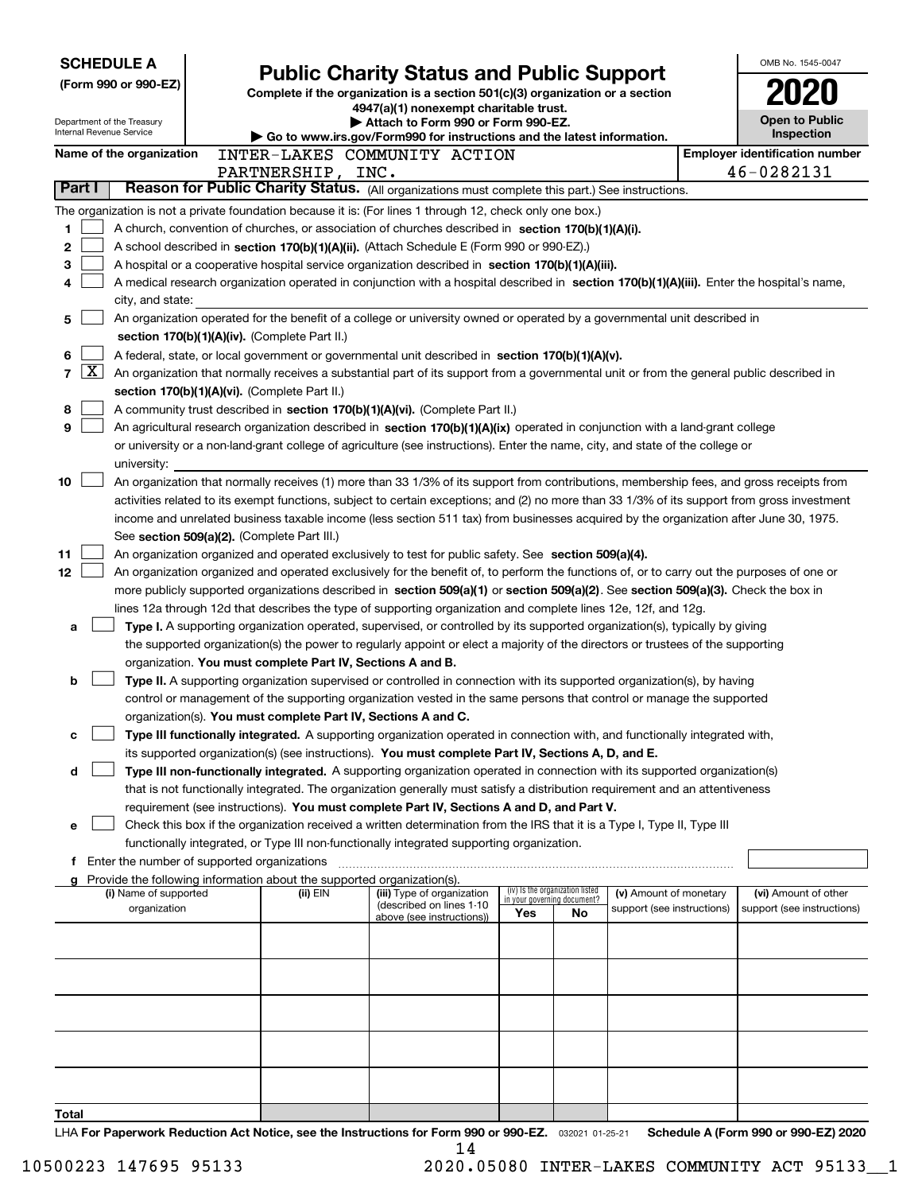**SCHEDULE A**
**(Form 990 or 990-EZ)**

Department of the Treasury
Internal Revenue Service

# Public Charity Status and Public Support

**Complete if the organization is a section 501(c)(3) organization or a section 4947(a)(1) nonexempt charitable trust.**
**▶ Attach to Form 990 or Form 990-EZ.**
**▶ Go to www.irs.gov/Form990 for instructions and the latest information.**

OMB No. 1545-0047
**2020**
**Open to Public Inspection**

**Name of the organization:** INTER-LAKES COMMUNITY ACTION PARTNERSHIP, INC.
**Employer identification number:** 46-0282131

## Part I — Reason for Public Charity Status. (All organizations must complete this part.) See instructions.

The organization is not a private foundation because it is: (For lines 1 through 12, check only one box.)

1. ☐ A church, convention of churches, or association of churches described in **section 170(b)(1)(A)(i).**
2. ☐ A school described in **section 170(b)(1)(A)(ii).** (Attach Schedule E (Form 990 or 990-EZ).)
3. ☐ A hospital or a cooperative hospital service organization described in **section 170(b)(1)(A)(iii).**
4. ☐ A medical research organization operated in conjunction with a hospital described in **section 170(b)(1)(A)(iii).** Enter the hospital's name, city, and state:
5. ☐ An organization operated for the benefit of a college or university owned or operated by a governmental unit described in **section 170(b)(1)(A)(iv).** (Complete Part II.)
6. ☐ A federal, state, or local government or governmental unit described in **section 170(b)(1)(A)(v).**
7. ☒ An organization that normally receives a substantial part of its support from a governmental unit or from the general public described in **section 170(b)(1)(A)(vi).** (Complete Part II.)
8. ☐ A community trust described in **section 170(b)(1)(A)(vi).** (Complete Part II.)
9. ☐ An agricultural research organization described in **section 170(b)(1)(A)(ix)** operated in conjunction with a land-grant college or university or a non-land-grant college of agriculture (see instructions). Enter the name, city, and state of the college or university:
10. ☐ An organization that normally receives (1) more than 33 1/3% of its support from contributions, membership fees, and gross receipts from activities related to its exempt functions, subject to certain exceptions; and (2) no more than 33 1/3% of its support from gross investment income and unrelated business taxable income (less section 511 tax) from businesses acquired by the organization after June 30, 1975. See **section 509(a)(2).** (Complete Part III.)
11. ☐ An organization organized and operated exclusively to test for public safety. See **section 509(a)(4).**
12. ☐ An organization organized and operated exclusively for the benefit of, to perform the functions of, or to carry out the purposes of one or more publicly supported organizations described in **section 509(a)(1)** or **section 509(a)(2).** See **section 509(a)(3).** Check the box in lines 12a through 12d that describes the type of supporting organization and complete lines 12e, 12f, and 12g.
   - **a** ☐ **Type I.** A supporting organization operated, supervised, or controlled by its supported organization(s), typically by giving the supported organization(s) the power to regularly appoint or elect a majority of the directors or trustees of the supporting organization. **You must complete Part IV, Sections A and B.**
   - **b** ☐ **Type II.** A supporting organization supervised or controlled in connection with its supported organization(s), by having control or management of the supporting organization vested in the same persons that control or manage the supported organization(s). **You must complete Part IV, Sections A and C.**
   - **c** ☐ **Type III functionally integrated.** A supporting organization operated in connection with, and functionally integrated with, its supported organization(s) (see instructions). **You must complete Part IV, Sections A, D, and E.**
   - **d** ☐ **Type III non-functionally integrated.** A supporting organization operated in connection with its supported organization(s) that is not functionally integrated. The organization generally must satisfy a distribution requirement and an attentiveness requirement (see instructions). **You must complete Part IV, Sections A and D, and Part V.**
   - **e** ☐ Check this box if the organization received a written determination from the IRS that it is a Type I, Type II, Type III functionally integrated, or Type III non-functionally integrated supporting organization.
   - **f** Enter the number of supported organizations
   - **g** Provide the following information about the supported organization(s).

| (i) Name of supported organization | (ii) EIN | (iii) Type of organization (described on lines 1-10 above (see instructions)) | (iv) Is the organization listed in your governing document? Yes | No | (v) Amount of monetary support (see instructions) | (vi) Amount of other support (see instructions) |
|---|---|---|---|---|---|---|
| | | | | | | |
| | | | | | | |
| | | | | | | |
| | | | | | | |
| | | | | | | |
| **Total** | | | | | | |

LHA **For Paperwork Reduction Act Notice, see the Instructions for Form 990 or 990-EZ.** 032021 01-25-21 **Schedule A (Form 990 or 990-EZ) 2020**

10500223 147695 95133 2020.05080 INTER-LAKES COMMUNITY ACT 95133__1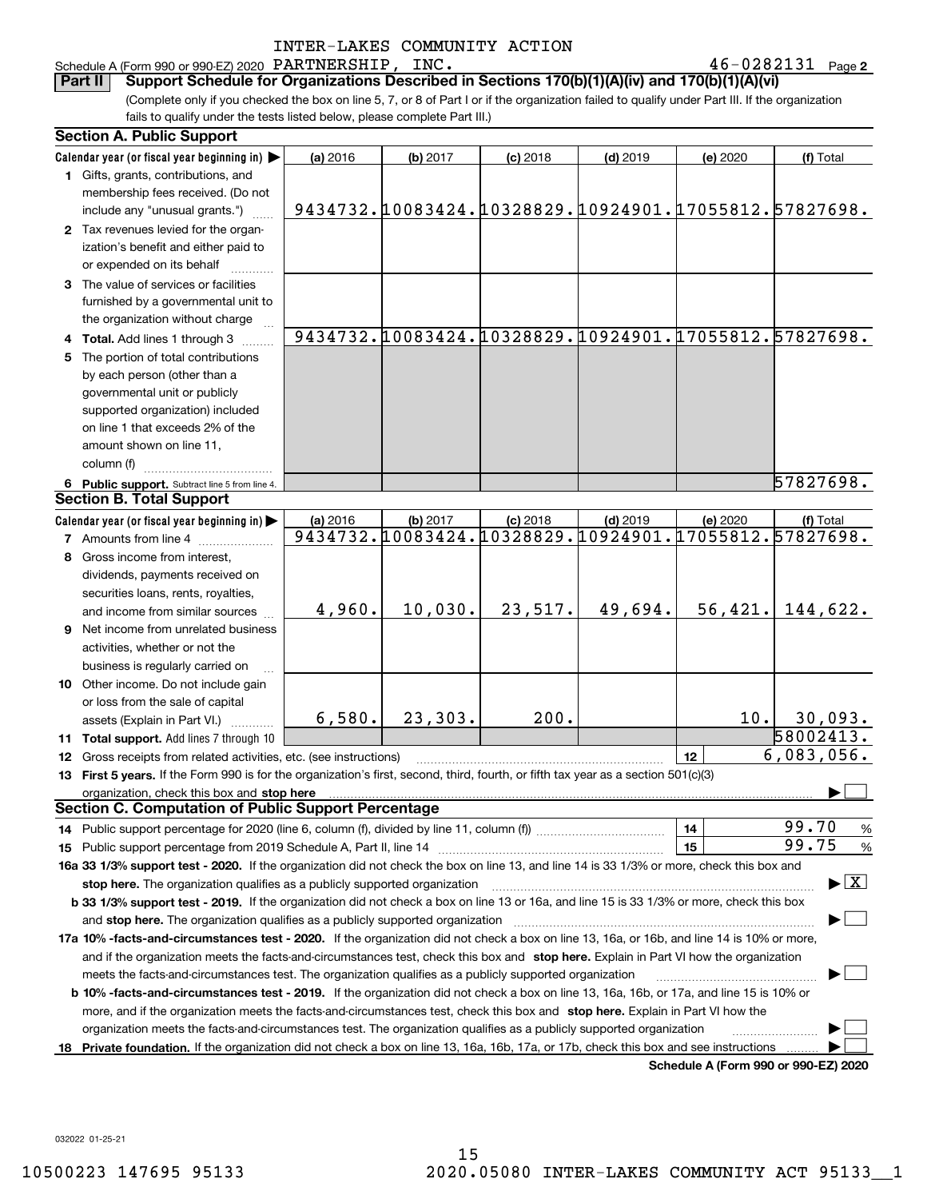INTER-LAKES COMMUNITY ACTION

Schedule A (Form 990 or 990-EZ) 2020 PARTNERSHIP, INC. 46-0282131 Page 2

**Part II** **Support Schedule for Organizations Described in Sections 170(b)(1)(A)(iv) and 170(b)(1)(A)(vi)**

(Complete only if you checked the box on line 5, 7, or 8 of Part I or if the organization failed to qualify under Part III. If the organization fails to qualify under the tests listed below, please complete Part III.)

### Section A. Public Support

| Calendar year (or fiscal year beginning in) ▶ | (a) 2016 | (b) 2017 | (c) 2018 | (d) 2019 | (e) 2020 | (f) Total |
|---|---|---|---|---|---|---|
| **1** Gifts, grants, contributions, and membership fees received. (Do not include any "unusual grants.") | 9434732. | 10083424. | 10328829. | 10924901. | 17055812. | 57827698. |
| **2** Tax revenues levied for the organization's benefit and either paid to or expended on its behalf | | | | | | |
| **3** The value of services or facilities furnished by a governmental unit to the organization without charge | | | | | | |
| **4 Total.** Add lines 1 through 3 | 9434732. | 10083424. | 10328829. | 10924901. | 17055812. | 57827698. |
| **5** The portion of total contributions by each person (other than a governmental unit or publicly supported organization) included on line 1 that exceeds 2% of the amount shown on line 11, column (f) | | | | | | |
| **6 Public support.** Subtract line 5 from line 4. | | | | | | 57827698. |

### Section B. Total Support

| Calendar year (or fiscal year beginning in) ▶ | (a) 2016 | (b) 2017 | (c) 2018 | (d) 2019 | (e) 2020 | (f) Total |
|---|---|---|---|---|---|---|
| **7** Amounts from line 4 | 9434732. | 10083424. | 10328829. | 10924901. | 17055812. | 57827698. |
| **8** Gross income from interest, dividends, payments received on securities loans, rents, royalties, and income from similar sources | 4,960. | 10,030. | 23,517. | 49,694. | 56,421. | 144,622. |
| **9** Net income from unrelated business activities, whether or not the business is regularly carried on | | | | | | |
| **10** Other income. Do not include gain or loss from the sale of capital assets (Explain in Part VI.) | 6,580. | 23,303. | 200. | | 10. | 30,093. |
| **11 Total support.** Add lines 7 through 10 | | | | | | 58002413. |

**12** Gross receipts from related activities, etc. (see instructions) — **12** — 6,083,056.

**13 First 5 years.** If the Form 990 is for the organization's first, second, third, fourth, or fifth tax year as a section 501(c)(3) organization, check this box and **stop here** ▶ ☐

### Section C. Computation of Public Support Percentage

**14** Public support percentage for 2020 (line 6, column (f), divided by line 11, column (f)) — **14** — 99.70 %

**15** Public support percentage from 2019 Schedule A, Part II, line 14 — **15** — 99.75 %

**16a 33 1/3% support test - 2020.** If the organization did not check the box on line 13, and line 14 is 33 1/3% or more, check this box and **stop here.** The organization qualifies as a publicly supported organization ▶ ☒

**b 33 1/3% support test - 2019.** If the organization did not check a box on line 13 or 16a, and line 15 is 33 1/3% or more, check this box and **stop here.** The organization qualifies as a publicly supported organization ▶ ☐

**17a 10% -facts-and-circumstances test - 2020.** If the organization did not check a box on line 13, 16a, or 16b, and line 14 is 10% or more, and if the organization meets the facts-and-circumstances test, check this box and **stop here.** Explain in Part VI how the organization meets the facts-and-circumstances test. The organization qualifies as a publicly supported organization ▶ ☐

**b 10% -facts-and-circumstances test - 2019.** If the organization did not check a box on line 13, 16a, 16b, or 17a, and line 15 is 10% or more, and if the organization meets the facts-and-circumstances test, check this box and **stop here.** Explain in Part VI how the organization meets the facts-and-circumstances test. The organization qualifies as a publicly supported organization ▶ ☐

**18 Private foundation.** If the organization did not check a box on line 13, 16a, 16b, 17a, or 17b, check this box and see instructions ▶ ☐

**Schedule A (Form 990 or 990-EZ) 2020**

032022 01-25-21

10500223 147695 95133 2020.05080 INTER-LAKES COMMUNITY ACT 95133__1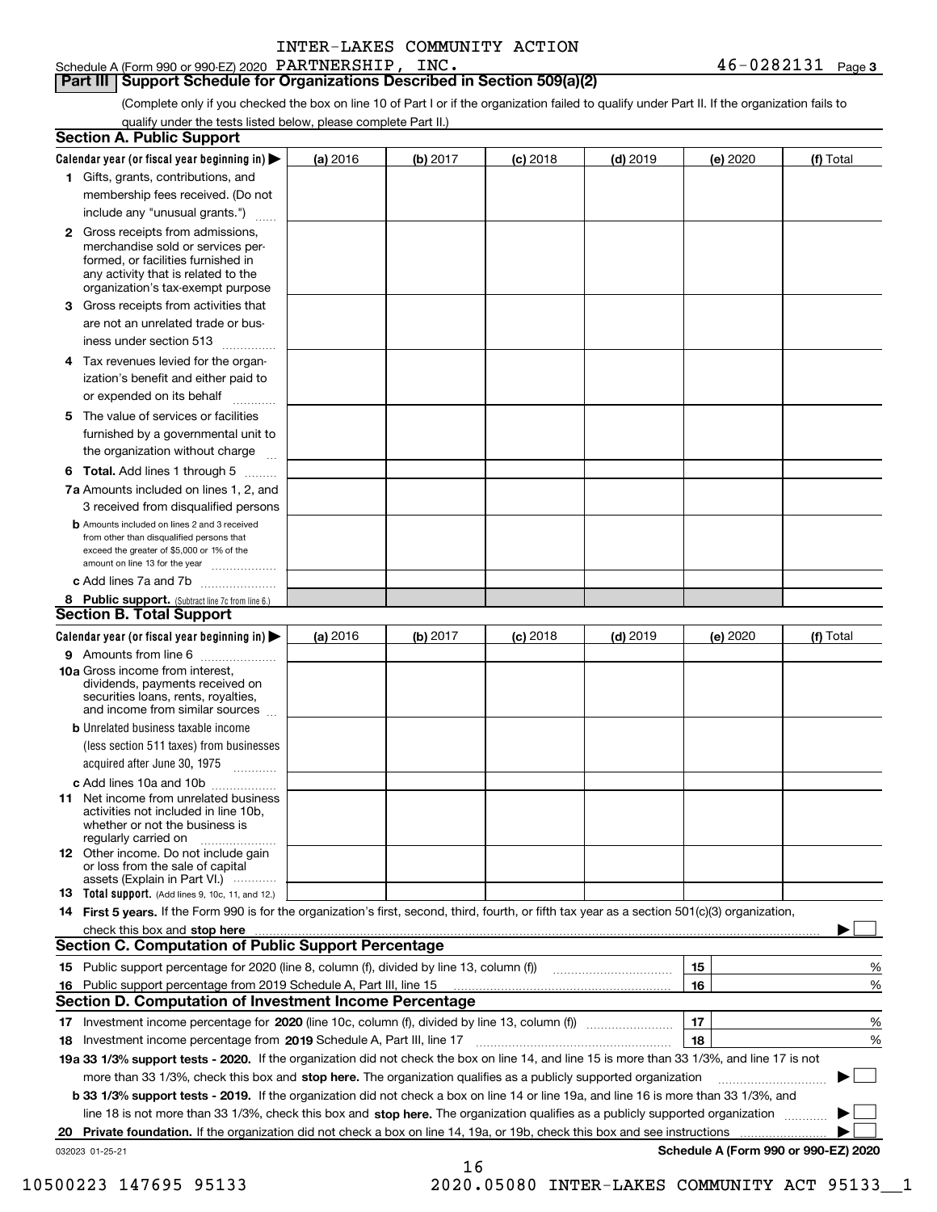Schedule A (Form 990 or 990-EZ) 2020 INTER-LAKES COMMUNITY ACTION PARTNERSHIP, INC. 46-0282131 Page 3

## Part III Support Schedule for Organizations Described in Section 509(a)(2)

(Complete only if you checked the box on line 10 of Part I or if the organization failed to qualify under Part II. If the organization fails to qualify under the tests listed below, please complete Part II.)

### Section A. Public Support

| Calendar year (or fiscal year beginning in) ▶ | (a) 2016 | (b) 2017 | (c) 2018 | (d) 2019 | (e) 2020 | (f) Total |
|---|---|---|---|---|---|---|
| 1 Gifts, grants, contributions, and membership fees received. (Do not include any "unusual grants.") | | | | | | |
| 2 Gross receipts from admissions, merchandise sold or services performed, or facilities furnished in any activity that is related to the organization's tax-exempt purpose | | | | | | |
| 3 Gross receipts from activities that are not an unrelated trade or business under section 513 | | | | | | |
| 4 Tax revenues levied for the organization's benefit and either paid to or expended on its behalf | | | | | | |
| 5 The value of services or facilities furnished by a governmental unit to the organization without charge | | | | | | |
| 6 **Total.** Add lines 1 through 5 | | | | | | |
| 7a Amounts included on lines 1, 2, and 3 received from disqualified persons | | | | | | |
| b Amounts included on lines 2 and 3 received from other than disqualified persons that exceed the greater of $5,000 or 1% of the amount on line 13 for the year | | | | | | |
| c Add lines 7a and 7b | | | | | | |
| 8 **Public support.** (Subtract line 7c from line 6.) | | | | | | |

### Section B. Total Support

| Calendar year (or fiscal year beginning in) ▶ | (a) 2016 | (b) 2017 | (c) 2018 | (d) 2019 | (e) 2020 | (f) Total |
|---|---|---|---|---|---|---|
| 9 Amounts from line 6 | | | | | | |
| 10a Gross income from interest, dividends, payments received on securities loans, rents, royalties, and income from similar sources | | | | | | |
| b Unrelated business taxable income (less section 511 taxes) from businesses acquired after June 30, 1975 | | | | | | |
| c Add lines 10a and 10b | | | | | | |
| 11 Net income from unrelated business activities not included in line 10b, whether or not the business is regularly carried on | | | | | | |
| 12 Other income. Do not include gain or loss from the sale of capital assets (Explain in Part VI.) | | | | | | |
| 13 **Total support.** (Add lines 9, 10c, 11, and 12.) | | | | | | |

14 **First 5 years.** If the Form 990 is for the organization's first, second, third, fourth, or fifth tax year as a section 501(c)(3) organization, check this box and **stop here** ▶ ☐

### Section C. Computation of Public Support Percentage

| | | | |
|---|---|---|---|
| 15 | Public support percentage for 2020 (line 8, column (f), divided by line 13, column (f)) | 15 | % |
| 16 | Public support percentage from 2019 Schedule A, Part III, line 15 | 16 | % |

### Section D. Computation of Investment Income Percentage

| | | | |
|---|---|---|---|
| 17 | Investment income percentage for **2020** (line 10c, column (f), divided by line 13, column (f)) | 17 | % |
| 18 | Investment income percentage from **2019** Schedule A, Part III, line 17 | 18 | % |

**19a 33 1/3% support tests - 2020.** If the organization did not check the box on line 14, and line 15 is more than 33 1/3%, and line 17 is not more than 33 1/3%, check this box and **stop here.** The organization qualifies as a publicly supported organization ▶ ☐

**b 33 1/3% support tests - 2019.** If the organization did not check a box on line 14 or line 19a, and line 16 is more than 33 1/3%, and line 18 is not more than 33 1/3%, check this box and **stop here.** The organization qualifies as a publicly supported organization ▶ ☐

**20 Private foundation.** If the organization did not check a box on line 14, 19a, or 19b, check this box and see instructions ▶ ☐

032023 01-25-21 **Schedule A (Form 990 or 990-EZ) 2020**

10500223 147695 95133 2020.05080 INTER-LAKES COMMUNITY ACT 95133__1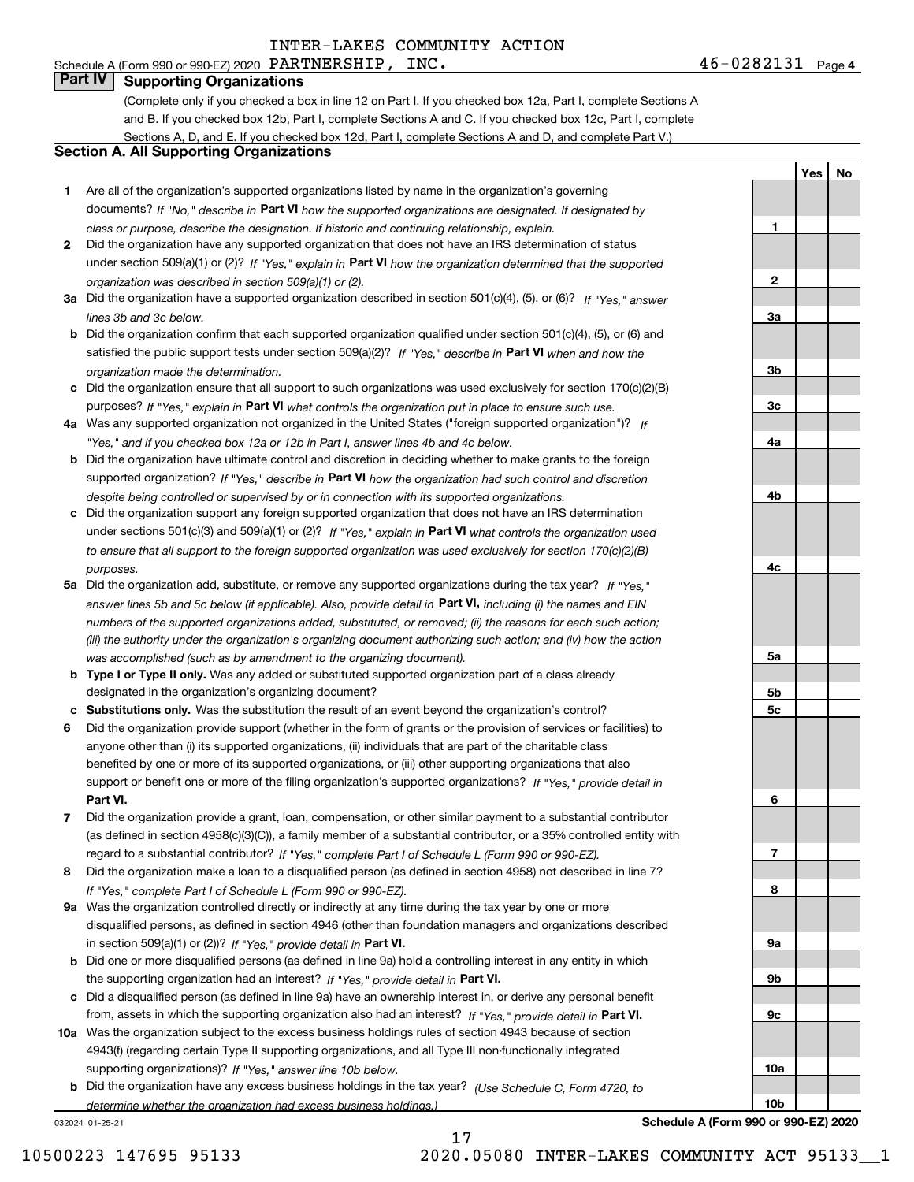INTER-LAKES COMMUNITY ACTION

Schedule A (Form 990 or 990-EZ) 2020 PARTNERSHIP, INC. 46-0282131 Page 4

## Part IV Supporting Organizations

(Complete only if you checked a box in line 12 on Part I. If you checked box 12a, Part I, complete Sections A and B. If you checked box 12b, Part I, complete Sections A and C. If you checked box 12c, Part I, complete Sections A, D, and E. If you checked box 12d, Part I, complete Sections A and D, and complete Part V.)

### Section A. All Supporting Organizations

| | | | Yes | No |
|---|---|---|---|---|
| **1** | Are all of the organization's supported organizations listed by name in the organization's governing documents? *If "No," describe in* **Part VI** *how the supported organizations are designated. If designated by class or purpose, describe the designation. If historic and continuing relationship, explain.* | **1** | | |
| **2** | Did the organization have any supported organization that does not have an IRS determination of status under section 509(a)(1) or (2)? *If "Yes," explain in* **Part VI** *how the organization determined that the supported organization was described in section 509(a)(1) or (2).* | **2** | | |
| **3a** | Did the organization have a supported organization described in section 501(c)(4), (5), or (6)? *If "Yes," answer lines 3b and 3c below.* | **3a** | | |
| **b** | Did the organization confirm that each supported organization qualified under section 501(c)(4), (5), or (6) and satisfied the public support tests under section 509(a)(2)? *If "Yes," describe in* **Part VI** *when and how the organization made the determination.* | **3b** | | |
| **c** | Did the organization ensure that all support to such organizations was used exclusively for section 170(c)(2)(B) purposes? *If "Yes," explain in* **Part VI** *what controls the organization put in place to ensure such use.* | **3c** | | |
| **4a** | Was any supported organization not organized in the United States ("foreign supported organization")? *If "Yes," and if you checked box 12a or 12b in Part I, answer lines 4b and 4c below.* | **4a** | | |
| **b** | Did the organization have ultimate control and discretion in deciding whether to make grants to the foreign supported organization? *If "Yes," describe in* **Part VI** *how the organization had such control and discretion despite being controlled or supervised by or in connection with its supported organizations.* | **4b** | | |
| **c** | Did the organization support any foreign supported organization that does not have an IRS determination under sections 501(c)(3) and 509(a)(1) or (2)? *If "Yes," explain in* **Part VI** *what controls the organization used to ensure that all support to the foreign supported organization was used exclusively for section 170(c)(2)(B) purposes.* | **4c** | | |
| **5a** | Did the organization add, substitute, or remove any supported organizations during the tax year? *If "Yes," answer lines 5b and 5c below (if applicable). Also, provide detail in* **Part VI,** *including (i) the names and EIN numbers of the supported organizations added, substituted, or removed; (ii) the reasons for each such action; (iii) the authority under the organization's organizing document authorizing such action; and (iv) how the action was accomplished (such as by amendment to the organizing document).* | **5a** | | |
| **b** | **Type I or Type II only.** Was any added or substituted supported organization part of a class already designated in the organization's organizing document? | **5b** | | |
| **c** | **Substitutions only.** Was the substitution the result of an event beyond the organization's control? | **5c** | | |
| **6** | Did the organization provide support (whether in the form of grants or the provision of services or facilities) to anyone other than (i) its supported organizations, (ii) individuals that are part of the charitable class benefited by one or more of its supported organizations, or (iii) other supporting organizations that also support or benefit one or more of the filing organization's supported organizations? *If "Yes," provide detail in* **Part VI.** | **6** | | |
| **7** | Did the organization provide a grant, loan, compensation, or other similar payment to a substantial contributor (as defined in section 4958(c)(3)(C)), a family member of a substantial contributor, or a 35% controlled entity with regard to a substantial contributor? *If "Yes," complete Part I of Schedule L (Form 990 or 990-EZ).* | **7** | | |
| **8** | Did the organization make a loan to a disqualified person (as defined in section 4958) not described in line 7? *If "Yes," complete Part I of Schedule L (Form 990 or 990-EZ).* | **8** | | |
| **9a** | Was the organization controlled directly or indirectly at any time during the tax year by one or more disqualified persons, as defined in section 4946 (other than foundation managers and organizations described in section 509(a)(1) or (2))? *If "Yes," provide detail in* **Part VI.** | **9a** | | |
| **b** | Did one or more disqualified persons (as defined in line 9a) hold a controlling interest in any entity in which the supporting organization had an interest? *If "Yes," provide detail in* **Part VI.** | **9b** | | |
| **c** | Did a disqualified person (as defined in line 9a) have an ownership interest in, or derive any personal benefit from, assets in which the supporting organization also had an interest? *If "Yes," provide detail in* **Part VI.** | **9c** | | |
| **10a** | Was the organization subject to the excess business holdings rules of section 4943 because of section 4943(f) (regarding certain Type II supporting organizations, and all Type III non-functionally integrated supporting organizations)? *If "Yes," answer line 10b below.* | **10a** | | |
| **b** | Did the organization have any excess business holdings in the tax year? *(Use Schedule C, Form 4720, to determine whether the organization had excess business holdings.)* | **10b** | | |

032024 01-25-21 **Schedule A (Form 990 or 990-EZ) 2020**

10500223 147695 95133 2020.05080 INTER-LAKES COMMUNITY ACT 95133__1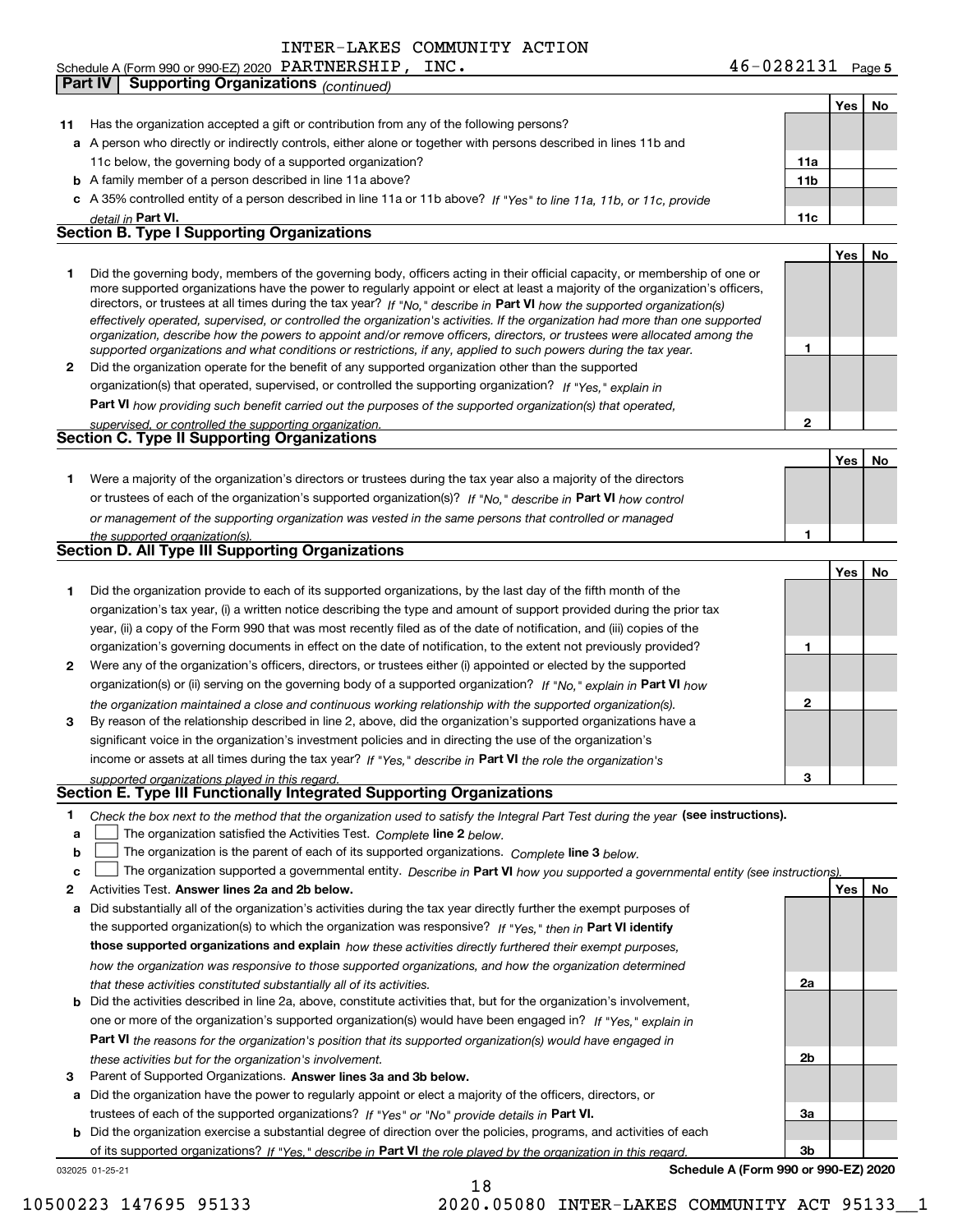INTER-LAKES COMMUNITY ACTION

Schedule A (Form 990 or 990-EZ) 2020 PARTNERSHIP, INC. 46-0282131 Page 5

**Part IV | Supporting Organizations** *(continued)*

| | | | Yes | No |
|---|---|---|---|---|
| **11** | Has the organization accepted a gift or contribution from any of the following persons? | | | |
| **a** | A person who directly or indirectly controls, either alone or together with persons described in lines 11b and 11c below, the governing body of a supported organization? | **11a** | | |
| **b** | A family member of a person described in line 11a above? | **11b** | | |
| **c** | A 35% controlled entity of a person described in line 11a or 11b above? *If "Yes" to line 11a, 11b, or 11c, provide detail in* **Part VI.** | **11c** | | |

## Section B. Type I Supporting Organizations

| | | | Yes | No |
|---|---|---|---|---|
| **1** | Did the governing body, members of the governing body, officers acting in their official capacity, or membership of one or more supported organizations have the power to regularly appoint or elect at least a majority of the organization's officers, directors, or trustees at all times during the tax year? *If "No," describe in* **Part VI** *how the supported organization(s) effectively operated, supervised, or controlled the organization's activities. If the organization had more than one supported organization, describe how the powers to appoint and/or remove officers, directors, or trustees were allocated among the supported organizations and what conditions or restrictions, if any, applied to such powers during the tax year.* | **1** | | |
| **2** | Did the organization operate for the benefit of any supported organization other than the supported organization(s) that operated, supervised, or controlled the supporting organization? *If "Yes," explain in* **Part VI** *how providing such benefit carried out the purposes of the supported organization(s) that operated, supervised, or controlled the supporting organization.* | **2** | | |

## Section C. Type II Supporting Organizations

| | | | Yes | No |
|---|---|---|---|---|
| **1** | Were a majority of the organization's directors or trustees during the tax year also a majority of the directors or trustees of each of the organization's supported organization(s)? *If "No," describe in* **Part VI** *how control or management of the supporting organization was vested in the same persons that controlled or managed the supported organization(s).* | **1** | | |

## Section D. All Type III Supporting Organizations

| | | | Yes | No |
|---|---|---|---|---|
| **1** | Did the organization provide to each of its supported organizations, by the last day of the fifth month of the organization's tax year, (i) a written notice describing the type and amount of support provided during the prior tax year, (ii) a copy of the Form 990 that was most recently filed as of the date of notification, and (iii) copies of the organization's governing documents in effect on the date of notification, to the extent not previously provided? | **1** | | |
| **2** | Were any of the organization's officers, directors, or trustees either (i) appointed or elected by the supported organization(s) or (ii) serving on the governing body of a supported organization? *If "No," explain in* **Part VI** *how the organization maintained a close and continuous working relationship with the supported organization(s).* | **2** | | |
| **3** | By reason of the relationship described in line 2, above, did the organization's supported organizations have a significant voice in the organization's investment policies and in directing the use of the organization's income or assets at all times during the tax year? *If "Yes," describe in* **Part VI** *the role the organization's supported organizations played in this regard.* | **3** | | |

## Section E. Type III Functionally Integrated Supporting Organizations

**1** *Check the box next to the method that the organization used to satisfy the Integral Part Test during the year* **(see instructions).**

- **a** ☐ The organization satisfied the Activities Test. *Complete* **line 2** *below.*
- **b** ☐ The organization is the parent of each of its supported organizations. *Complete* **line 3** *below.*
- **c** ☐ The organization supported a governmental entity. *Describe in* **Part VI** *how you supported a governmental entity (see instructions).*

| | | | Yes | No |
|---|---|---|---|---|
| **2** | Activities Test. **Answer lines 2a and 2b below.** | | | |
| **a** | Did substantially all of the organization's activities during the tax year directly further the exempt purposes of the supported organization(s) to which the organization was responsive? *If "Yes," then in* **Part VI identify those supported organizations and explain** *how these activities directly furthered their exempt purposes, how the organization was responsive to those supported organizations, and how the organization determined that these activities constituted substantially all of its activities.* | **2a** | | |
| **b** | Did the activities described in line 2a, above, constitute activities that, but for the organization's involvement, one or more of the organization's supported organization(s) would have been engaged in? *If "Yes," explain in* **Part VI** *the reasons for the organization's position that its supported organization(s) would have engaged in these activities but for the organization's involvement.* | **2b** | | |
| **3** | Parent of Supported Organizations. **Answer lines 3a and 3b below.** | | | |
| **a** | Did the organization have the power to regularly appoint or elect a majority of the officers, directors, or trustees of each of the supported organizations? *If "Yes" or "No" provide details in* **Part VI.** | **3a** | | |
| **b** | Did the organization exercise a substantial degree of direction over the policies, programs, and activities of each of its supported organizations? *If "Yes," describe in* **Part VI** *the role played by the organization in this regard.* | **3b** | | |

032025 01-25-21 **Schedule A (Form 990 or 990-EZ) 2020**

10500223 147695 95133 2020.05080 INTER-LAKES COMMUNITY ACT 95133__1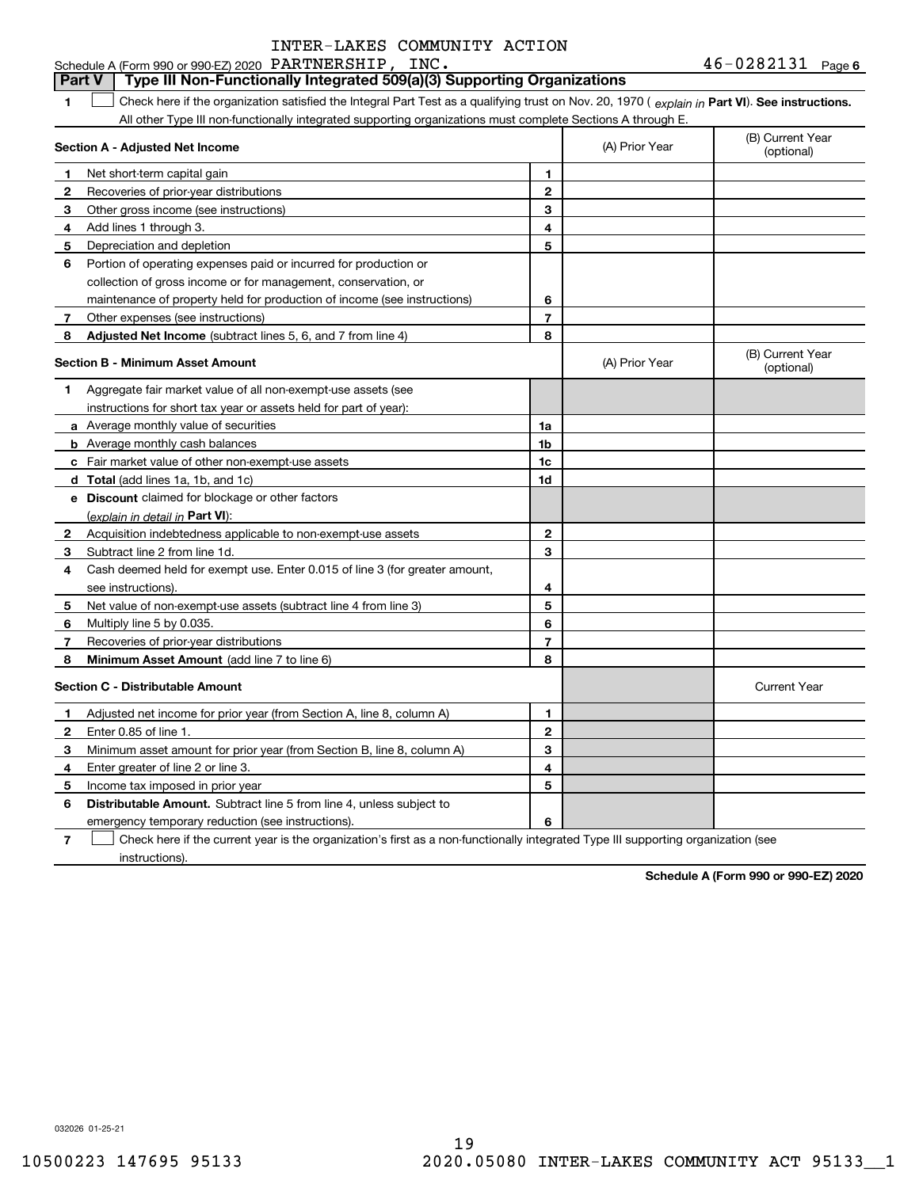INTER-LAKES COMMUNITY ACTION

Schedule A (Form 990 or 990-EZ) 2020 PARTNERSHIP, INC. 46-0282131 Page 6

**Part V | Type III Non-Functionally Integrated 509(a)(3) Supporting Organizations**

**1** ☐ Check here if the organization satisfied the Integral Part Test as a qualifying trust on Nov. 20, 1970 ( *explain in* **Part VI**). **See instructions.** All other Type III non-functionally integrated supporting organizations must complete Sections A through E.

| **Section A - Adjusted Net Income** | | (A) Prior Year | (B) Current Year (optional) |
|---|---|---|---|
| **1** Net short-term capital gain | **1** | | |
| **2** Recoveries of prior-year distributions | **2** | | |
| **3** Other gross income (see instructions) | **3** | | |
| **4** Add lines 1 through 3. | **4** | | |
| **5** Depreciation and depletion | **5** | | |
| **6** Portion of operating expenses paid or incurred for production or collection of gross income or for management, conservation, or maintenance of property held for production of income (see instructions) | **6** | | |
| **7** Other expenses (see instructions) | **7** | | |
| **8** **Adjusted Net Income** (subtract lines 5, 6, and 7 from line 4) | **8** | | |

| **Section B - Minimum Asset Amount** | | (A) Prior Year | (B) Current Year (optional) |
|---|---|---|---|
| **1** Aggregate fair market value of all non-exempt-use assets (see instructions for short tax year or assets held for part of year): | | | |
| **a** Average monthly value of securities | **1a** | | |
| **b** Average monthly cash balances | **1b** | | |
| **c** Fair market value of other non-exempt-use assets | **1c** | | |
| **d** **Total** (add lines 1a, 1b, and 1c) | **1d** | | |
| **e** **Discount** claimed for blockage or other factors (*explain in detail in* **Part VI**): | | | |
| **2** Acquisition indebtedness applicable to non-exempt-use assets | **2** | | |
| **3** Subtract line 2 from line 1d. | **3** | | |
| **4** Cash deemed held for exempt use. Enter 0.015 of line 3 (for greater amount, see instructions). | **4** | | |
| **5** Net value of non-exempt-use assets (subtract line 4 from line 3) | **5** | | |
| **6** Multiply line 5 by 0.035. | **6** | | |
| **7** Recoveries of prior-year distributions | **7** | | |
| **8** **Minimum Asset Amount** (add line 7 to line 6) | **8** | | |

| **Section C - Distributable Amount** | | | Current Year |
|---|---|---|---|
| **1** Adjusted net income for prior year (from Section A, line 8, column A) | **1** | | |
| **2** Enter 0.85 of line 1. | **2** | | |
| **3** Minimum asset amount for prior year (from Section B, line 8, column A) | **3** | | |
| **4** Enter greater of line 2 or line 3. | **4** | | |
| **5** Income tax imposed in prior year | **5** | | |
| **6** **Distributable Amount.** Subtract line 5 from line 4, unless subject to emergency temporary reduction (see instructions). | **6** | | |

**7** ☐ Check here if the current year is the organization's first as a non-functionally integrated Type III supporting organization (see instructions).

**Schedule A (Form 990 or 990-EZ) 2020**

032026 01-25-21

10500223 147695 95133 2020.05080 INTER-LAKES COMMUNITY ACT 95133__1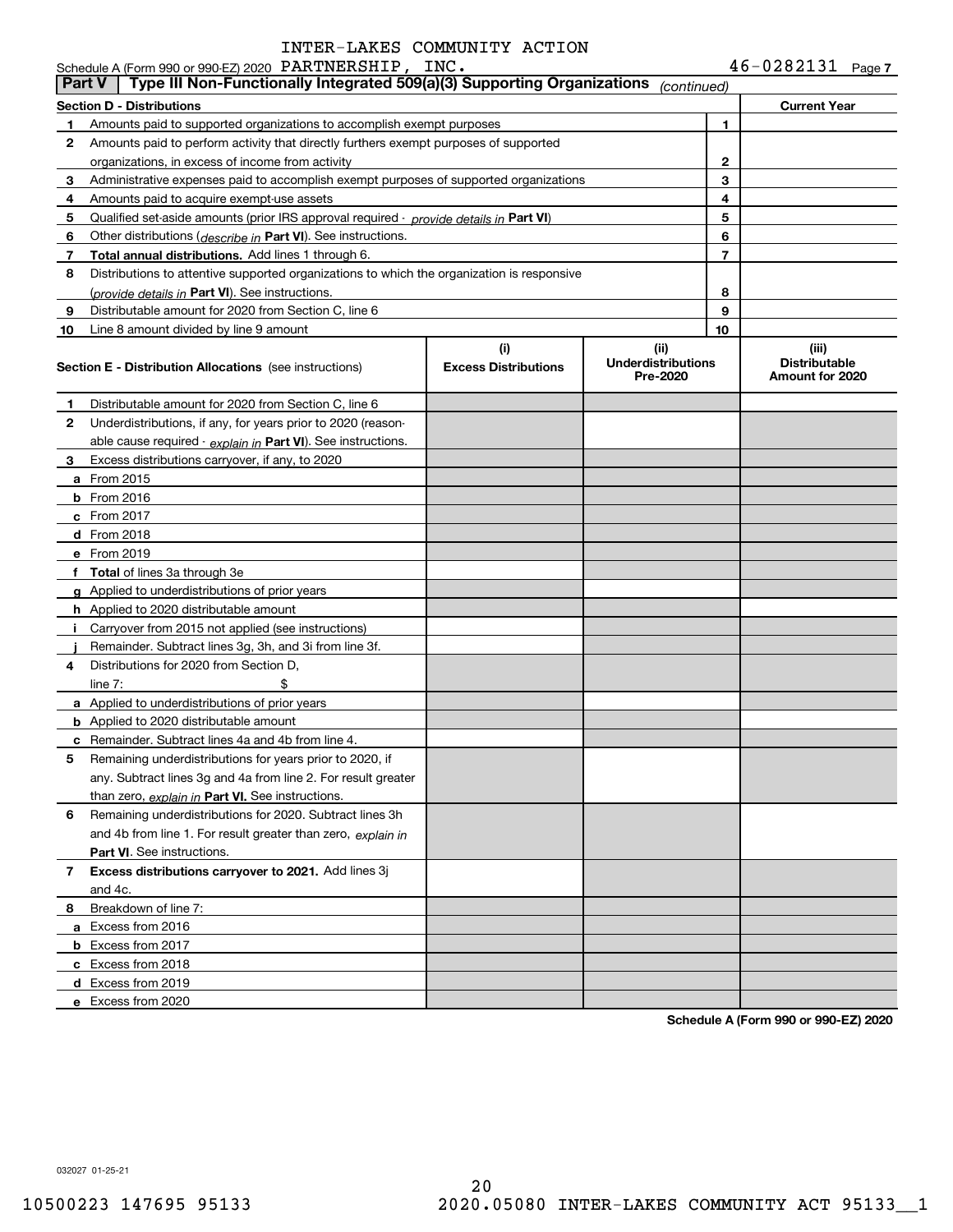INTER-LAKES COMMUNITY ACTION

Schedule A (Form 990 or 990-EZ) 2020 PARTNERSHIP, INC. 46-0282131 Page 7

## Part V Type III Non-Functionally Integrated 509(a)(3) Supporting Organizations *(continued)*

| **Section D - Distributions** | | | **Current Year** |
|---|---|---|---|
| 1 | Amounts paid to supported organizations to accomplish exempt purposes | 1 | |
| 2 | Amounts paid to perform activity that directly furthers exempt purposes of supported organizations, in excess of income from activity | 2 | |
| 3 | Administrative expenses paid to accomplish exempt purposes of supported organizations | 3 | |
| 4 | Amounts paid to acquire exempt-use assets | 4 | |
| 5 | Qualified set-aside amounts (prior IRS approval required - *provide details in* **Part VI**) | 5 | |
| 6 | Other distributions (*describe in* **Part VI**). See instructions. | 6 | |
| 7 | **Total annual distributions.** Add lines 1 through 6. | 7 | |
| 8 | Distributions to attentive supported organizations to which the organization is responsive (*provide details in* **Part VI**). See instructions. | 8 | |
| 9 | Distributable amount for 2020 from Section C, line 6 | 9 | |
| 10 | Line 8 amount divided by line 9 amount | 10 | |

| **Section E - Distribution Allocations** (see instructions) | (i) Excess Distributions | (ii) Underdistributions Pre-2020 | (iii) Distributable Amount for 2020 |
|---|---|---|---|
| **1** Distributable amount for 2020 from Section C, line 6 | | | |
| **2** Underdistributions, if any, for years prior to 2020 (reasonable cause required - *explain in* **Part VI**). See instructions. | | | |
| **3** Excess distributions carryover, if any, to 2020 | | | |
| **a** From 2015 | | | |
| **b** From 2016 | | | |
| **c** From 2017 | | | |
| **d** From 2018 | | | |
| **e** From 2019 | | | |
| **f Total** of lines 3a through 3e | | | |
| **g** Applied to underdistributions of prior years | | | |
| **h** Applied to 2020 distributable amount | | | |
| **i** Carryover from 2015 not applied (see instructions) | | | |
| **j** Remainder. Subtract lines 3g, 3h, and 3i from line 3f. | | | |
| **4** Distributions for 2020 from Section D, line 7: $ | | | |
| **a** Applied to underdistributions of prior years | | | |
| **b** Applied to 2020 distributable amount | | | |
| **c** Remainder. Subtract lines 4a and 4b from line 4. | | | |
| **5** Remaining underdistributions for years prior to 2020, if any. Subtract lines 3g and 4a from line 2. For result greater than zero, *explain in* **Part VI.** See instructions. | | | |
| **6** Remaining underdistributions for 2020. Subtract lines 3h and 4b from line 1. For result greater than zero, *explain in* **Part VI**. See instructions. | | | |
| **7 Excess distributions carryover to 2021.** Add lines 3j and 4c. | | | |
| **8** Breakdown of line 7: | | | |
| **a** Excess from 2016 | | | |
| **b** Excess from 2017 | | | |
| **c** Excess from 2018 | | | |
| **d** Excess from 2019 | | | |
| **e** Excess from 2020 | | | |

**Schedule A (Form 990 or 990-EZ) 2020**

032027 01-25-21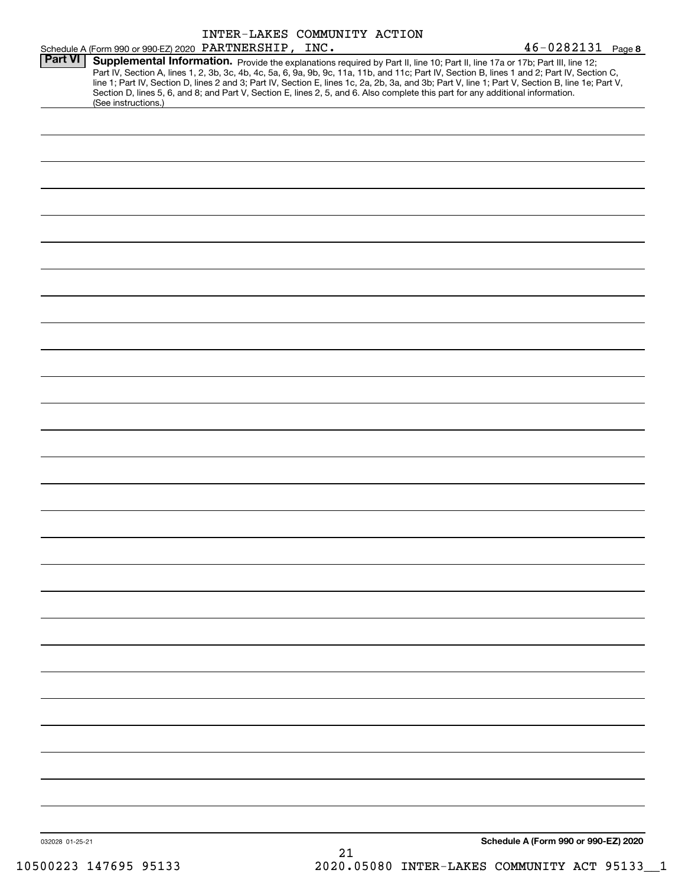Schedule A (Form 990 or 990-EZ) 2020 INTER-LAKES COMMUNITY ACTION PARTNERSHIP, INC. 46-0282131 Page 8

**Part VI** **Supplemental Information.** Provide the explanations required by Part II, line 10; Part II, line 17a or 17b; Part III, line 12; Part IV, Section A, lines 1, 2, 3b, 3c, 4b, 4c, 5a, 6, 9a, 9b, 9c, 11a, 11b, and 11c; Part IV, Section B, lines 1 and 2; Part IV, Section C, line 1; Part IV, Section D, lines 2 and 3; Part IV, Section E, lines 1c, 2a, 2b, 3a, and 3b; Part V, line 1; Part V, Section B, line 1e; Part V, Section D, lines 5, 6, and 8; and Part V, Section E, lines 2, 5, and 6. Also complete this part for any additional information. (See instructions.)

032028 01-25-21

**Schedule A (Form 990 or 990-EZ) 2020**

10500223 147695 95133 2020.05080 INTER-LAKES COMMUNITY ACT 95133__1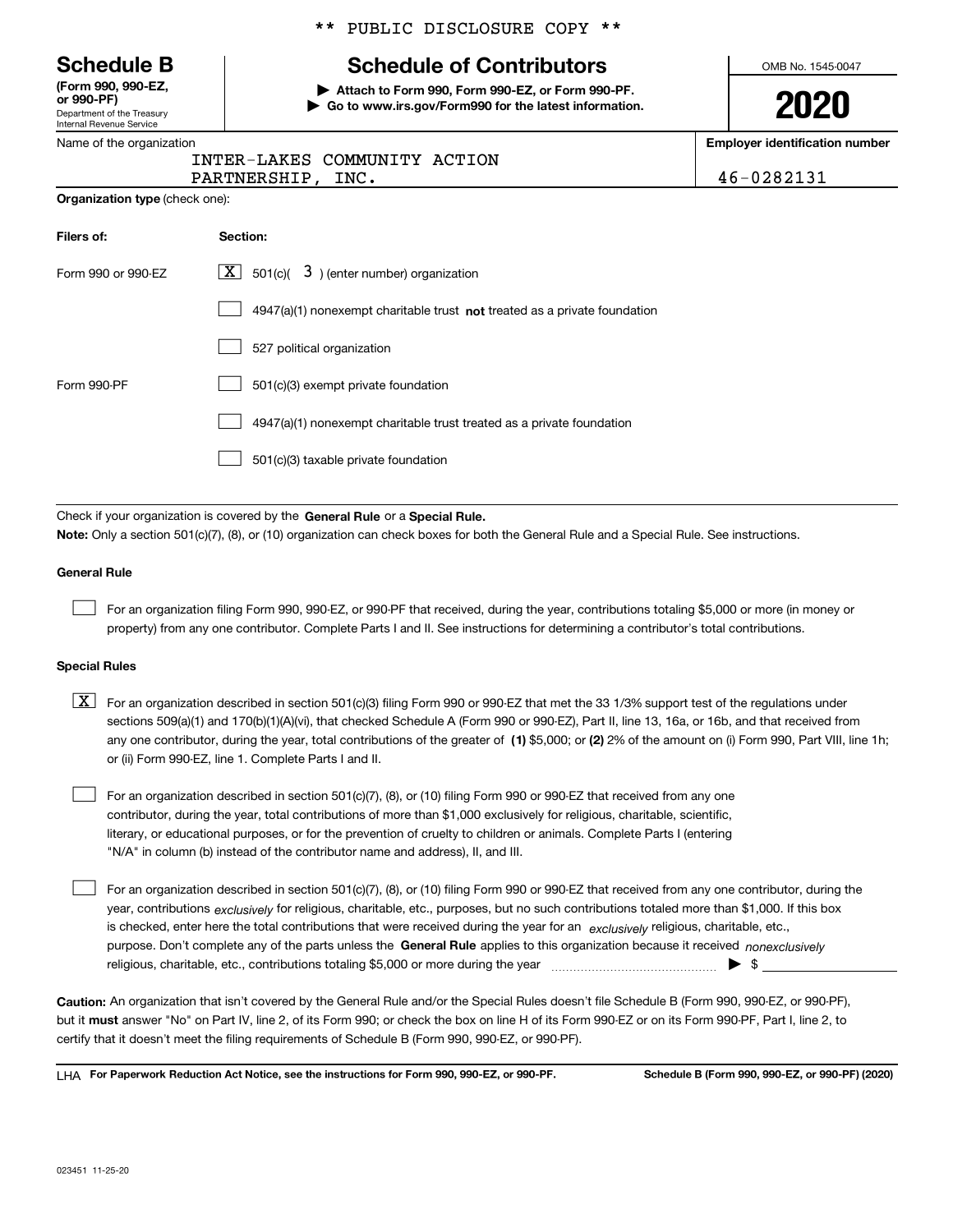\*\* PUBLIC DISCLOSURE COPY \*\*

# Schedule B

**(Form 990, 990-EZ, or 990-PF)**
Department of the Treasury
Internal Revenue Service

# Schedule of Contributors

▶ **Attach to Form 990, Form 990-EZ, or Form 990-PF.**
▶ **Go to www.irs.gov/Form990 for the latest information.**

OMB No. 1545-0047

**2020**

Name of the organization
INTER-LAKES COMMUNITY ACTION PARTNERSHIP, INC.

**Employer identification number**
46-0282131

**Organization type** (check one):

| **Filers of:** | **Section:** |
|---|---|
| Form 990 or 990-EZ | [X] 501(c)( 3 ) (enter number) organization |
| | [ ] 4947(a)(1) nonexempt charitable trust **not** treated as a private foundation |
| | [ ] 527 political organization |
| Form 990-PF | [ ] 501(c)(3) exempt private foundation |
| | [ ] 4947(a)(1) nonexempt charitable trust treated as a private foundation |
| | [ ] 501(c)(3) taxable private foundation |

Check if your organization is covered by the **General Rule** or a **Special Rule.**

**Note:** Only a section 501(c)(7), (8), or (10) organization can check boxes for both the General Rule and a Special Rule. See instructions.

**General Rule**

[ ] For an organization filing Form 990, 990-EZ, or 990-PF that received, during the year, contributions totaling $5,000 or more (in money or property) from any one contributor. Complete Parts I and II. See instructions for determining a contributor's total contributions.

**Special Rules**

[X] For an organization described in section 501(c)(3) filing Form 990 or 990-EZ that met the 33 1/3% support test of the regulations under sections 509(a)(1) and 170(b)(1)(A)(vi), that checked Schedule A (Form 990 or 990-EZ), Part II, line 13, 16a, or 16b, and that received from any one contributor, during the year, total contributions of the greater of **(1)** $5,000; or **(2)** 2% of the amount on (i) Form 990, Part VIII, line 1h; or (ii) Form 990-EZ, line 1. Complete Parts I and II.

[ ] For an organization described in section 501(c)(7), (8), or (10) filing Form 990 or 990-EZ that received from any one contributor, during the year, total contributions of more than $1,000 exclusively for religious, charitable, scientific, literary, or educational purposes, or for the prevention of cruelty to children or animals. Complete Parts I (entering "N/A" in column (b) instead of the contributor name and address), II, and III.

[ ] For an organization described in section 501(c)(7), (8), or (10) filing Form 990 or 990-EZ that received from any one contributor, during the year, contributions *exclusively* for religious, charitable, etc., purposes, but no such contributions totaled more than $1,000. If this box is checked, enter here the total contributions that were received during the year for an *exclusively* religious, charitable, etc., purpose. Don't complete any of the parts unless the **General Rule** applies to this organization because it received *nonexclusively* religious, charitable, etc., contributions totaling $5,000 or more during the year ▶ $ \_\_\_\_\_\_\_\_

**Caution:** An organization that isn't covered by the General Rule and/or the Special Rules doesn't file Schedule B (Form 990, 990-EZ, or 990-PF), but it **must** answer "No" on Part IV, line 2, of its Form 990; or check the box on line H of its Form 990-EZ or on its Form 990-PF, Part I, line 2, to certify that it doesn't meet the filing requirements of Schedule B (Form 990, 990-EZ, or 990-PF).

LHA **For Paperwork Reduction Act Notice, see the instructions for Form 990, 990-EZ, or 990-PF.** **Schedule B (Form 990, 990-EZ, or 990-PF) (2020)**

023451 11-25-20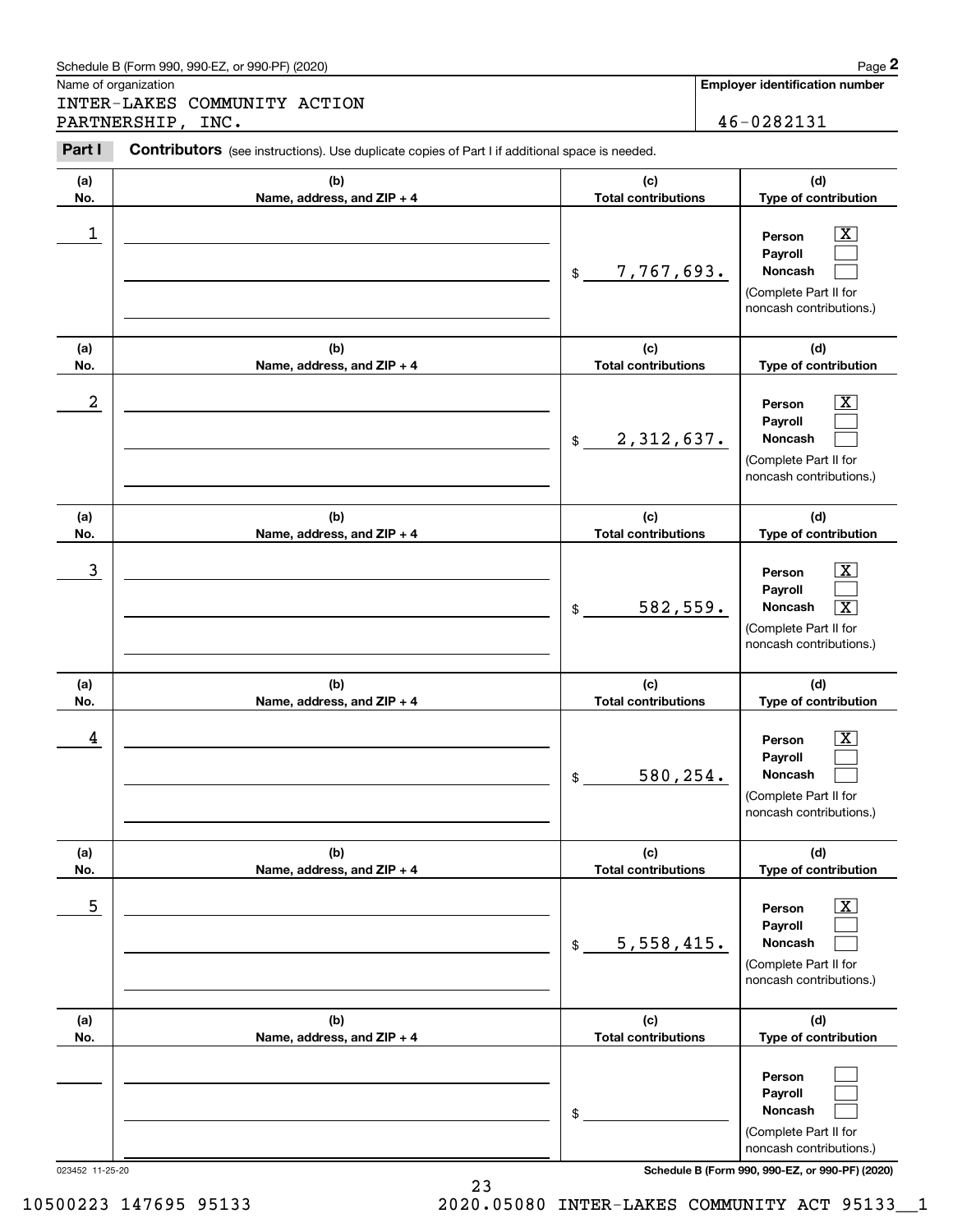Schedule B (Form 990, 990-EZ, or 990-PF) (2020) Page **2**

| Name of organization | Employer identification number |
| --- | --- |
| INTER-LAKES COMMUNITY ACTION PARTNERSHIP, INC. | 46-0282131 |

**Part I** **Contributors** (see instructions). Use duplicate copies of Part I if additional space is needed.

| (a) No. | (b) Name, address, and ZIP + 4 | (c) Total contributions | (d) Type of contribution |
| --- | --- | --- | --- |
| 1 | | $ 7,767,693. | Person [X] Payroll [ ] Noncash [ ] (Complete Part II for noncash contributions.) |
| 2 | | $ 2,312,637. | Person [X] Payroll [ ] Noncash [ ] (Complete Part II for noncash contributions.) |
| 3 | | $ 582,559. | Person [X] Payroll [ ] Noncash [X] (Complete Part II for noncash contributions.) |
| 4 | | $ 580,254. | Person [X] Payroll [ ] Noncash [ ] (Complete Part II for noncash contributions.) |
| 5 | | $ 5,558,415. | Person [X] Payroll [ ] Noncash [ ] (Complete Part II for noncash contributions.) |
| | | $ | Person [ ] Payroll [ ] Noncash [ ] (Complete Part II for noncash contributions.) |

023452 11-25-20 **Schedule B (Form 990, 990-EZ, or 990-PF) (2020)**

10500223 147695 95133 2020.05080 INTER-LAKES COMMUNITY ACT 95133__1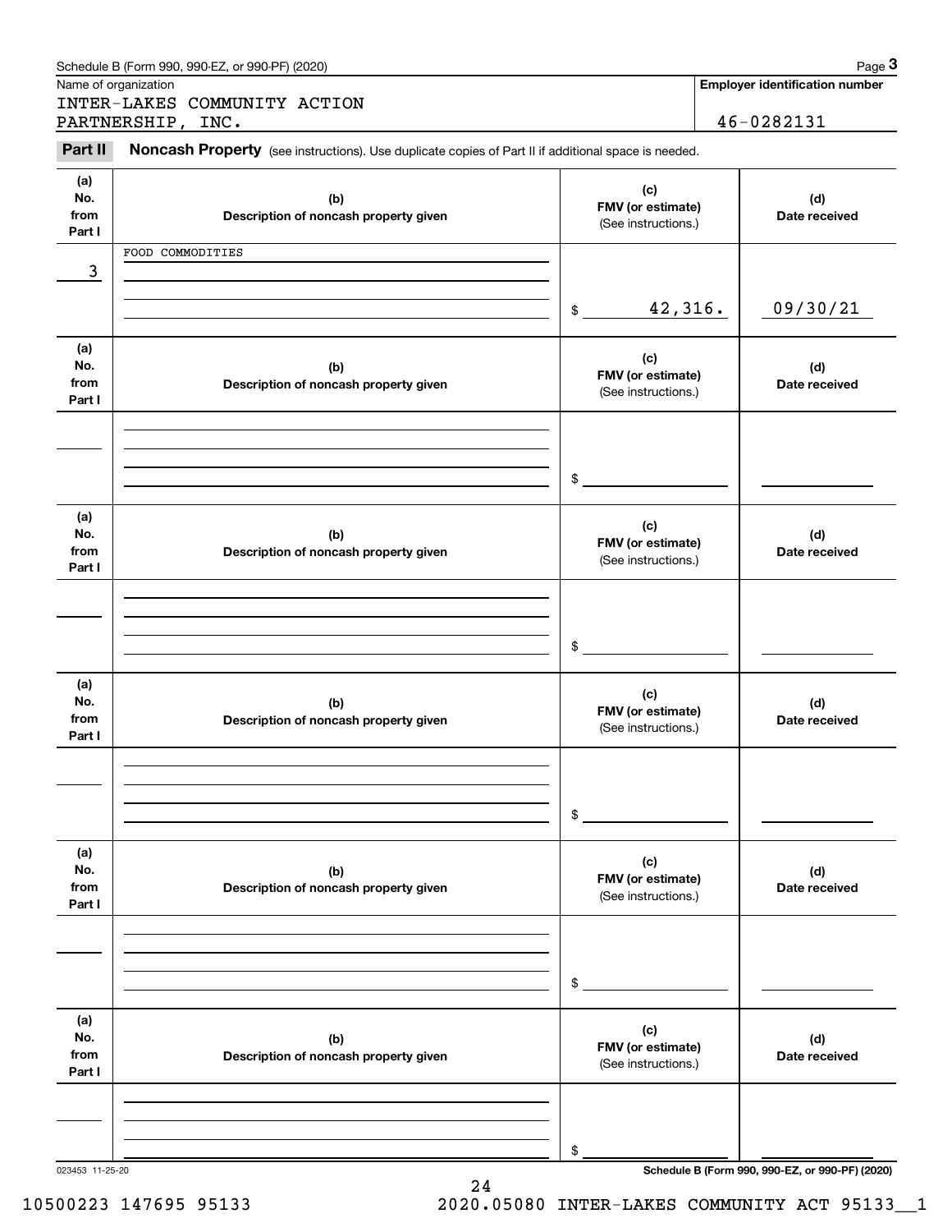Schedule B (Form 990, 990-EZ, or 990-PF) (2020) Page **3**

Name of organization: INTER-LAKES COMMUNITY ACTION PARTNERSHIP, INC.

**Employer identification number:** 46-0282131

**Part II** **Noncash Property** (see instructions). Use duplicate copies of Part II if additional space is needed.

| (a) No. from Part I | (b) Description of noncash property given | (c) FMV (or estimate) (See instructions.) | (d) Date received |
|---|---|---|---|
| 3 | FOOD COMMODITIES | $ 42,316. | 09/30/21 |

| (a) No. from Part I | (b) Description of noncash property given | (c) FMV (or estimate) (See instructions.) | (d) Date received |
|---|---|---|---|
| | | $ | |

| (a) No. from Part I | (b) Description of noncash property given | (c) FMV (or estimate) (See instructions.) | (d) Date received |
|---|---|---|---|
| | | $ | |

| (a) No. from Part I | (b) Description of noncash property given | (c) FMV (or estimate) (See instructions.) | (d) Date received |
|---|---|---|---|
| | | $ | |

| (a) No. from Part I | (b) Description of noncash property given | (c) FMV (or estimate) (See instructions.) | (d) Date received |
|---|---|---|---|
| | | $ | |

| (a) No. from Part I | (b) Description of noncash property given | (c) FMV (or estimate) (See instructions.) | (d) Date received |
|---|---|---|---|
| | | $ | |

023453 11-25-20 **Schedule B (Form 990, 990-EZ, or 990-PF) (2020)**

10500223 147695 95133 2020.05080 INTER-LAKES COMMUNITY ACT 95133__1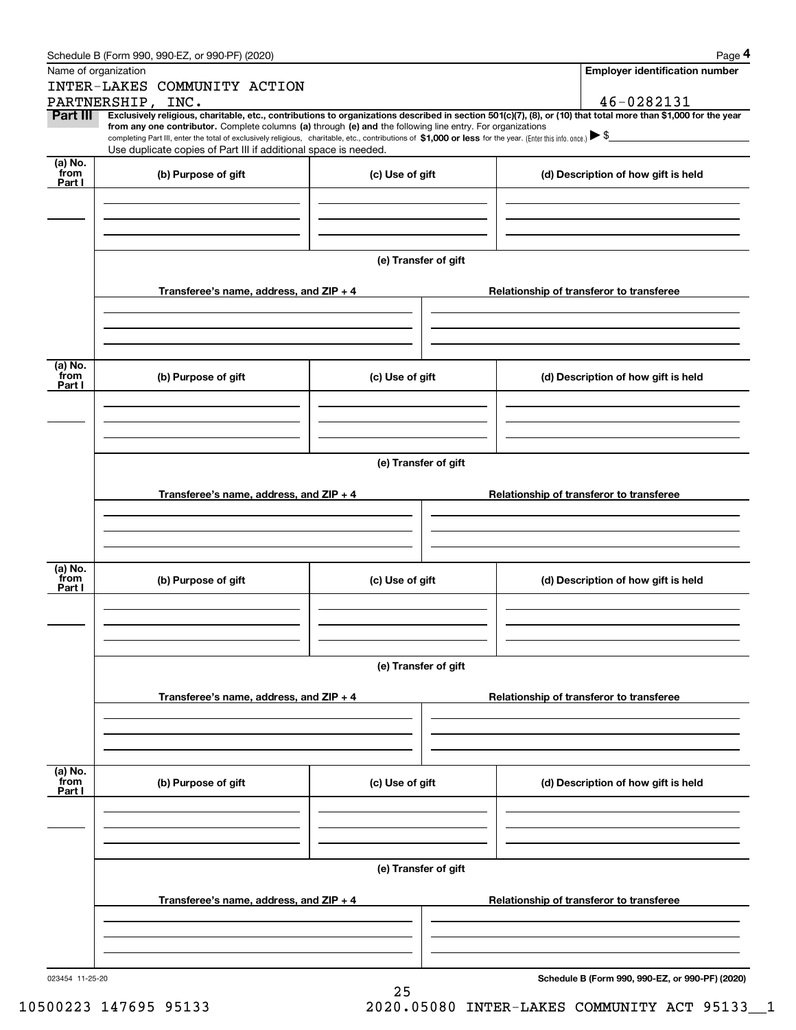Schedule B (Form 990, 990-EZ, or 990-PF) (2020) Page **4**

Name of organization

INTER-LAKES COMMUNITY ACTION PARTNERSHIP, INC.

**Employer identification number**

46-0282131

**Part III** **Exclusively religious, charitable, etc., contributions to organizations described in section 501(c)(7), (8), or (10) that total more than $1,000 for the year from any one contributor.** Complete columns **(a)** through **(e) and** the following line entry. For organizations completing Part III, enter the total of exclusively religious, charitable, etc., contributions of **$1,000 or less** for the year. (Enter this info. once.) ▶ $

Use duplicate copies of Part III if additional space is needed.

| (a) No. from Part I | (b) Purpose of gift | (c) Use of gift | (d) Description of how gift is held |
|---|---|---|---|
| | | | |

**(e) Transfer of gift**

| Transferee's name, address, and ZIP + 4 | Relationship of transferor to transferee |
|---|---|
| | |

| (a) No. from Part I | (b) Purpose of gift | (c) Use of gift | (d) Description of how gift is held |
|---|---|---|---|
| | | | |

**(e) Transfer of gift**

| Transferee's name, address, and ZIP + 4 | Relationship of transferor to transferee |
|---|---|
| | |

| (a) No. from Part I | (b) Purpose of gift | (c) Use of gift | (d) Description of how gift is held |
|---|---|---|---|
| | | | |

**(e) Transfer of gift**

| Transferee's name, address, and ZIP + 4 | Relationship of transferor to transferee |
|---|---|
| | |

| (a) No. from Part I | (b) Purpose of gift | (c) Use of gift | (d) Description of how gift is held |
|---|---|---|---|
| | | | |

**(e) Transfer of gift**

| Transferee's name, address, and ZIP + 4 | Relationship of transferor to transferee |
|---|---|
| | |

023454 11-25-20 **Schedule B (Form 990, 990-EZ, or 990-PF) (2020)**

10500223 147695 95133 2020.05080 INTER-LAKES COMMUNITY ACT 95133__1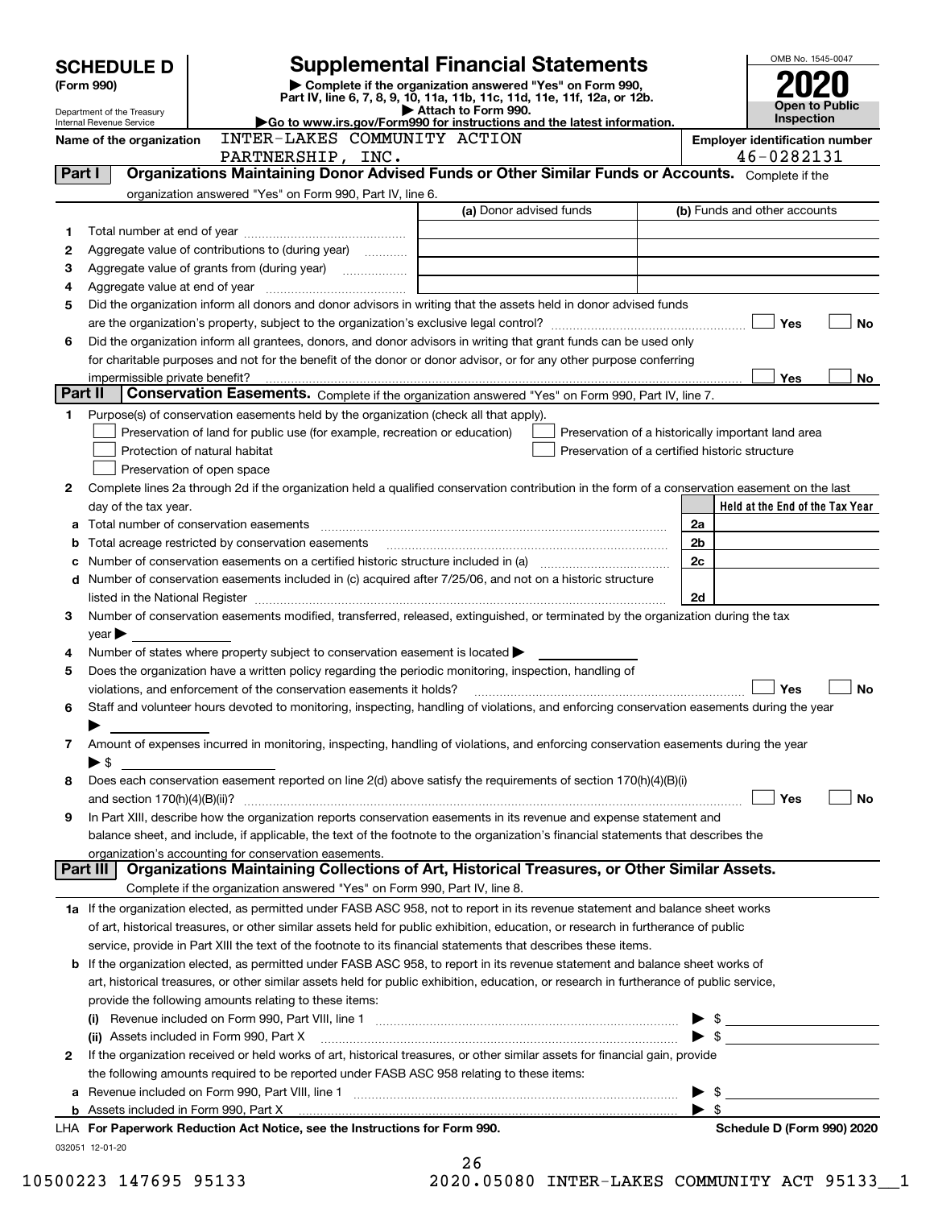# SCHEDULE D (Form 990)

Department of the Treasury
Internal Revenue Service

## Supplemental Financial Statements

▶ Complete if the organization answered "Yes" on Form 990, Part IV, line 6, 7, 8, 9, 10, 11a, 11b, 11c, 11d, 11e, 11f, 12a, or 12b.
▶ Attach to Form 990.
▶Go to www.irs.gov/Form990 for instructions and the latest information.

OMB No. 1545-0047
**2020**
**Open to Public Inspection**

**Name of the organization** INTER-LAKES COMMUNITY ACTION PARTNERSHIP, INC.

**Employer identification number** 46-0282131

## Part I Organizations Maintaining Donor Advised Funds or Other Similar Funds or Accounts. Complete if the organization answered "Yes" on Form 990, Part IV, line 6.

| | | (a) Donor advised funds | (b) Funds and other accounts |
|---|---|---|---|
| 1 | Total number at end of year | | |
| 2 | Aggregate value of contributions to (during year) | | |
| 3 | Aggregate value of grants from (during year) | | |
| 4 | Aggregate value at end of year | | |

5 Did the organization inform all donors and donor advisors in writing that the assets held in donor advised funds are the organization's property, subject to the organization's exclusive legal control? ☐ Yes ☐ No

6 Did the organization inform all grantees, donors, and donor advisors in writing that grant funds can be used only for charitable purposes and not for the benefit of the donor or donor advisor, or for any other purpose conferring impermissible private benefit? ☐ Yes ☐ No

## Part II Conservation Easements. Complete if the organization answered "Yes" on Form 990, Part IV, line 7.

1 Purpose(s) of conservation easements held by the organization (check all that apply).
- ☐ Preservation of land for public use (for example, recreation or education)
- ☐ Protection of natural habitat
- ☐ Preservation of open space
- ☐ Preservation of a historically important land area
- ☐ Preservation of a certified historic structure

2 Complete lines 2a through 2d if the organization held a qualified conservation contribution in the form of a conservation easement on the last day of the tax year.

| | | | Held at the End of the Tax Year |
|---|---|---|---|
| a | Total number of conservation easements | 2a | |
| b | Total acreage restricted by conservation easements | 2b | |
| c | Number of conservation easements on a certified historic structure included in (a) | 2c | |
| d | Number of conservation easements included in (c) acquired after 7/25/06, and not on a historic structure listed in the National Register | 2d | |

3 Number of conservation easements modified, transferred, released, extinguished, or terminated by the organization during the tax year ▶

4 Number of states where property subject to conservation easement is located ▶

5 Does the organization have a written policy regarding the periodic monitoring, inspection, handling of violations, and enforcement of the conservation easements it holds? ☐ Yes ☐ No

6 Staff and volunteer hours devoted to monitoring, inspecting, handling of violations, and enforcing conservation easements during the year ▶

7 Amount of expenses incurred in monitoring, inspecting, handling of violations, and enforcing conservation easements during the year ▶ $

8 Does each conservation easement reported on line 2(d) above satisfy the requirements of section 170(h)(4)(B)(i) and section 170(h)(4)(B)(ii)? ☐ Yes ☐ No

9 In Part XIII, describe how the organization reports conservation easements in its revenue and expense statement and balance sheet, and include, if applicable, the text of the footnote to the organization's financial statements that describes the organization's accounting for conservation easements.

## Part III Organizations Maintaining Collections of Art, Historical Treasures, or Other Similar Assets. Complete if the organization answered "Yes" on Form 990, Part IV, line 8.

1a If the organization elected, as permitted under FASB ASC 958, not to report in its revenue statement and balance sheet works of art, historical treasures, or other similar assets held for public exhibition, education, or research in furtherance of public service, provide in Part XIII the text of the footnote to its financial statements that describes these items.

b If the organization elected, as permitted under FASB ASC 958, to report in its revenue statement and balance sheet works of art, historical treasures, or other similar assets held for public exhibition, education, or research in furtherance of public service, provide the following amounts relating to these items:

(i) Revenue included on Form 990, Part VIII, line 1 ▶ $

(ii) Assets included in Form 990, Part X ▶ $

2 If the organization received or held works of art, historical treasures, or other similar assets for financial gain, provide the following amounts required to be reported under FASB ASC 958 relating to these items:

a Revenue included on Form 990, Part VIII, line 1 ▶ $

b Assets included in Form 990, Part X ▶ $

LHA **For Paperwork Reduction Act Notice, see the Instructions for Form 990.** **Schedule D (Form 990) 2020**

032051 12-01-20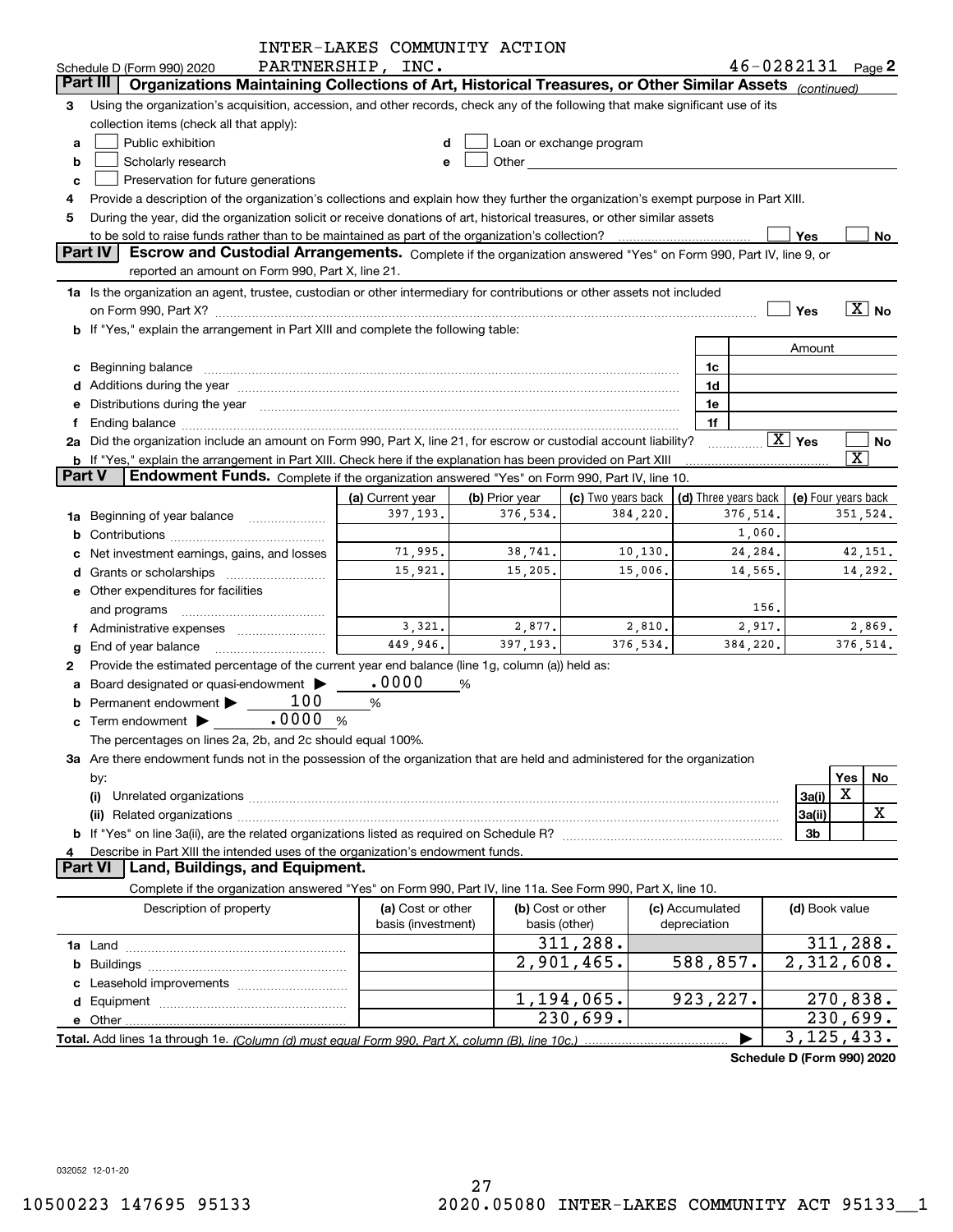Schedule D (Form 990) 2020 INTER-LAKES COMMUNITY ACTION PARTNERSHIP, INC. 46-0282131 Page 2

**Part III** Organizations Maintaining Collections of Art, Historical Treasures, or Other Similar Assets *(continued)*

3 Using the organization's acquisition, accession, and other records, check any of the following that make significant use of its collection items (check all that apply):

a ☐ Public exhibition
b ☐ Scholarly research
c ☐ Preservation for future generations
d ☐ Loan or exchange program
e ☐ Other

4 Provide a description of the organization's collections and explain how they further the organization's exempt purpose in Part XIII.

5 During the year, did the organization solicit or receive donations of art, historical treasures, or other similar assets to be sold to raise funds rather than to be maintained as part of the organization's collection? ☐ Yes ☐ No

**Part IV** Escrow and Custodial Arrangements. Complete if the organization answered "Yes" on Form 990, Part IV, line 9, or reported an amount on Form 990, Part X, line 21.

1a Is the organization an agent, trustee, custodian or other intermediary for contributions or other assets not included on Form 990, Part X? ☐ Yes ☒ No

b If "Yes," explain the arrangement in Part XIII and complete the following table:

| | | Amount |
|---|---|---|
| c Beginning balance | 1c | |
| d Additions during the year | 1d | |
| e Distributions during the year | 1e | |
| f Ending balance | 1f | |

2a Did the organization include an amount on Form 990, Part X, line 21, for escrow or custodial account liability? ☒ Yes ☐ No

b If "Yes," explain the arrangement in Part XIII. Check here if the explanation has been provided on Part XIII ☒

**Part V** Endowment Funds. Complete if the organization answered "Yes" on Form 990, Part IV, line 10.

| | (a) Current year | (b) Prior year | (c) Two years back | (d) Three years back | (e) Four years back |
|---|---|---|---|---|---|
| 1a Beginning of year balance | 397,193. | 376,534. | 384,220. | 376,514. | 351,524. |
| b Contributions | | | | 1,060. | |
| c Net investment earnings, gains, and losses | 71,995. | 38,741. | 10,130. | 24,284. | 42,151. |
| d Grants or scholarships | 15,921. | 15,205. | 15,006. | 14,565. | 14,292. |
| e Other expenditures for facilities and programs | | | | 156. | |
| f Administrative expenses | 3,321. | 2,877. | 2,810. | 2,917. | 2,869. |
| g End of year balance | 449,946. | 397,193. | 376,534. | 384,220. | 376,514. |

2 Provide the estimated percentage of the current year end balance (line 1g, column (a)) held as:

a Board designated or quasi-endowment ▶ .0000 %
b Permanent endowment ▶ 100 %
c Term endowment ▶ .0000 %

The percentages on lines 2a, 2b, and 2c should equal 100%.

3a Are there endowment funds not in the possession of the organization that are held and administered for the organization by:

| | | Yes | No |
|---|---|---|---|
| (i) Unrelated organizations | 3a(i) | X | |
| (ii) Related organizations | 3a(ii) | | X |
| b If "Yes" on line 3a(ii), are the related organizations listed as required on Schedule R? | 3b | | |

4 Describe in Part XIII the intended uses of the organization's endowment funds.

**Part VI** Land, Buildings, and Equipment.

Complete if the organization answered "Yes" on Form 990, Part IV, line 11a. See Form 990, Part X, line 10.

| Description of property | (a) Cost or other basis (investment) | (b) Cost or other basis (other) | (c) Accumulated depreciation | (d) Book value |
|---|---|---|---|---|
| 1a Land | | 311,288. | | 311,288. |
| b Buildings | | 2,901,465. | 588,857. | 2,312,608. |
| c Leasehold improvements | | | | |
| d Equipment | | 1,194,065. | 923,227. | 270,838. |
| e Other | | 230,699. | | 230,699. |
| Total. Add lines 1a through 1e. *(Column (d) must equal Form 990, Part X, column (B), line 10c.)* | | | ▶ | 3,125,433. |

Schedule D (Form 990) 2020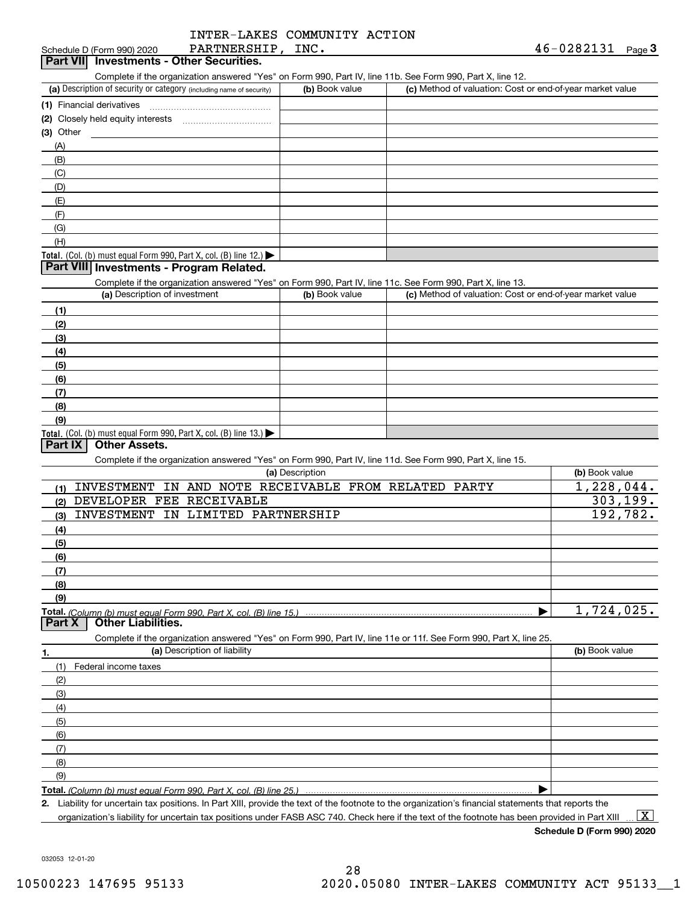Schedule D (Form 990) 2020 INTER-LAKES COMMUNITY ACTION PARTNERSHIP, INC. 46-0282131 Page 3

## Part VII Investments - Other Securities.

Complete if the organization answered "Yes" on Form 990, Part IV, line 11b. See Form 990, Part X, line 12.

| (a) Description of security or category (including name of security) | (b) Book value | (c) Method of valuation: Cost or end-of-year market value |
|---|---|---|
| (1) Financial derivatives | | |
| (2) Closely held equity interests | | |
| (3) Other | | |
| (A) | | |
| (B) | | |
| (C) | | |
| (D) | | |
| (E) | | |
| (F) | | |
| (G) | | |
| (H) | | |
| Total. (Col. (b) must equal Form 990, Part X, col. (B) line 12.) | | |

## Part VIII Investments - Program Related.

Complete if the organization answered "Yes" on Form 990, Part IV, line 11c. See Form 990, Part X, line 13.

| (a) Description of investment | (b) Book value | (c) Method of valuation: Cost or end-of-year market value |
|---|---|---|
| (1) | | |
| (2) | | |
| (3) | | |
| (4) | | |
| (5) | | |
| (6) | | |
| (7) | | |
| (8) | | |
| (9) | | |
| Total. (Col. (b) must equal Form 990, Part X, col. (B) line 13.) | | |

## Part IX Other Assets.

Complete if the organization answered "Yes" on Form 990, Part IV, line 11d. See Form 990, Part X, line 15.

| (a) Description | (b) Book value |
|---|---|
| (1) INVESTMENT IN AND NOTE RECEIVABLE FROM RELATED PARTY | 1,228,044. |
| (2) DEVELOPER FEE RECEIVABLE | 303,199. |
| (3) INVESTMENT IN LIMITED PARTNERSHIP | 192,782. |
| (4) | |
| (5) | |
| (6) | |
| (7) | |
| (8) | |
| (9) | |
| Total. (Column (b) must equal Form 990, Part X, col. (B) line 15.) | 1,724,025. |

## Part X Other Liabilities.

Complete if the organization answered "Yes" on Form 990, Part IV, line 11e or 11f. See Form 990, Part X, line 25.

| 1. (a) Description of liability | (b) Book value |
|---|---|
| (1) Federal income taxes | |
| (2) | |
| (3) | |
| (4) | |
| (5) | |
| (6) | |
| (7) | |
| (8) | |
| (9) | |
| Total. (Column (b) must equal Form 990, Part X, col. (B) line 25.) | |

2. Liability for uncertain tax positions. In Part XIII, provide the text of the footnote to the organization's financial statements that reports the organization's liability for uncertain tax positions under FASB ASC 740. Check here if the text of the footnote has been provided in Part XIII ... [X]

Schedule D (Form 990) 2020

032053 12-01-20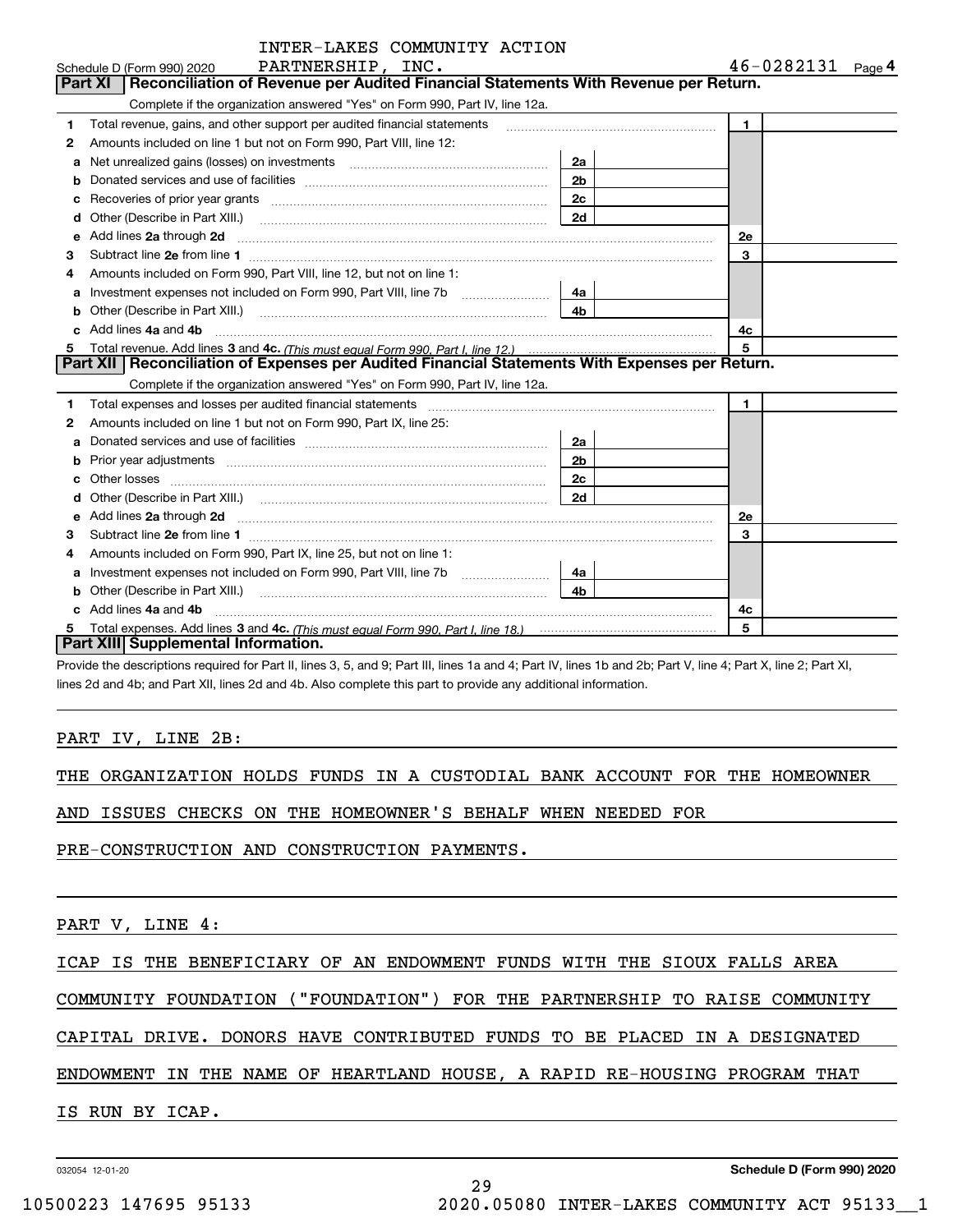INTER-LAKES COMMUNITY ACTION PARTNERSHIP, INC. 46-0282131

Schedule D (Form 990) 2020 Page 4

## Part XI Reconciliation of Revenue per Audited Financial Statements With Revenue per Return.

Complete if the organization answered "Yes" on Form 990, Part IV, line 12a.

| | | | | | |
|---|---|---|---|---|---|
| 1 | Total revenue, gains, and other support per audited financial statements | | | 1 | |
| 2 | Amounts included on line 1 but not on Form 990, Part VIII, line 12: | | | | |
| a | Net unrealized gains (losses) on investments | 2a | | | |
| b | Donated services and use of facilities | 2b | | | |
| c | Recoveries of prior year grants | 2c | | | |
| d | Other (Describe in Part XIII.) | 2d | | | |
| e | Add lines 2a through 2d | | | 2e | |
| 3 | Subtract line 2e from line 1 | | | 3 | |
| 4 | Amounts included on Form 990, Part VIII, line 12, but not on line 1: | | | | |
| a | Investment expenses not included on Form 990, Part VIII, line 7b | 4a | | | |
| b | Other (Describe in Part XIII.) | 4b | | | |
| c | Add lines 4a and 4b | | | 4c | |
| 5 | Total revenue. Add lines 3 and 4c. *(This must equal Form 990, Part I, line 12.)* | | | 5 | |

## Part XII Reconciliation of Expenses per Audited Financial Statements With Expenses per Return.

Complete if the organization answered "Yes" on Form 990, Part IV, line 12a.

| | | | | | |
|---|---|---|---|---|---|
| 1 | Total expenses and losses per audited financial statements | | | 1 | |
| 2 | Amounts included on line 1 but not on Form 990, Part IX, line 25: | | | | |
| a | Donated services and use of facilities | 2a | | | |
| b | Prior year adjustments | 2b | | | |
| c | Other losses | 2c | | | |
| d | Other (Describe in Part XIII.) | 2d | | | |
| e | Add lines 2a through 2d | | | 2e | |
| 3 | Subtract line 2e from line 1 | | | 3 | |
| 4 | Amounts included on Form 990, Part IX, line 25, but not on line 1: | | | | |
| a | Investment expenses not included on Form 990, Part VIII, line 7b | 4a | | | |
| b | Other (Describe in Part XIII.) | 4b | | | |
| c | Add lines 4a and 4b | | | 4c | |
| 5 | Total expenses. Add lines 3 and 4c. *(This must equal Form 990, Part I, line 18.)* | | | 5 | |

## Part XIII Supplemental Information.

Provide the descriptions required for Part II, lines 3, 5, and 9; Part III, lines 1a and 4; Part IV, lines 1b and 2b; Part V, line 4; Part X, line 2; Part XI, lines 2d and 4b; and Part XII, lines 2d and 4b. Also complete this part to provide any additional information.

PART IV, LINE 2B:

THE ORGANIZATION HOLDS FUNDS IN A CUSTODIAL BANK ACCOUNT FOR THE HOMEOWNER AND ISSUES CHECKS ON THE HOMEOWNER'S BEHALF WHEN NEEDED FOR PRE-CONSTRUCTION AND CONSTRUCTION PAYMENTS.

PART V, LINE 4:

ICAP IS THE BENEFICIARY OF AN ENDOWMENT FUNDS WITH THE SIOUX FALLS AREA COMMUNITY FOUNDATION ("FOUNDATION") FOR THE PARTNERSHIP TO RAISE COMMUNITY CAPITAL DRIVE. DONORS HAVE CONTRIBUTED FUNDS TO BE PLACED IN A DESIGNATED ENDOWMENT IN THE NAME OF HEARTLAND HOUSE, A RAPID RE-HOUSING PROGRAM THAT IS RUN BY ICAP.

032054 12-01-20 Schedule D (Form 990) 2020

10500223 147695 95133 2020.05080 INTER-LAKES COMMUNITY ACT 95133__1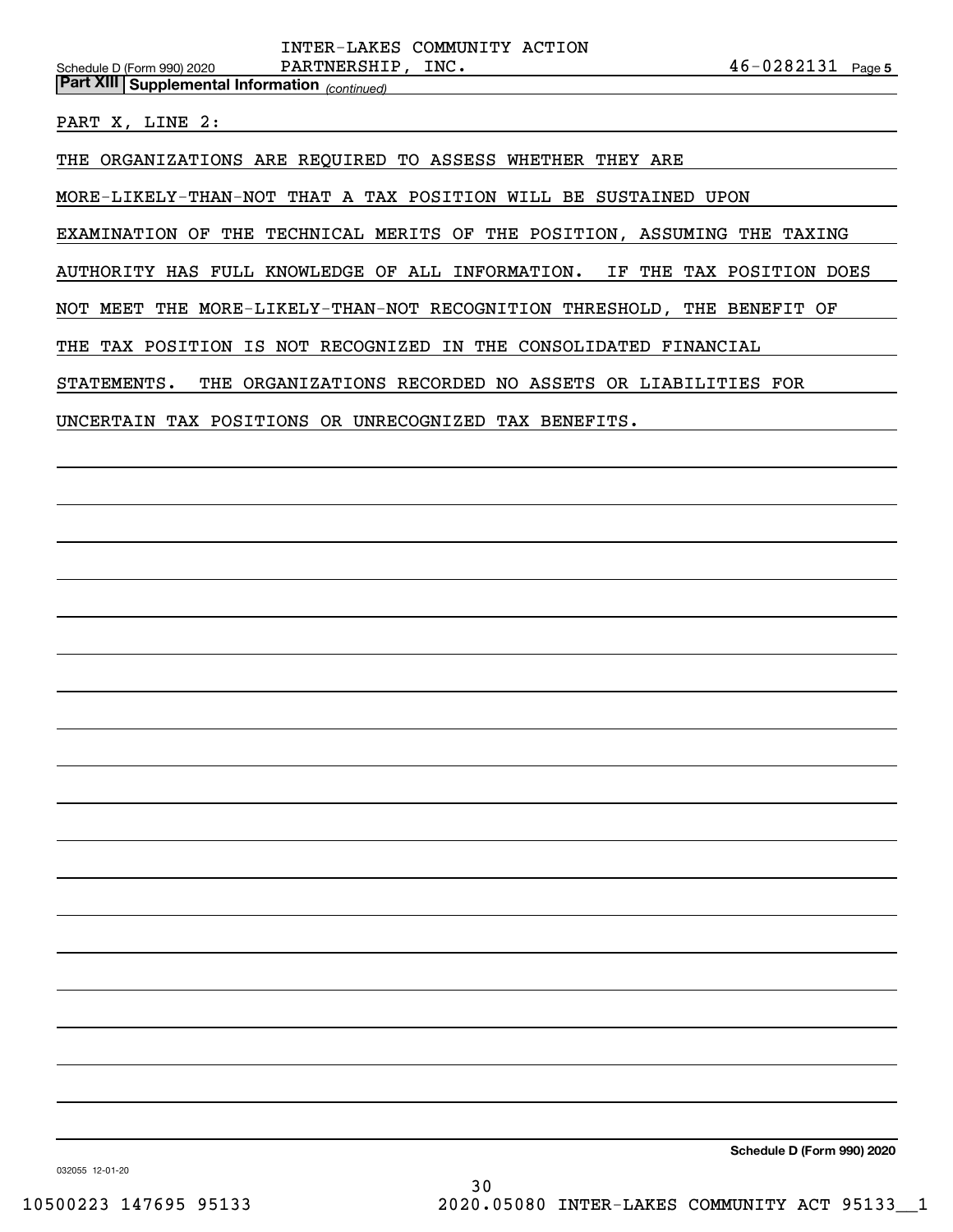Schedule D (Form 990) 2020 INTER-LAKES COMMUNITY ACTION PARTNERSHIP, INC. 46-0282131 Page 5

**Part XIII | Supplemental Information** *(continued)*

PART X, LINE 2:

THE ORGANIZATIONS ARE REQUIRED TO ASSESS WHETHER THEY ARE MORE-LIKELY-THAN-NOT THAT A TAX POSITION WILL BE SUSTAINED UPON EXAMINATION OF THE TECHNICAL MERITS OF THE POSITION, ASSUMING THE TAXING AUTHORITY HAS FULL KNOWLEDGE OF ALL INFORMATION. IF THE TAX POSITION DOES NOT MEET THE MORE-LIKELY-THAN-NOT RECOGNITION THRESHOLD, THE BENEFIT OF THE TAX POSITION IS NOT RECOGNIZED IN THE CONSOLIDATED FINANCIAL STATEMENTS. THE ORGANIZATIONS RECORDED NO ASSETS OR LIABILITIES FOR UNCERTAIN TAX POSITIONS OR UNRECOGNIZED TAX BENEFITS.

**Schedule D (Form 990) 2020**

032055 12-01-20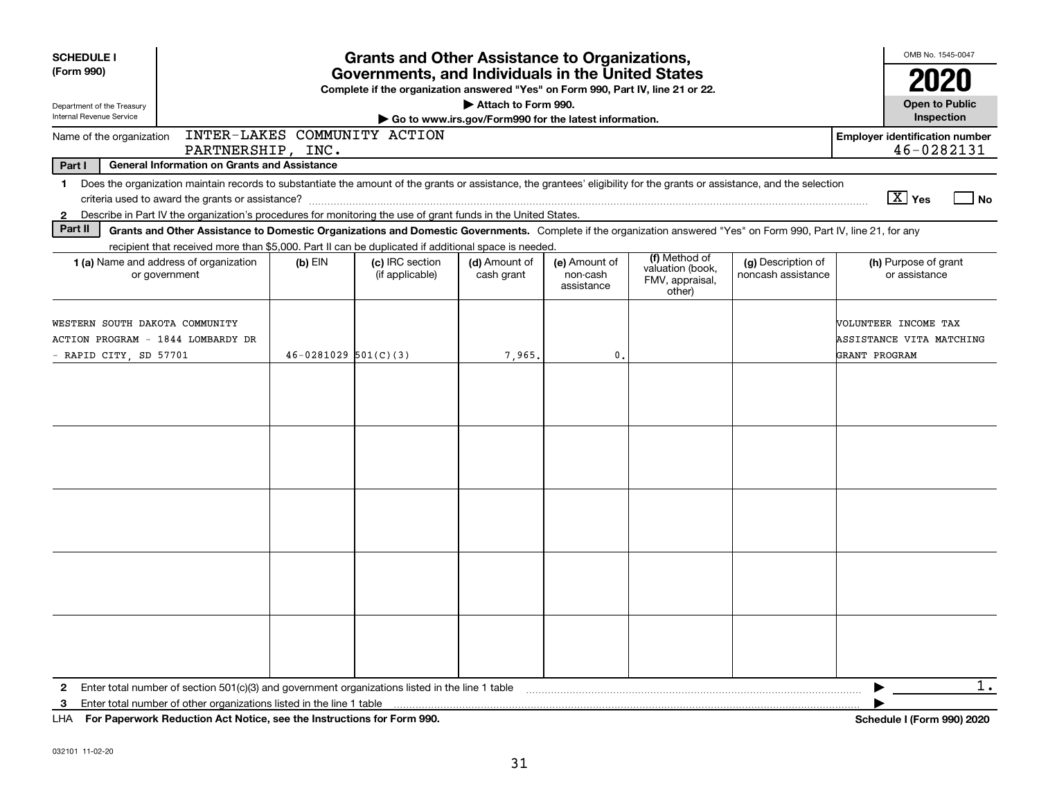**SCHEDULE I (Form 990)**

Department of the Treasury
Internal Revenue Service

# Grants and Other Assistance to Organizations, Governments, and Individuals in the United States

**Complete if the organization answered "Yes" on Form 990, Part IV, line 21 or 22.**

**▶ Attach to Form 990.**

**▶ Go to www.irs.gov/Form990 for the latest information.**

OMB No. 1545-0047

**2020**

**Open to Public Inspection**

Name of the organization: INTER-LAKES COMMUNITY ACTION PARTNERSHIP, INC.

**Employer identification number** 46-0282131

**Part I — General Information on Grants and Assistance**

1 Does the organization maintain records to substantiate the amount of the grants or assistance, the grantees' eligibility for the grants or assistance, and the selection criteria used to award the grants or assistance? [X] Yes [ ] No

2 Describe in Part IV the organization's procedures for monitoring the use of grant funds in the United States.

**Part II — Grants and Other Assistance to Domestic Organizations and Domestic Governments.** Complete if the organization answered "Yes" on Form 990, Part IV, line 21, for any recipient that received more than $5,000. Part II can be duplicated if additional space is needed.

| 1 (a) Name and address of organization or government | (b) EIN | (c) IRC section (if applicable) | (d) Amount of cash grant | (e) Amount of non-cash assistance | (f) Method of valuation (book, FMV, appraisal, other) | (g) Description of noncash assistance | (h) Purpose of grant or assistance |
|---|---|---|---|---|---|---|---|
| WESTERN SOUTH DAKOTA COMMUNITY ACTION PROGRAM - 1844 LOMBARDY DR - RAPID CITY, SD 57701 | 46-0281029 | 501(C)(3) | 7,965. | 0. | | | VOLUNTEER INCOME TAX ASSISTANCE VITA MATCHING GRANT PROGRAM |
| | | | | | | | |
| | | | | | | | |
| | | | | | | | |
| | | | | | | | |
| | | | | | | | |

2 Enter total number of section 501(c)(3) and government organizations listed in the line 1 table ▶ 1.

3 Enter total number of other organizations listed in the line 1 table ▶

LHA **For Paperwork Reduction Act Notice, see the Instructions for Form 990.** **Schedule I (Form 990) 2020**

032101 11-02-20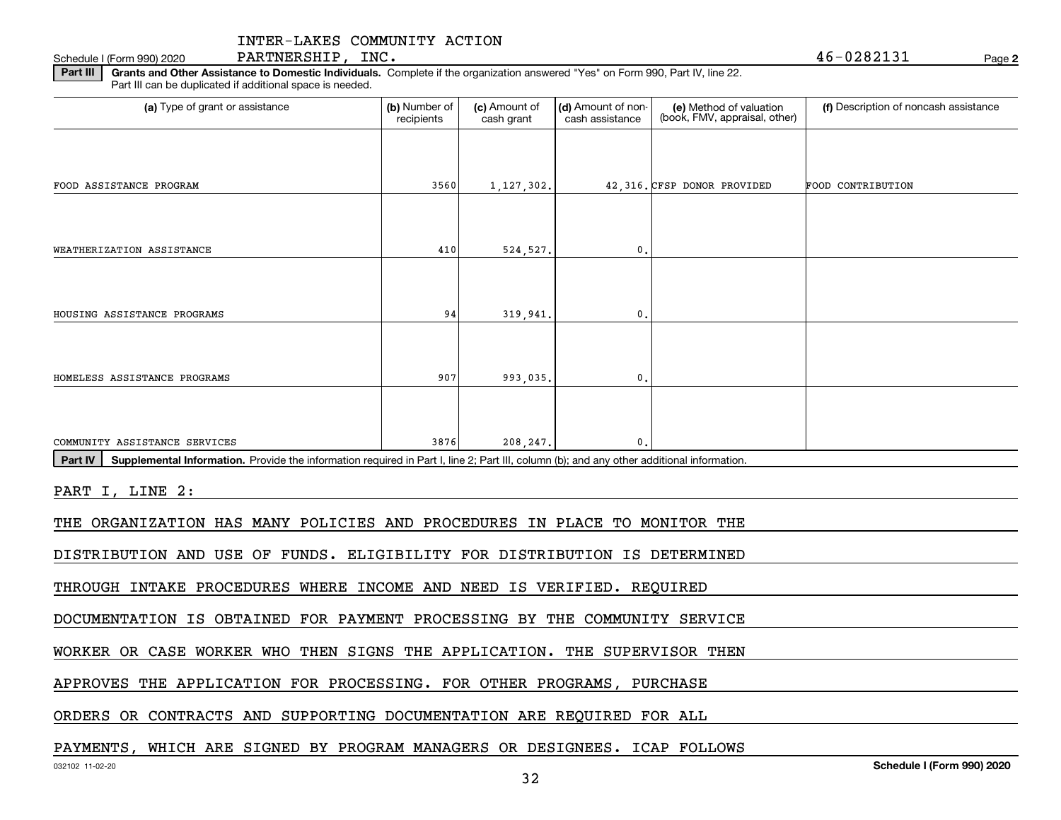INTER-LAKES COMMUNITY ACTION PARTNERSHIP, INC. 46-0282131

Schedule I (Form 990) 2020

**Part III** **Grants and Other Assistance to Domestic Individuals.** Complete if the organization answered "Yes" on Form 990, Part IV, line 22. Part III can be duplicated if additional space is needed.

| (a) Type of grant or assistance | (b) Number of recipients | (c) Amount of cash grant | (d) Amount of non-cash assistance | (e) Method of valuation (book, FMV, appraisal, other) | (f) Description of noncash assistance |
|---|---|---|---|---|---|
| FOOD ASSISTANCE PROGRAM | 3560 | 1,127,302. | 42,316. | CFSP DONOR PROVIDED | FOOD CONTRIBUTION |
| WEATHERIZATION ASSISTANCE | 410 | 524,527. | 0. | | |
| HOUSING ASSISTANCE PROGRAMS | 94 | 319,941. | 0. | | |
| HOMELESS ASSISTANCE PROGRAMS | 907 | 993,035. | 0. | | |
| COMMUNITY ASSISTANCE SERVICES | 3876 | 208,247. | 0. | | |

**Part IV** **Supplemental Information.** Provide the information required in Part I, line 2; Part III, column (b); and any other additional information.

PART I, LINE 2:

THE ORGANIZATION HAS MANY POLICIES AND PROCEDURES IN PLACE TO MONITOR THE DISTRIBUTION AND USE OF FUNDS. ELIGIBILITY FOR DISTRIBUTION IS DETERMINED THROUGH INTAKE PROCEDURES WHERE INCOME AND NEED IS VERIFIED. REQUIRED DOCUMENTATION IS OBTAINED FOR PAYMENT PROCESSING BY THE COMMUNITY SERVICE WORKER OR CASE WORKER WHO THEN SIGNS THE APPLICATION. THE SUPERVISOR THEN APPROVES THE APPLICATION FOR PROCESSING. FOR OTHER PROGRAMS, PURCHASE ORDERS OR CONTRACTS AND SUPPORTING DOCUMENTATION ARE REQUIRED FOR ALL PAYMENTS, WHICH ARE SIGNED BY PROGRAM MANAGERS OR DESIGNEES. ICAP FOLLOWS

032102 11-02-20 Schedule I (Form 990) 2020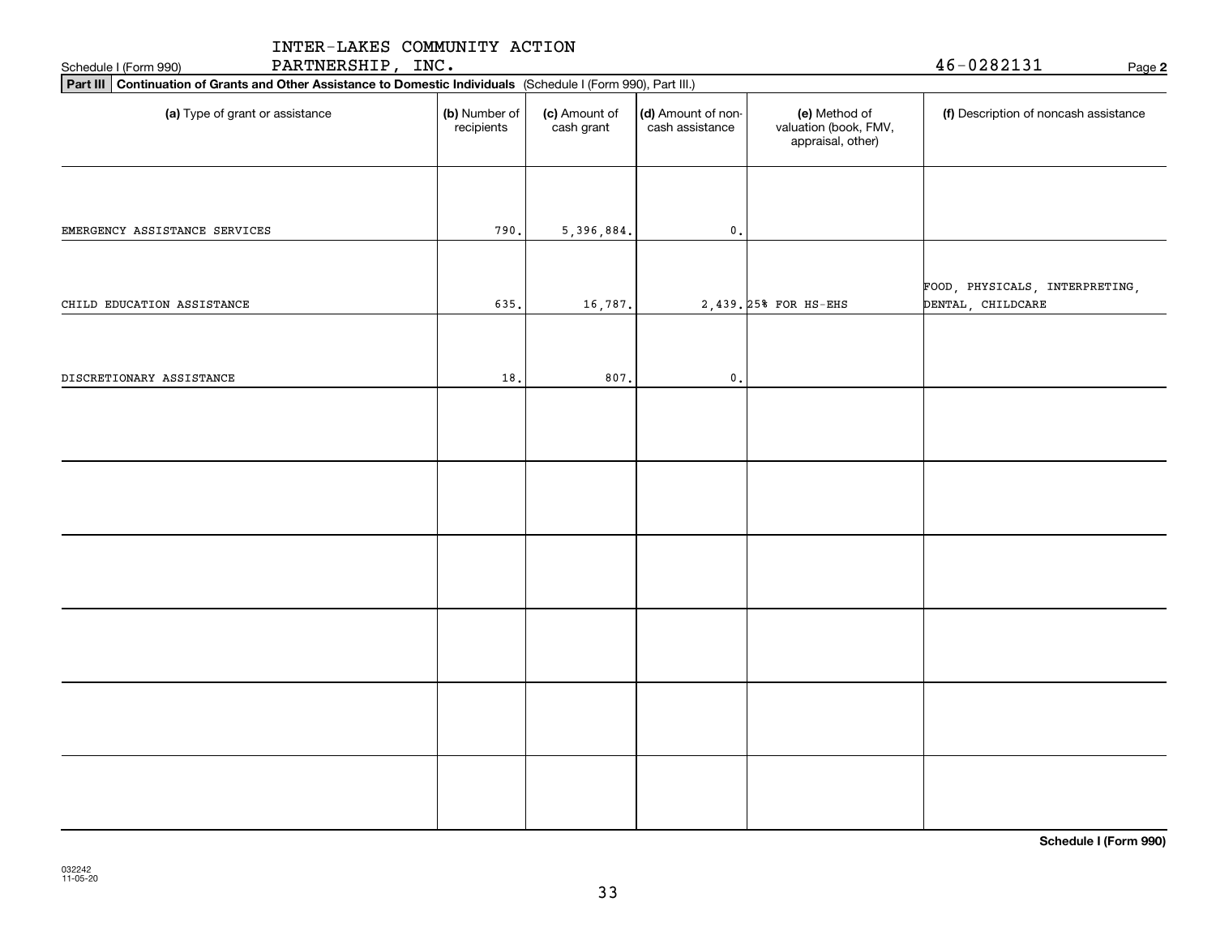INTER-LAKES COMMUNITY ACTION PARTNERSHIP, INC.

Schedule I (Form 990) 46-0282131 Page **2**

**Part III** **Continuation of Grants and Other Assistance to Domestic Individuals** (Schedule I (Form 990), Part III.)

| (a) Type of grant or assistance | (b) Number of recipients | (c) Amount of cash grant | (d) Amount of non-cash assistance | (e) Method of valuation (book, FMV, appraisal, other) | (f) Description of noncash assistance |
|---|---|---|---|---|---|
| EMERGENCY ASSISTANCE SERVICES | 790. | 5,396,884. | 0. | | |
| CHILD EDUCATION ASSISTANCE | 635. | 16,787. | 2,439. | 25% FOR HS-EHS | FOOD, PHYSICALS, INTERPRETING, DENTAL, CHILDCARE |
| DISCRETIONARY ASSISTANCE | 18. | 807. | 0. | | |
| | | | | | |
| | | | | | |
| | | | | | |
| | | | | | |
| | | | | | |
| | | | | | |

**Schedule I (Form 990)**

032242 11-05-20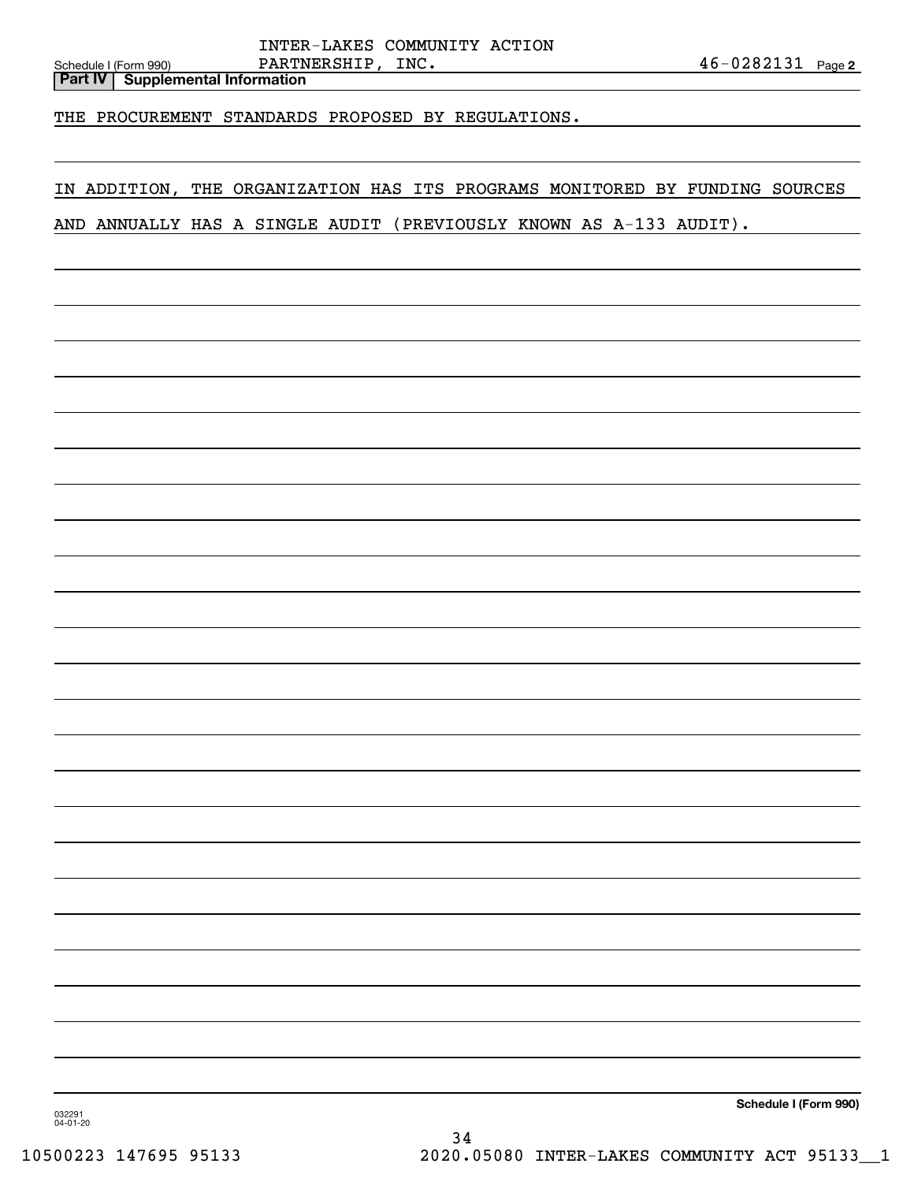Schedule I (Form 990) INTER-LAKES COMMUNITY ACTION PARTNERSHIP, INC. 46-0282131 Page 2

**Part IV | Supplemental Information**

THE PROCUREMENT STANDARDS PROPOSED BY REGULATIONS.

IN ADDITION, THE ORGANIZATION HAS ITS PROGRAMS MONITORED BY FUNDING SOURCES AND ANNUALLY HAS A SINGLE AUDIT (PREVIOUSLY KNOWN AS A-133 AUDIT).

**Schedule I (Form 990)**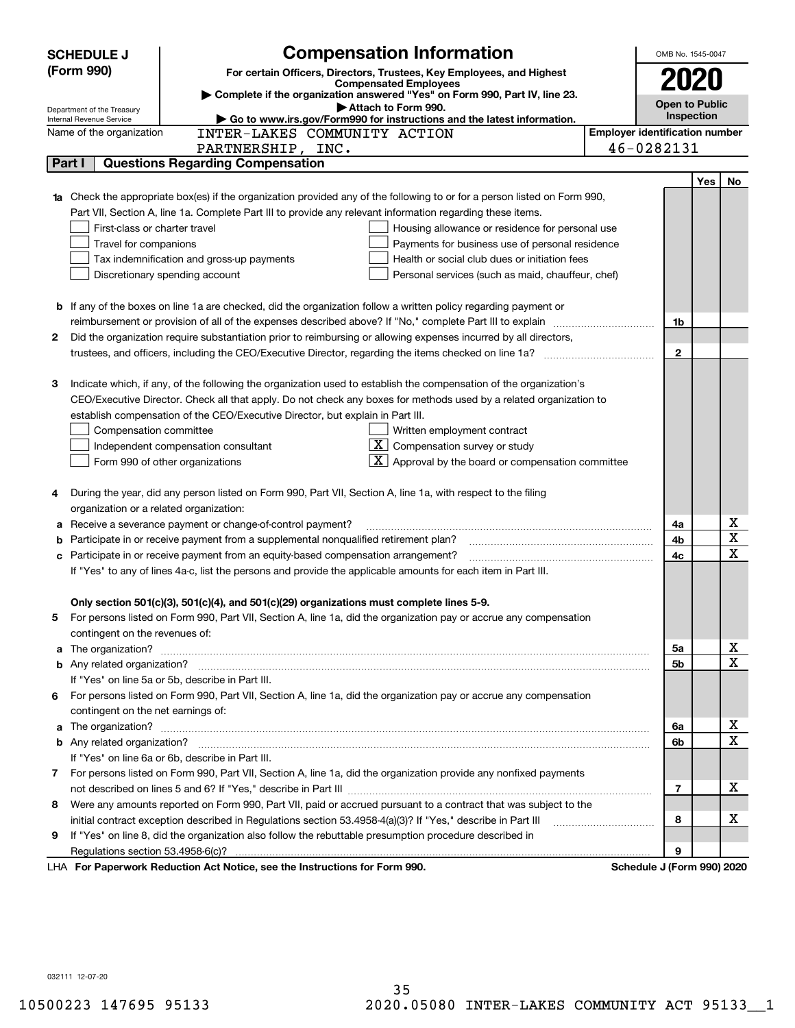# SCHEDULE J (Form 990)

## Compensation Information

**For certain Officers, Directors, Trustees, Key Employees, and Highest Compensated Employees**

▶ Complete if the organization answered "Yes" on Form 990, Part IV, line 23.

▶ Attach to Form 990.

▶ Go to www.irs.gov/Form990 for instructions and the latest information.

Department of the Treasury
Internal Revenue Service

OMB No. 1545-0047

**2020**

**Open to Public Inspection**

Name of the organization: INTER-LAKES COMMUNITY ACTION PARTNERSHIP, INC.

Employer identification number: 46-0282131

## Part I Questions Regarding Compensation

| | | | Yes | No |
|---|---|---|---|---|
| **1a** | Check the appropriate box(es) if the organization provided any of the following to or for a person listed on Form 990, Part VII, Section A, line 1a. Complete Part III to provide any relevant information regarding these items.<br>☐ First-class or charter travel ☐ Housing allowance or residence for personal use<br>☐ Travel for companions ☐ Payments for business use of personal residence<br>☐ Tax indemnification and gross-up payments ☐ Health or social club dues or initiation fees<br>☐ Discretionary spending account ☐ Personal services (such as maid, chauffeur, chef) | | | |
| **b** | If any of the boxes on line 1a are checked, did the organization follow a written policy regarding payment or reimbursement or provision of all of the expenses described above? If "No," complete Part III to explain | 1b | | |
| **2** | Did the organization require substantiation prior to reimbursing or allowing expenses incurred by all directors, trustees, and officers, including the CEO/Executive Director, regarding the items checked on line 1a? | 2 | | |
| **3** | Indicate which, if any, of the following the organization used to establish the compensation of the organization's CEO/Executive Director. Check all that apply. Do not check any boxes for methods used by a related organization to establish compensation of the CEO/Executive Director, but explain in Part III.<br>☐ Compensation committee ☐ Written employment contract<br>☐ Independent compensation consultant ☒ Compensation survey or study<br>☐ Form 990 of other organizations ☒ Approval by the board or compensation committee | | | |
| **4** | During the year, did any person listed on Form 990, Part VII, Section A, line 1a, with respect to the filing organization or a related organization: | | | |
| **a** | Receive a severance payment or change-of-control payment? | 4a | | X |
| **b** | Participate in or receive payment from a supplemental nonqualified retirement plan? | 4b | | X |
| **c** | Participate in or receive payment from an equity-based compensation arrangement? | 4c | | X |
| | If "Yes" to any of lines 4a-c, list the persons and provide the applicable amounts for each item in Part III. | | | |
| | **Only section 501(c)(3), 501(c)(4), and 501(c)(29) organizations must complete lines 5-9.** | | | |
| **5** | For persons listed on Form 990, Part VII, Section A, line 1a, did the organization pay or accrue any compensation contingent on the revenues of: | | | |
| **a** | The organization? | 5a | | X |
| **b** | Any related organization? | 5b | | X |
| | If "Yes" on line 5a or 5b, describe in Part III. | | | |
| **6** | For persons listed on Form 990, Part VII, Section A, line 1a, did the organization pay or accrue any compensation contingent on the net earnings of: | | | |
| **a** | The organization? | 6a | | X |
| **b** | Any related organization? | 6b | | X |
| | If "Yes" on line 6a or 6b, describe in Part III. | | | |
| **7** | For persons listed on Form 990, Part VII, Section A, line 1a, did the organization provide any nonfixed payments not described on lines 5 and 6? If "Yes," describe in Part III | 7 | | X |
| **8** | Were any amounts reported on Form 990, Part VII, paid or accrued pursuant to a contract that was subject to the initial contract exception described in Regulations section 53.4958-4(a)(3)? If "Yes," describe in Part III | 8 | | X |
| **9** | If "Yes" on line 8, did the organization also follow the rebuttable presumption procedure described in Regulations section 53.4958-6(c)? | 9 | | |

LHA **For Paperwork Reduction Act Notice, see the Instructions for Form 990.** **Schedule J (Form 990) 2020**

032111 12-07-20

10500223 147695 95133 2020.05080 INTER-LAKES COMMUNITY ACT 95133__1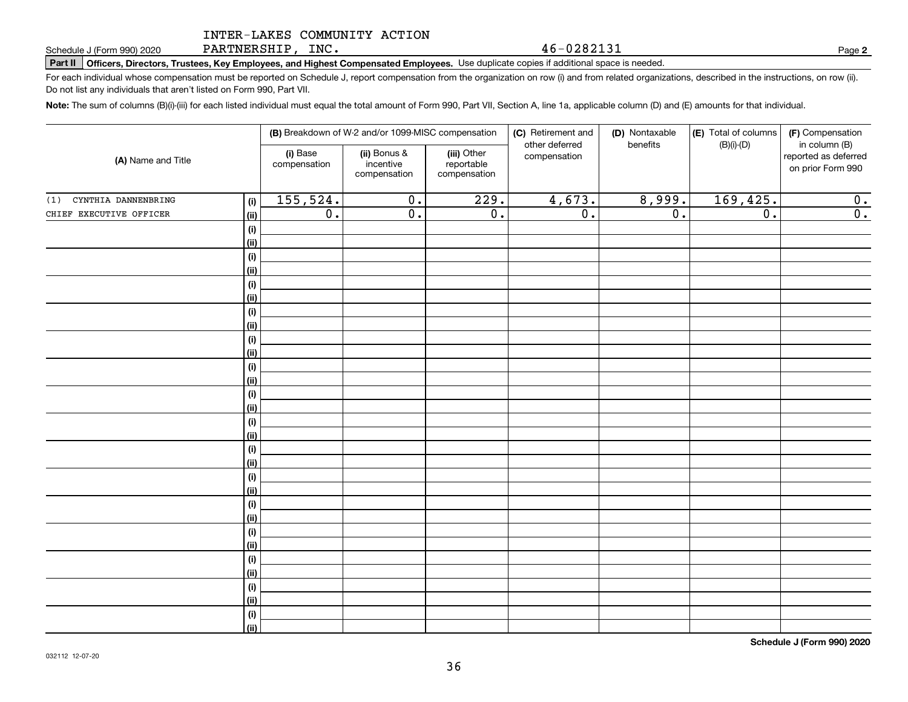INTER-LAKES COMMUNITY ACTION PARTNERSHIP, INC. 46-0282131

Schedule J (Form 990) 2020 Page **2**

**Part II** **Officers, Directors, Trustees, Key Employees, and Highest Compensated Employees.** Use duplicate copies if additional space is needed.

For each individual whose compensation must be reported on Schedule J, report compensation from the organization on row (i) and from related organizations, described in the instructions, on row (ii). Do not list any individuals that aren't listed on Form 990, Part VII.

**Note:** The sum of columns (B)(i)-(iii) for each listed individual must equal the total amount of Form 990, Part VII, Section A, line 1a, applicable column (D) and (E) amounts for that individual.

| (A) Name and Title | | (B) Breakdown of W-2 and/or 1099-MISC compensation | | | (C) Retirement and other deferred compensation | (D) Nontaxable benefits | (E) Total of columns (B)(i)-(D) | (F) Compensation in column (B) reported as deferred on prior Form 990 |
|---|---|---|---|---|---|---|---|---|
| | | (i) Base compensation | (ii) Bonus & incentive compensation | (iii) Other reportable compensation | | | | |
| (1) CYNTHIA DANNENBRING | (i) | 155,524. | 0. | 229. | 4,673. | 8,999. | 169,425. | 0. |
| CHIEF EXECUTIVE OFFICER | (ii) | 0. | 0. | 0. | 0. | 0. | 0. | 0. |
| | (i) | | | | | | | |
| | (ii) | | | | | | | |
| | (i) | | | | | | | |
| | (ii) | | | | | | | |
| | (i) | | | | | | | |
| | (ii) | | | | | | | |
| | (i) | | | | | | | |
| | (ii) | | | | | | | |
| | (i) | | | | | | | |
| | (ii) | | | | | | | |
| | (i) | | | | | | | |
| | (ii) | | | | | | | |
| | (i) | | | | | | | |
| | (ii) | | | | | | | |
| | (i) | | | | | | | |
| | (ii) | | | | | | | |
| | (i) | | | | | | | |
| | (ii) | | | | | | | |
| | (i) | | | | | | | |
| | (ii) | | | | | | | |
| | (i) | | | | | | | |
| | (ii) | | | | | | | |
| | (i) | | | | | | | |
| | (ii) | | | | | | | |
| | (i) | | | | | | | |
| | (ii) | | | | | | | |
| | (i) | | | | | | | |
| | (ii) | | | | | | | |
| | (i) | | | | | | | |
| | (ii) | | | | | | | |

**Schedule J (Form 990) 2020**

032112 12-07-20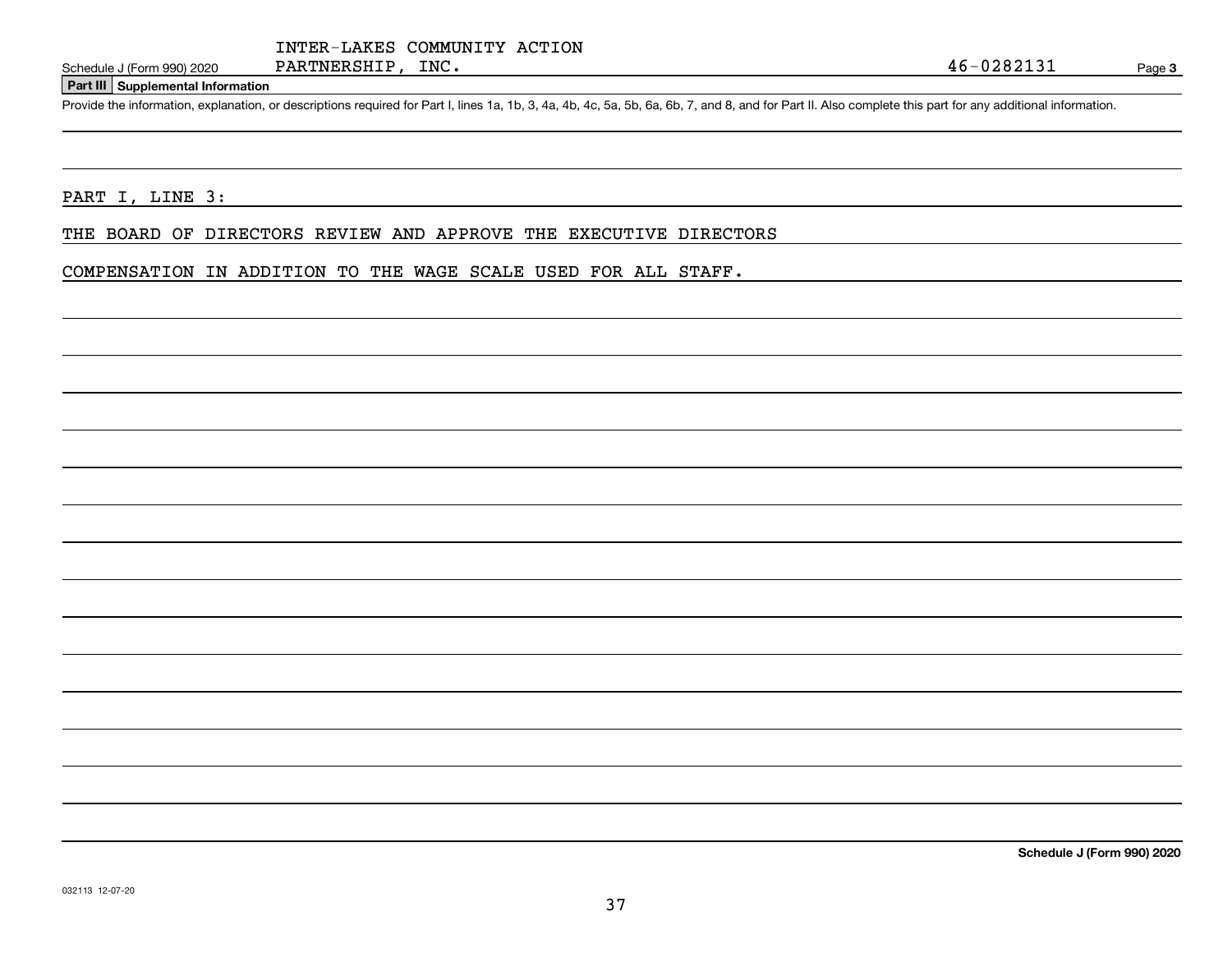INTER-LAKES COMMUNITY ACTION

Schedule J (Form 990) 2020 PARTNERSHIP, INC. 46-0282131 Page **3**

**Part III Supplemental Information**

Provide the information, explanation, or descriptions required for Part I, lines 1a, 1b, 3, 4a, 4b, 4c, 5a, 5b, 6a, 6b, 7, and 8, and for Part II. Also complete this part for any additional information.

PART I, LINE 3:

THE BOARD OF DIRECTORS REVIEW AND APPROVE THE EXECUTIVE DIRECTORS

COMPENSATION IN ADDITION TO THE WAGE SCALE USED FOR ALL STAFF.

**Schedule J (Form 990) 2020**

032113 12-07-20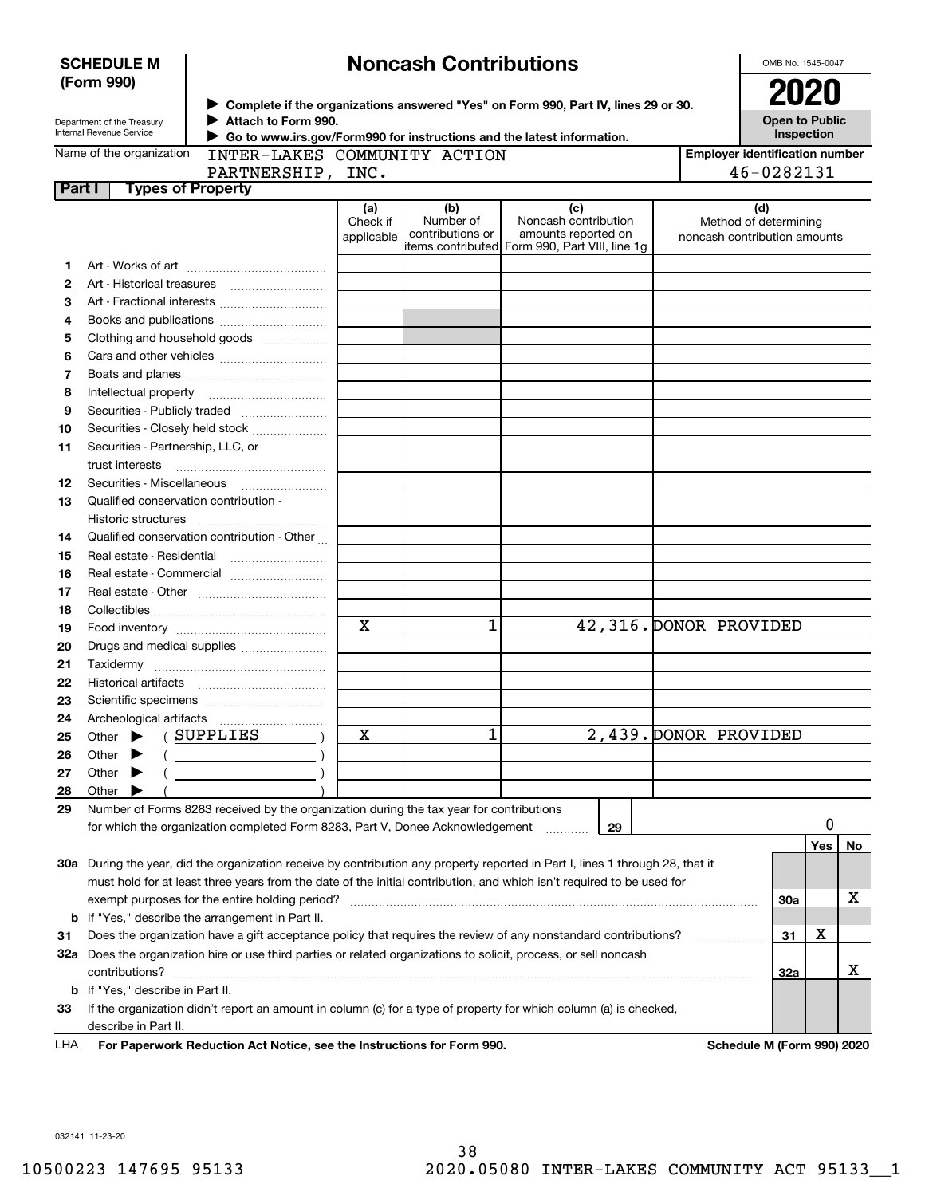**SCHEDULE M (Form 990)**

Department of the Treasury
Internal Revenue Service

# Noncash Contributions

▶ Complete if the organizations answered "Yes" on Form 990, Part IV, lines 29 or 30.
▶ Attach to Form 990.
▶ Go to www.irs.gov/Form990 for instructions and the latest information.

OMB No. 1545-0047

**2020**

**Open to Public Inspection**

Name of the organization: INTER-LAKES COMMUNITY ACTION PARTNERSHIP, INC.

Employer identification number: 46-0282131

## Part I Types of Property

| | | (a) Check if applicable | (b) Number of contributions or items contributed | (c) Noncash contribution amounts reported on Form 990, Part VIII, line 1g | (d) Method of determining noncash contribution amounts |
|---|---|---|---|---|---|
| 1 | Art - Works of art | | | | |
| 2 | Art - Historical treasures | | | | |
| 3 | Art - Fractional interests | | | | |
| 4 | Books and publications | | | | |
| 5 | Clothing and household goods | | | | |
| 6 | Cars and other vehicles | | | | |
| 7 | Boats and planes | | | | |
| 8 | Intellectual property | | | | |
| 9 | Securities - Publicly traded | | | | |
| 10 | Securities - Closely held stock | | | | |
| 11 | Securities - Partnership, LLC, or trust interests | | | | |
| 12 | Securities - Miscellaneous | | | | |
| 13 | Qualified conservation contribution - Historic structures | | | | |
| 14 | Qualified conservation contribution - Other | | | | |
| 15 | Real estate - Residential | | | | |
| 16 | Real estate - Commercial | | | | |
| 17 | Real estate - Other | | | | |
| 18 | Collectibles | | | | |
| 19 | Food inventory | X | 1 | 42,316. | DONOR PROVIDED |
| 20 | Drugs and medical supplies | | | | |
| 21 | Taxidermy | | | | |
| 22 | Historical artifacts | | | | |
| 23 | Scientific specimens | | | | |
| 24 | Archeological artifacts | | | | |
| 25 | Other ▶ ( SUPPLIES ) | X | 1 | 2,439. | DONOR PROVIDED |
| 26 | Other ▶ ( ) | | | | |
| 27 | Other ▶ ( ) | | | | |
| 28 | Other ▶ ( ) | | | | |

29 Number of Forms 8283 received by the organization during the tax year for contributions for which the organization completed Form 8283, Part V, Donee Acknowledgement ..... **29** 0

| | | | Yes | No |
|---|---|---|---|---|
| 30a | During the year, did the organization receive by contribution any property reported in Part I, lines 1 through 28, that it must hold for at least three years from the date of the initial contribution, and which isn't required to be used for exempt purposes for the entire holding period? | 30a | | X |
| b | If "Yes," describe the arrangement in Part II. | | | |
| 31 | Does the organization have a gift acceptance policy that requires the review of any nonstandard contributions? | 31 | X | |
| 32a | Does the organization hire or use third parties or related organizations to solicit, process, or sell noncash contributions? | 32a | | X |
| b | If "Yes," describe in Part II. | | | |
| 33 | If the organization didn't report an amount in column (c) for a type of property for which column (a) is checked, describe in Part II. | | | |

LHA For Paperwork Reduction Act Notice, see the Instructions for Form 990. Schedule M (Form 990) 2020

032141 11-23-20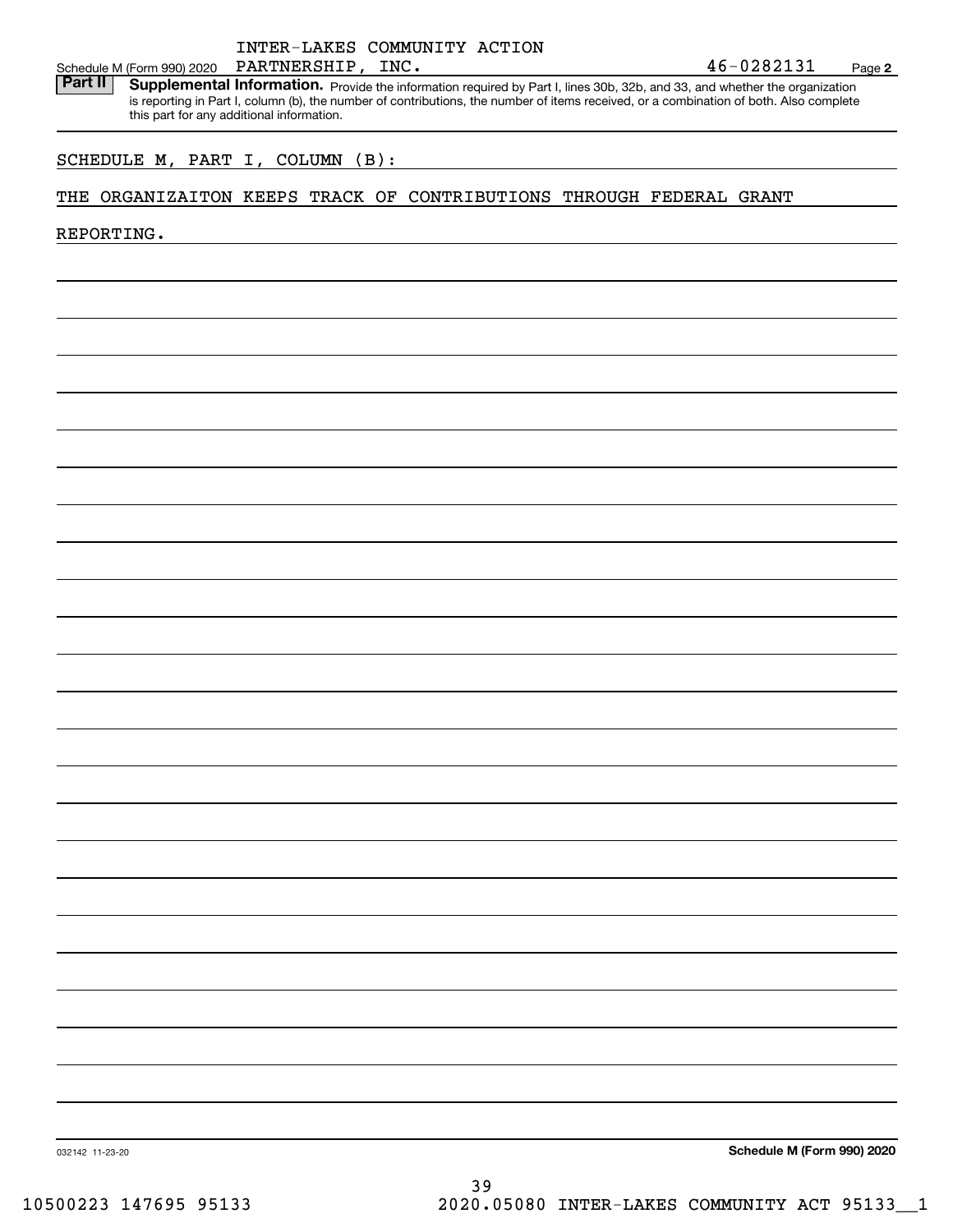Schedule M (Form 990) 2020 INTER-LAKES COMMUNITY ACTION PARTNERSHIP, INC. 46-0282131 Page **2**

**Part II** **Supplemental Information.** Provide the information required by Part I, lines 30b, 32b, and 33, and whether the organization is reporting in Part I, column (b), the number of contributions, the number of items received, or a combination of both. Also complete this part for any additional information.

SCHEDULE M, PART I, COLUMN (B):

THE ORGANIZAITON KEEPS TRACK OF CONTRIBUTIONS THROUGH FEDERAL GRANT REPORTING.

032142 11-23-20 **Schedule M (Form 990) 2020**

10500223 147695 95133 2020.05080 INTER-LAKES COMMUNITY ACT 95133__1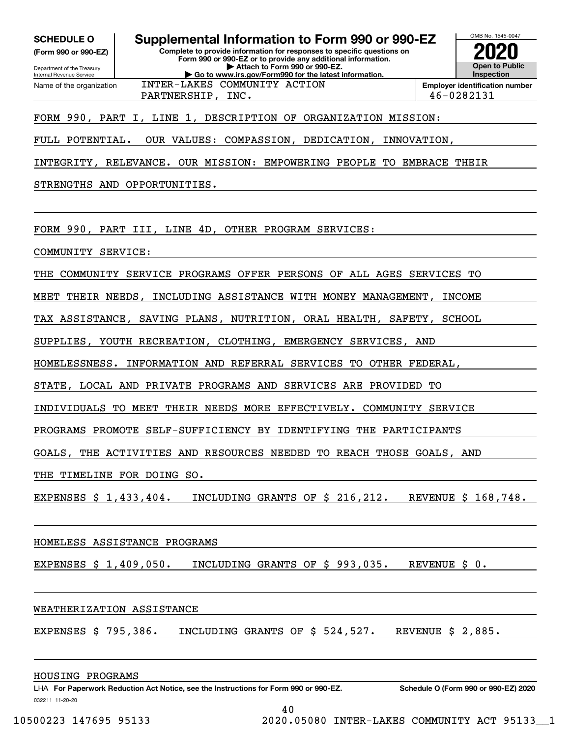**SCHEDULE O (Form 990 or 990-EZ)**

Department of the Treasury
Internal Revenue Service

# Supplemental Information to Form 990 or 990-EZ

**Complete to provide information for responses to specific questions on Form 990 or 990-EZ or to provide any additional information.**
**▶ Attach to Form 990 or 990-EZ.**
**▶ Go to www.irs.gov/Form990 for the latest information.**

OMB No. 1545-0047

**2020**

**Open to Public Inspection**

Name of the organization: INTER-LAKES COMMUNITY ACTION PARTNERSHIP, INC.

**Employer identification number**: 46-0282131

FORM 990, PART I, LINE 1, DESCRIPTION OF ORGANIZATION MISSION:

FULL POTENTIAL. OUR VALUES: COMPASSION, DEDICATION, INNOVATION, INTEGRITY, RELEVANCE. OUR MISSION: EMPOWERING PEOPLE TO EMBRACE THEIR STRENGTHS AND OPPORTUNITIES.

FORM 990, PART III, LINE 4D, OTHER PROGRAM SERVICES:

COMMUNITY SERVICE:

THE COMMUNITY SERVICE PROGRAMS OFFER PERSONS OF ALL AGES SERVICES TO MEET THEIR NEEDS, INCLUDING ASSISTANCE WITH MONEY MANAGEMENT, INCOME TAX ASSISTANCE, SAVING PLANS, NUTRITION, ORAL HEALTH, SAFETY, SCHOOL SUPPLIES, YOUTH RECREATION, CLOTHING, EMERGENCY SERVICES, AND HOMELESSNESS. INFORMATION AND REFERRAL SERVICES TO OTHER FEDERAL, STATE, LOCAL AND PRIVATE PROGRAMS AND SERVICES ARE PROVIDED TO INDIVIDUALS TO MEET THEIR NEEDS MORE EFFECTIVELY. COMMUNITY SERVICE PROGRAMS PROMOTE SELF-SUFFICIENCY BY IDENTIFYING THE PARTICIPANTS GOALS, THE ACTIVITIES AND RESOURCES NEEDED TO REACH THOSE GOALS, AND THE TIMELINE FOR DOING SO.

EXPENSES $ 1,433,404. INCLUDING GRANTS OF $ 216,212. REVENUE $ 168,748.

HOMELESS ASSISTANCE PROGRAMS

EXPENSES $ 1,409,050. INCLUDING GRANTS OF $ 993,035. REVENUE $ 0.

WEATHERIZATION ASSISTANCE

EXPENSES $ 795,386. INCLUDING GRANTS OF $ 524,527. REVENUE $ 2,885.

HOUSING PROGRAMS

LHA **For Paperwork Reduction Act Notice, see the Instructions for Form 990 or 990-EZ.** **Schedule O (Form 990 or 990-EZ) 2020**

032211 11-20-20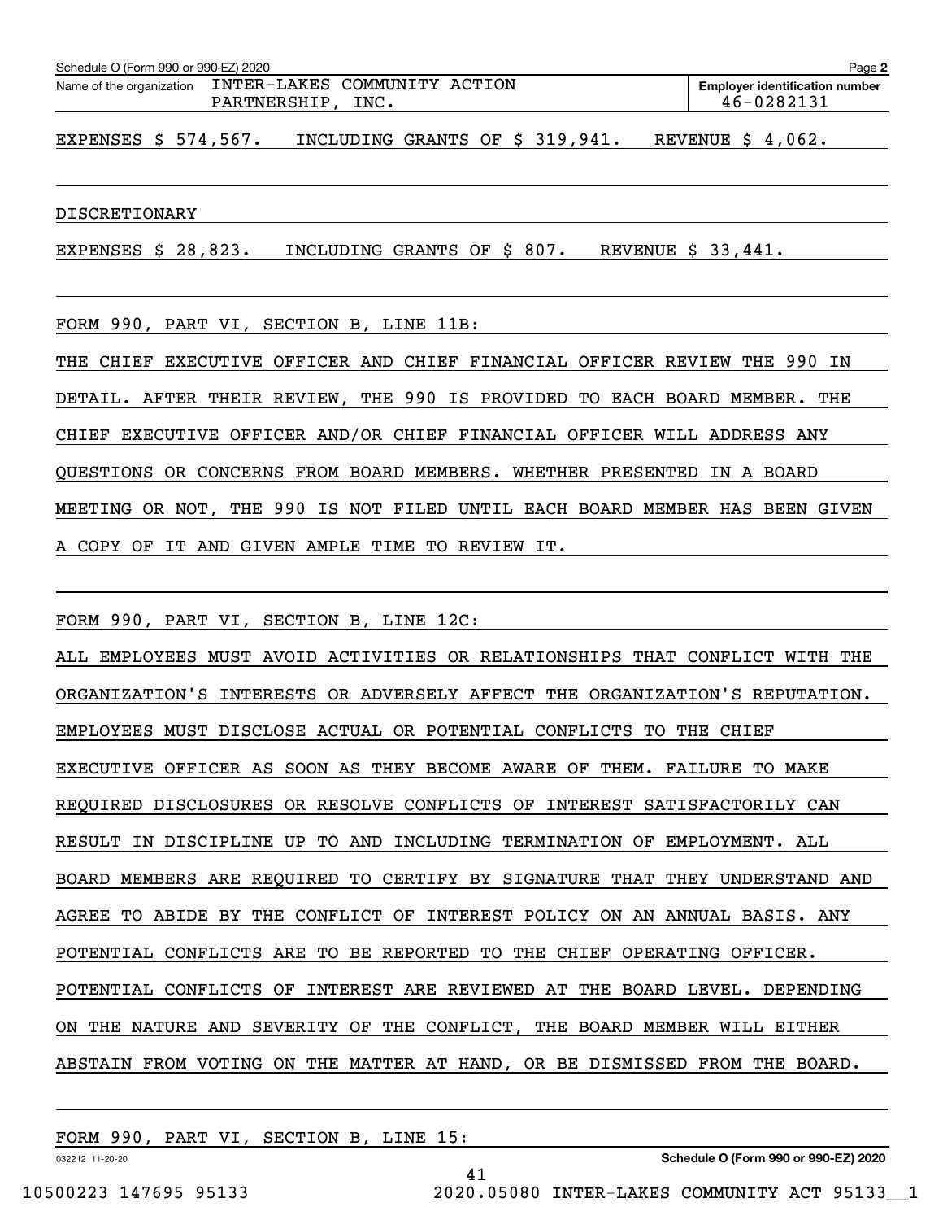Name of the organization: INTER-LAKES COMMUNITY ACTION PARTNERSHIP, INC.

Employer identification number: 46-0282131

EXPENSES $ 574,567.   INCLUDING GRANTS OF $ 319,941.   REVENUE $ 4,062.

DISCRETIONARY

EXPENSES $ 28,823.   INCLUDING GRANTS OF $ 807.   REVENUE $ 33,441.

FORM 990, PART VI, SECTION B, LINE 11B:

THE CHIEF EXECUTIVE OFFICER AND CHIEF FINANCIAL OFFICER REVIEW THE 990 IN DETAIL. AFTER THEIR REVIEW, THE 990 IS PROVIDED TO EACH BOARD MEMBER. THE CHIEF EXECUTIVE OFFICER AND/OR CHIEF FINANCIAL OFFICER WILL ADDRESS ANY QUESTIONS OR CONCERNS FROM BOARD MEMBERS. WHETHER PRESENTED IN A BOARD MEETING OR NOT, THE 990 IS NOT FILED UNTIL EACH BOARD MEMBER HAS BEEN GIVEN A COPY OF IT AND GIVEN AMPLE TIME TO REVIEW IT.

FORM 990, PART VI, SECTION B, LINE 12C:

ALL EMPLOYEES MUST AVOID ACTIVITIES OR RELATIONSHIPS THAT CONFLICT WITH THE ORGANIZATION'S INTERESTS OR ADVERSELY AFFECT THE ORGANIZATION'S REPUTATION. EMPLOYEES MUST DISCLOSE ACTUAL OR POTENTIAL CONFLICTS TO THE CHIEF EXECUTIVE OFFICER AS SOON AS THEY BECOME AWARE OF THEM. FAILURE TO MAKE REQUIRED DISCLOSURES OR RESOLVE CONFLICTS OF INTEREST SATISFACTORILY CAN RESULT IN DISCIPLINE UP TO AND INCLUDING TERMINATION OF EMPLOYMENT. ALL BOARD MEMBERS ARE REQUIRED TO CERTIFY BY SIGNATURE THAT THEY UNDERSTAND AND AGREE TO ABIDE BY THE CONFLICT OF INTEREST POLICY ON AN ANNUAL BASIS. ANY POTENTIAL CONFLICTS ARE TO BE REPORTED TO THE CHIEF OPERATING OFFICER. POTENTIAL CONFLICTS OF INTEREST ARE REVIEWED AT THE BOARD LEVEL. DEPENDING ON THE NATURE AND SEVERITY OF THE CONFLICT, THE BOARD MEMBER WILL EITHER ABSTAIN FROM VOTING ON THE MATTER AT HAND, OR BE DISMISSED FROM THE BOARD.

FORM 990, PART VI, SECTION B, LINE 15: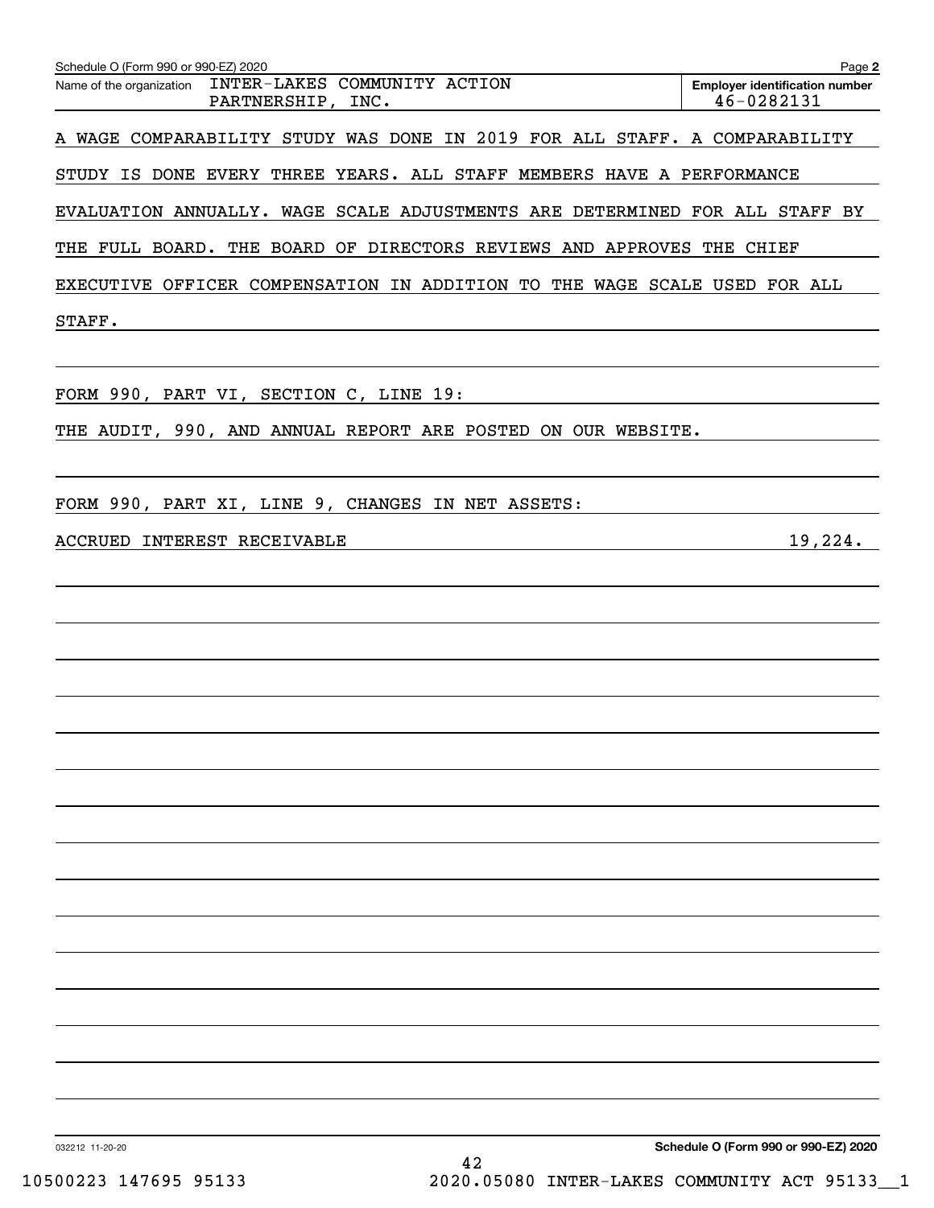Schedule O (Form 990 or 990-EZ) 2020

Name of the organization: INTER-LAKES COMMUNITY ACTION PARTNERSHIP, INC.

Employer identification number: 46-0282131

A WAGE COMPARABILITY STUDY WAS DONE IN 2019 FOR ALL STAFF. A COMPARABILITY STUDY IS DONE EVERY THREE YEARS. ALL STAFF MEMBERS HAVE A PERFORMANCE EVALUATION ANNUALLY. WAGE SCALE ADJUSTMENTS ARE DETERMINED FOR ALL STAFF BY THE FULL BOARD. THE BOARD OF DIRECTORS REVIEWS AND APPROVES THE CHIEF EXECUTIVE OFFICER COMPENSATION IN ADDITION TO THE WAGE SCALE USED FOR ALL STAFF.

FORM 990, PART VI, SECTION C, LINE 19:

THE AUDIT, 990, AND ANNUAL REPORT ARE POSTED ON OUR WEBSITE.

FORM 990, PART XI, LINE 9, CHANGES IN NET ASSETS:

| | |
|---|---|
| ACCRUED INTEREST RECEIVABLE | 19,224. |

032212 11-20-20

Schedule O (Form 990 or 990-EZ) 2020

10500223 147695 95133 2020.05080 INTER-LAKES COMMUNITY ACT 95133__1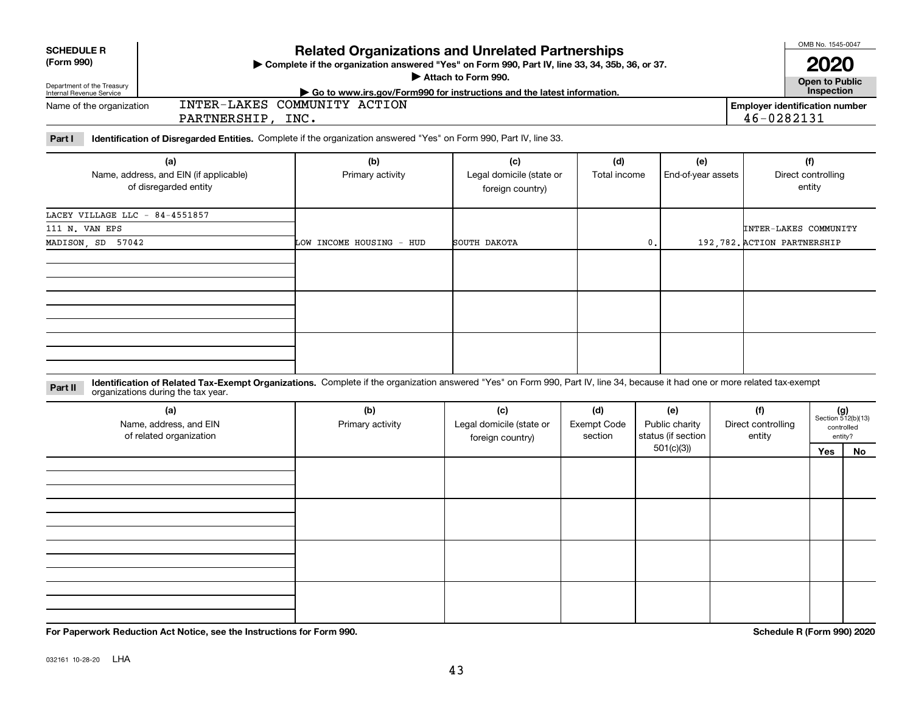**SCHEDULE R (Form 990)**

Department of the Treasury
Internal Revenue Service

# Related Organizations and Unrelated Partnerships

▶ Complete if the organization answered "Yes" on Form 990, Part IV, line 33, 34, 35b, 36, or 37.
▶ Attach to Form 990.
▶ Go to www.irs.gov/Form990 for instructions and the latest information.

OMB No. 1545-0047

**2020**

**Open to Public Inspection**

Name of the organization: INTER-LAKES COMMUNITY ACTION PARTNERSHIP, INC.

Employer identification number: 46-0282131

**Part I** **Identification of Disregarded Entities.** Complete if the organization answered "Yes" on Form 990, Part IV, line 33.

| (a) Name, address, and EIN (if applicable) of disregarded entity | (b) Primary activity | (c) Legal domicile (state or foreign country) | (d) Total income | (e) End-of-year assets | (f) Direct controlling entity |
|---|---|---|---|---|---|
| LACEY VILLAGE LLC - 84-4551857<br>111 N. VAN EPS<br>MADISON, SD 57042 | LOW INCOME HOUSING - HUD | SOUTH DAKOTA | 0. | 192,782. | INTER-LAKES COMMUNITY ACTION PARTNERSHIP |
| | | | | | |
| | | | | | |
| | | | | | |

**Part II** **Identification of Related Tax-Exempt Organizations.** Complete if the organization answered "Yes" on Form 990, Part IV, line 34, because it had one or more related tax-exempt organizations during the tax year.

| (a) Name, address, and EIN of related organization | (b) Primary activity | (c) Legal domicile (state or foreign country) | (d) Exempt Code section | (e) Public charity status (if section 501(c)(3)) | (f) Direct controlling entity | (g) Section 512(b)(13) controlled entity? Yes | No |
|---|---|---|---|---|---|---|---|
| | | | | | | | |
| | | | | | | | |
| | | | | | | | |
| | | | | | | | |

**For Paperwork Reduction Act Notice, see the Instructions for Form 990.**

**Schedule R (Form 990) 2020**

032161 10-28-20 LHA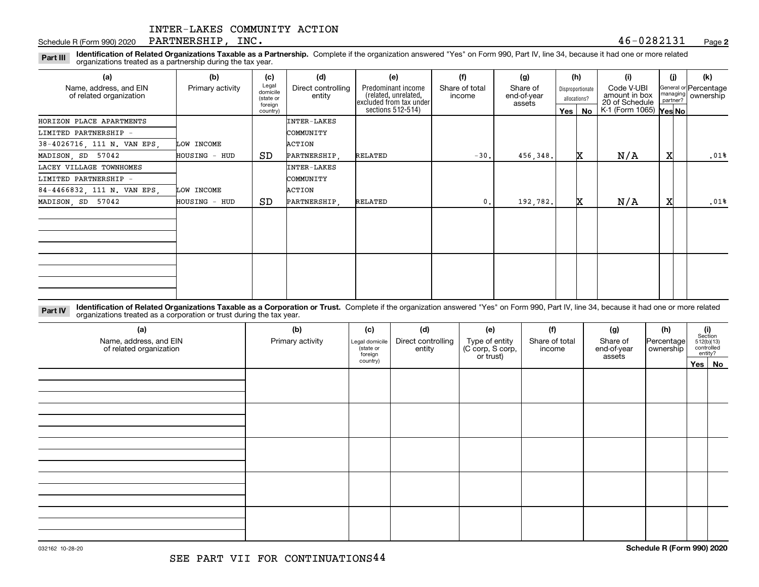INTER-LAKES COMMUNITY ACTION PARTNERSHIP, INC. 46-0282131

Schedule R (Form 990) 2020

**Part III** **Identification of Related Organizations Taxable as a Partnership.** Complete if the organization answered "Yes" on Form 990, Part IV, line 34, because it had one or more related organizations treated as a partnership during the tax year.

| (a) Name, address, and EIN of related organization | (b) Primary activity | (c) Legal domicile (state or foreign country) | (d) Direct controlling entity | (e) Predominant income (related, unrelated, excluded from tax under sections 512-514) | (f) Share of total income | (g) Share of end-of-year assets | (h) Disproportionate allocations? Yes | (h) No | (i) Code V-UBI amount in box 20 of Schedule K-1 (Form 1065) | (j) General or managing partner? Yes | (j) No | (k) Percentage ownership |
|---|---|---|---|---|---|---|---|---|---|---|---|---|
| HORIZON PLACE APARTMENTS LIMITED PARTNERSHIP - 38-4026716, 111 N. VAN EPS, MADISON, SD 57042 | LOW INCOME HOUSING - HUD | SD | INTER-LAKES COMMUNITY ACTION PARTNERSHIP, | RELATED | -30. | 456,348. | | X | N/A | X | | .01% |
| LACEY VILLAGE TOWNHOMES LIMITED PARTNERSHIP - 84-4466832, 111 N. VAN EPS, MADISON, SD 57042 | LOW INCOME HOUSING - HUD | SD | INTER-LAKES COMMUNITY ACTION PARTNERSHIP, | RELATED | 0. | 192,782. | | X | N/A | X | | .01% |
| | | | | | | | | | | | | |
| | | | | | | | | | | | | |

**Part IV** **Identification of Related Organizations Taxable as a Corporation or Trust.** Complete if the organization answered "Yes" on Form 990, Part IV, line 34, because it had one or more related organizations treated as a corporation or trust during the tax year.

| (a) Name, address, and EIN of related organization | (b) Primary activity | (c) Legal domicile (state or foreign country) | (d) Direct controlling entity | (e) Type of entity (C corp, S corp, or trust) | (f) Share of total income | (g) Share of end-of-year assets | (h) Percentage ownership | (i) Section 512(b)(13) controlled entity? Yes | (i) No |
|---|---|---|---|---|---|---|---|---|---|
| | | | | | | | | | |
| | | | | | | | | | |
| | | | | | | | | | |
| | | | | | | | | | |
| | | | | | | | | | |

SEE PART VII FOR CONTINUATIONS

032162 10-28-20

Schedule R (Form 990) 2020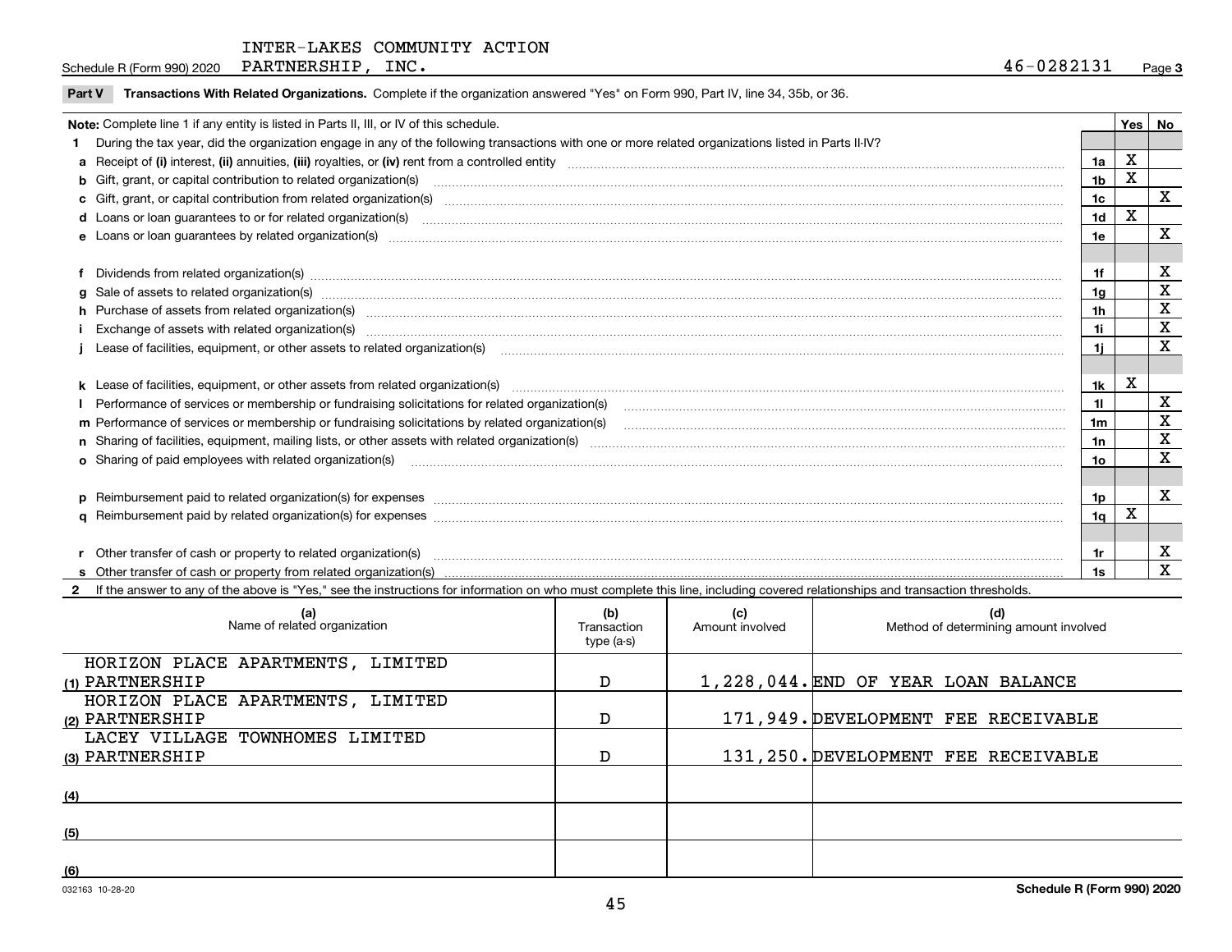INTER-LAKES COMMUNITY ACTION

Schedule R (Form 990) 2020 PARTNERSHIP, INC. 46-0282131 Page 3

**Part V Transactions With Related Organizations.** Complete if the organization answered "Yes" on Form 990, Part IV, line 34, 35b, or 36.

| Note: Complete line 1 if any entity is listed in Parts II, III, or IV of this schedule. | | Yes | No |
|---|---|---|---|
| 1 During the tax year, did the organization engage in any of the following transactions with one or more related organizations listed in Parts II-IV? | | | |
| a Receipt of (i) interest, (ii) annuities, (iii) royalties, or (iv) rent from a controlled entity | 1a | X | |
| b Gift, grant, or capital contribution to related organization(s) | 1b | X | |
| c Gift, grant, or capital contribution from related organization(s) | 1c | | X |
| d Loans or loan guarantees to or for related organization(s) | 1d | X | |
| e Loans or loan guarantees by related organization(s) | 1e | | X |
| f Dividends from related organization(s) | 1f | | X |
| g Sale of assets to related organization(s) | 1g | | X |
| h Purchase of assets from related organization(s) | 1h | | X |
| i Exchange of assets with related organization(s) | 1i | | X |
| j Lease of facilities, equipment, or other assets to related organization(s) | 1j | | X |
| k Lease of facilities, equipment, or other assets from related organization(s) | 1k | X | |
| l Performance of services or membership or fundraising solicitations for related organization(s) | 1l | | X |
| m Performance of services or membership or fundraising solicitations by related organization(s) | 1m | | X |
| n Sharing of facilities, equipment, mailing lists, or other assets with related organization(s) | 1n | | X |
| o Sharing of paid employees with related organization(s) | 1o | | X |
| p Reimbursement paid to related organization(s) for expenses | 1p | | X |
| q Reimbursement paid by related organization(s) for expenses | 1q | X | |
| r Other transfer of cash or property to related organization(s) | 1r | | X |
| s Other transfer of cash or property from related organization(s) | 1s | | X |

2 If the answer to any of the above is "Yes," see the instructions for information on who must complete this line, including covered relationships and transaction thresholds.

| | (a) Name of related organization | (b) Transaction type (a-s) | (c) Amount involved | (d) Method of determining amount involved |
|---|---|---|---|---|
| (1) | HORIZON PLACE APARTMENTS, LIMITED PARTNERSHIP | D | 1,228,044. | END OF YEAR LOAN BALANCE |
| (2) | HORIZON PLACE APARTMENTS, LIMITED PARTNERSHIP | D | 171,949. | DEVELOPMENT FEE RECEIVABLE |
| (3) | LACEY VILLAGE TOWNHOMES LIMITED PARTNERSHIP | D | 131,250. | DEVELOPMENT FEE RECEIVABLE |
| (4) | | | | |
| (5) | | | | |
| (6) | | | | |

032163 10-28-20 **Schedule R (Form 990) 2020**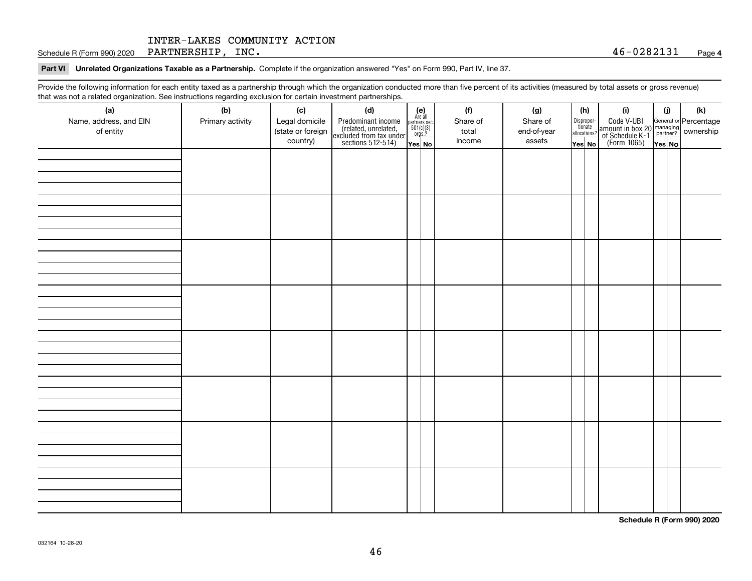Schedule R (Form 990) 2020 INTER-LAKES COMMUNITY ACTION PARTNERSHIP, INC. 46-0282131 Page **4**

**Part VI Unrelated Organizations Taxable as a Partnership.** Complete if the organization answered "Yes" on Form 990, Part IV, line 37.

Provide the following information for each entity taxed as a partnership through which the organization conducted more than five percent of its activities (measured by total assets or gross revenue) that was not a related organization. See instructions regarding exclusion for certain investment partnerships.

| (a) Name, address, and EIN of entity | (b) Primary activity | (c) Legal domicile (state or foreign country) | (d) Predominant income (related, unrelated, excluded from tax under sections 512-514) | (e) Are all partners sec. 501(c)(3) orgs.? Yes | No | (f) Share of total income | (g) Share of end-of-year assets | (h) Disproportionate allocations? Yes | No | (i) Code V-UBI amount in box 20 of Schedule K-1 (Form 1065) | (j) General or managing partner? Yes | No | (k) Percentage ownership |
|---|---|---|---|---|---|---|---|---|---|---|---|---|---|
| | | | | | | | | | | | | | |
| | | | | | | | | | | | | | |
| | | | | | | | | | | | | | |
| | | | | | | | | | | | | | |
| | | | | | | | | | | | | | |
| | | | | | | | | | | | | | |
| | | | | | | | | | | | | | |
| | | | | | | | | | | | | | |

**Schedule R (Form 990) 2020**

032164 10-28-20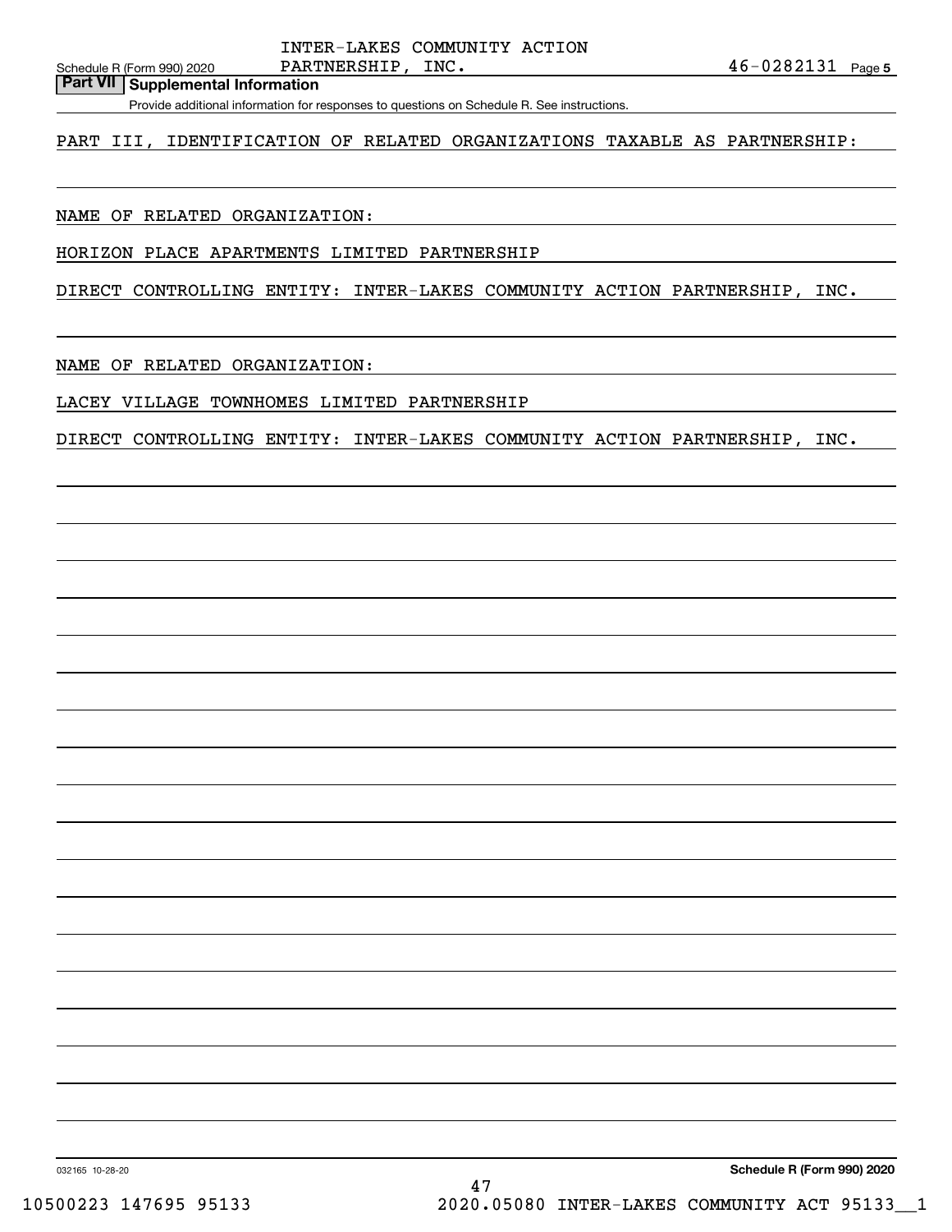Schedule R (Form 990) 2020 INTER-LAKES COMMUNITY ACTION PARTNERSHIP, INC. 46-0282131 Page 5

**Part VII Supplemental Information**

Provide additional information for responses to questions on Schedule R. See instructions.

PART III, IDENTIFICATION OF RELATED ORGANIZATIONS TAXABLE AS PARTNERSHIP:

NAME OF RELATED ORGANIZATION:

HORIZON PLACE APARTMENTS LIMITED PARTNERSHIP

DIRECT CONTROLLING ENTITY: INTER-LAKES COMMUNITY ACTION PARTNERSHIP, INC.

NAME OF RELATED ORGANIZATION:

LACEY VILLAGE TOWNHOMES LIMITED PARTNERSHIP

DIRECT CONTROLLING ENTITY: INTER-LAKES COMMUNITY ACTION PARTNERSHIP, INC.

032165 10-28-20

**Schedule R (Form 990) 2020**

10500223 147695 95133 2020.05080 INTER-LAKES COMMUNITY ACT 95133__1